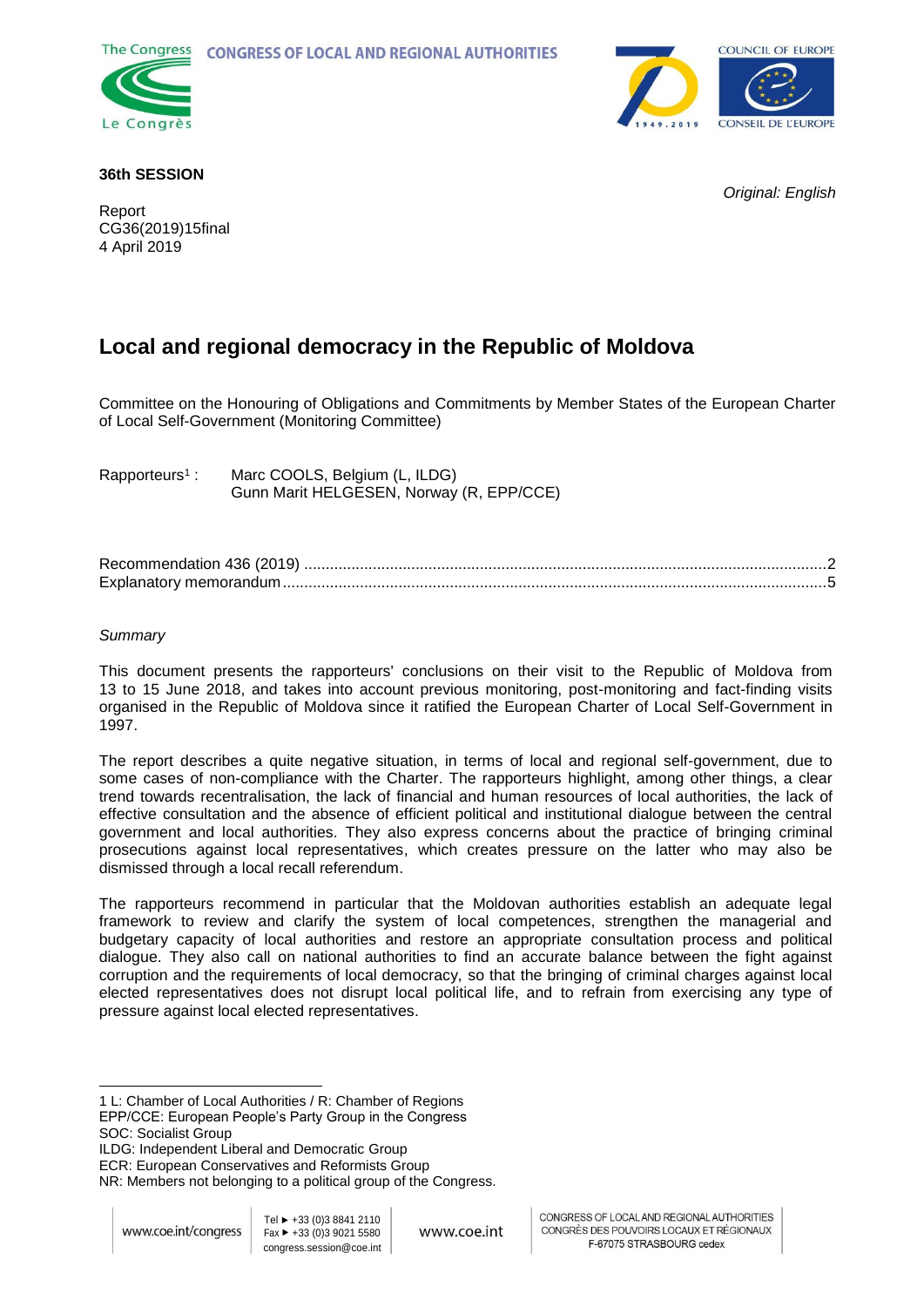**36th SESSION**

*Original: English*

Report
CG36(2019)15final
4 April 2019

# Local and regional democracy in the Republic of Moldova

Committee on the Honouring of Obligations and Commitments by Member States of the European Charter of Local Self-Government (Monitoring Committee)

Rapporteurs[1] : Marc COOLS, Belgium (L, ILDG)
Gunn Marit HELGESEN, Norway (R, EPP/CCE)

Recommendation 436 (2019) ....................................................................................................................2
Explanatory memorandum ........................................................................................................................5

*Summary*

This document presents the rapporteurs' conclusions on their visit to the Republic of Moldova from 13 to 15 June 2018, and takes into account previous monitoring, post-monitoring and fact-finding visits organised in the Republic of Moldova since it ratified the European Charter of Local Self-Government in 1997.

The report describes a quite negative situation, in terms of local and regional self-government, due to some cases of non-compliance with the Charter. The rapporteurs highlight, among other things, a clear trend towards recentralisation, the lack of financial and human resources of local authorities, the lack of effective consultation and the absence of efficient political and institutional dialogue between the central government and local authorities. They also express concerns about the practice of bringing criminal prosecutions against local representatives, which creates pressure on the latter who may also be dismissed through a local recall referendum.

The rapporteurs recommend in particular that the Moldovan authorities establish an adequate legal framework to review and clarify the system of local competences, strengthen the managerial and budgetary capacity of local authorities and restore an appropriate consultation process and political dialogue. They also call on national authorities to find an accurate balance between the fight against corruption and the requirements of local democracy, so that the bringing of criminal charges against local elected representatives does not disrupt local political life, and to refrain from exercising any type of pressure against local elected representatives.

---

1 L: Chamber of Local Authorities / R: Chamber of Regions
EPP/CCE: European People's Party Group in the Congress
SOC: Socialist Group
ILDG: Independent Liberal and Democratic Group
ECR: European Conservatives and Reformists Group
NR: Members not belonging to a political group of the Congress.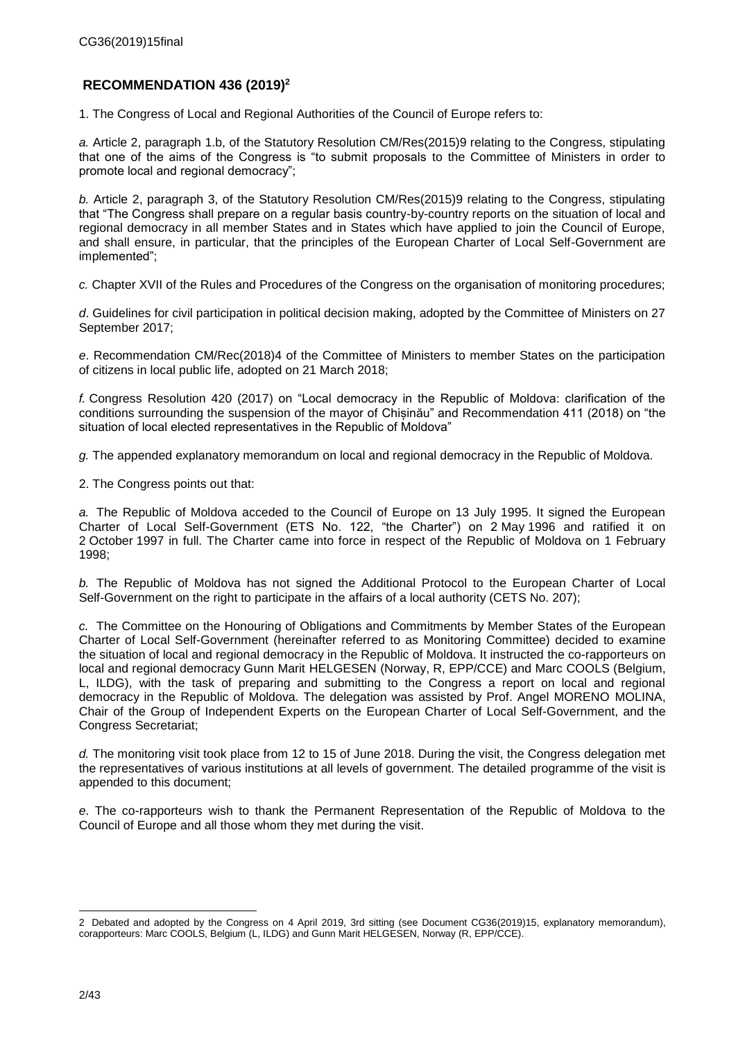## RECOMMENDATION 436 (2019)[2]

1. The Congress of Local and Regional Authorities of the Council of Europe refers to:

*a.* Article 2, paragraph 1.b, of the Statutory Resolution CM/Res(2015)9 relating to the Congress, stipulating that one of the aims of the Congress is "to submit proposals to the Committee of Ministers in order to promote local and regional democracy";

*b.* Article 2, paragraph 3, of the Statutory Resolution CM/Res(2015)9 relating to the Congress, stipulating that "The Congress shall prepare on a regular basis country-by-country reports on the situation of local and regional democracy in all member States and in States which have applied to join the Council of Europe, and shall ensure, in particular, that the principles of the European Charter of Local Self-Government are implemented";

*c.* Chapter XVII of the Rules and Procedures of the Congress on the organisation of monitoring procedures;

*d*. Guidelines for civil participation in political decision making, adopted by the Committee of Ministers on 27 September 2017;

*e*. Recommendation CM/Rec(2018)4 of the Committee of Ministers to member States on the participation of citizens in local public life, adopted on 21 March 2018;

*f.* Congress Resolution 420 (2017) on "Local democracy in the Republic of Moldova: clarification of the conditions surrounding the suspension of the mayor of Chișinău" and Recommendation 411 (2018) on "the situation of local elected representatives in the Republic of Moldova"

*g.* The appended explanatory memorandum on local and regional democracy in the Republic of Moldova.

2. The Congress points out that:

*a.* The Republic of Moldova acceded to the Council of Europe on 13 July 1995. It signed the European Charter of Local Self-Government (ETS No. 122, "the Charter") on 2 May 1996 and ratified it on 2 October 1997 in full. The Charter came into force in respect of the Republic of Moldova on 1 February 1998;

*b.* The Republic of Moldova has not signed the Additional Protocol to the European Charter of Local Self-Government on the right to participate in the affairs of a local authority (CETS No. 207);

*c.* The Committee on the Honouring of Obligations and Commitments by Member States of the European Charter of Local Self-Government (hereinafter referred to as Monitoring Committee) decided to examine the situation of local and regional democracy in the Republic of Moldova. It instructed the co-rapporteurs on local and regional democracy Gunn Marit HELGESEN (Norway, R, EPP/CCE) and Marc COOLS (Belgium, L, ILDG), with the task of preparing and submitting to the Congress a report on local and regional democracy in the Republic of Moldova. The delegation was assisted by Prof. Angel MORENO MOLINA, Chair of the Group of Independent Experts on the European Charter of Local Self-Government, and the Congress Secretariat;

*d.* The monitoring visit took place from 12 to 15 of June 2018. During the visit, the Congress delegation met the representatives of various institutions at all levels of government. The detailed programme of the visit is appended to this document;

*e*. The co-rapporteurs wish to thank the Permanent Representation of the Republic of Moldova to the Council of Europe and all those whom they met during the visit.

---

[2] Debated and adopted by the Congress on 4 April 2019, 3rd sitting (see Document CG36(2019)15, explanatory memorandum), corapporteurs: Marc COOLS, Belgium (L, ILDG) and Gunn Marit HELGESEN, Norway (R, EPP/CCE).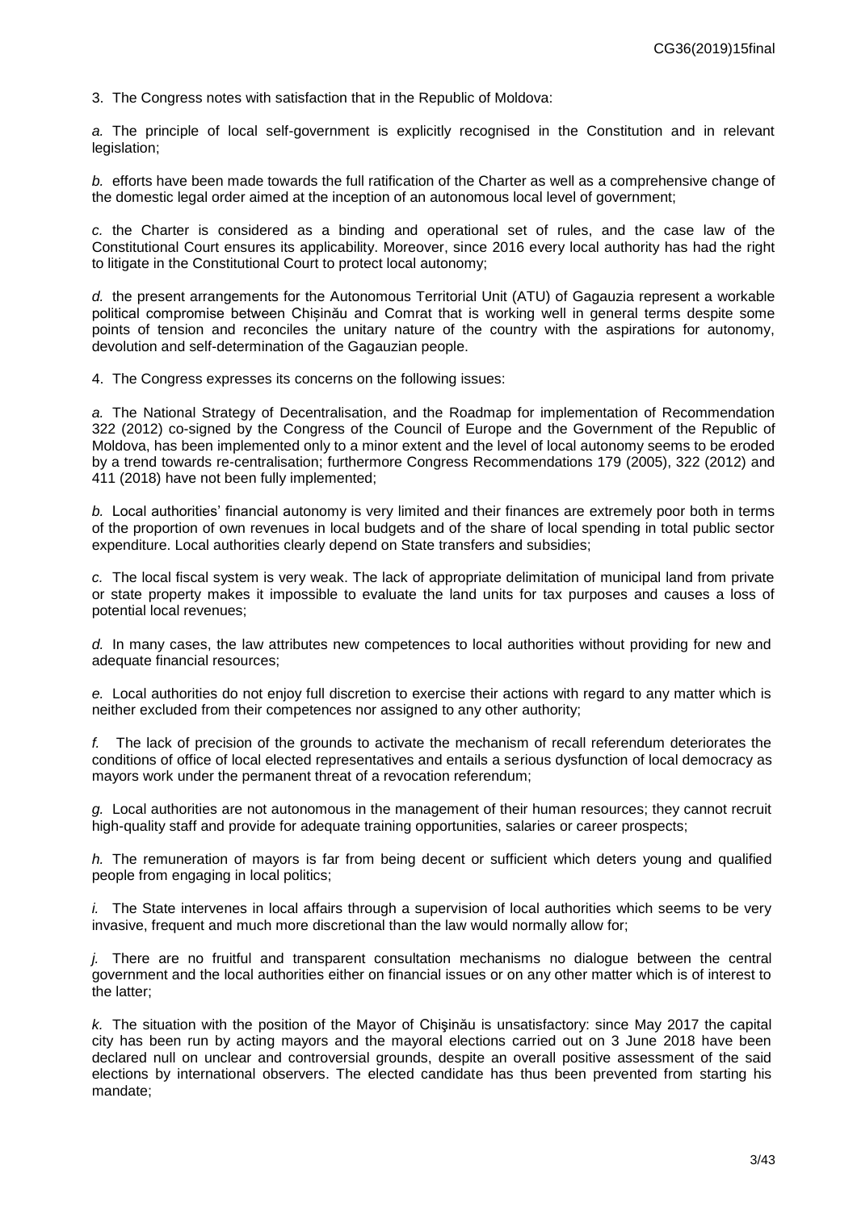3. The Congress notes with satisfaction that in the Republic of Moldova:

*a.* The principle of local self-government is explicitly recognised in the Constitution and in relevant legislation;

*b.* efforts have been made towards the full ratification of the Charter as well as a comprehensive change of the domestic legal order aimed at the inception of an autonomous local level of government;

*c.* the Charter is considered as a binding and operational set of rules, and the case law of the Constitutional Court ensures its applicability. Moreover, since 2016 every local authority has had the right to litigate in the Constitutional Court to protect local autonomy;

*d.* the present arrangements for the Autonomous Territorial Unit (ATU) of Gagauzia represent a workable political compromise between Chișinău and Comrat that is working well in general terms despite some points of tension and reconciles the unitary nature of the country with the aspirations for autonomy, devolution and self-determination of the Gagauzian people.

4. The Congress expresses its concerns on the following issues:

*a.* The National Strategy of Decentralisation, and the Roadmap for implementation of Recommendation 322 (2012) co-signed by the Congress of the Council of Europe and the Government of the Republic of Moldova, has been implemented only to a minor extent and the level of local autonomy seems to be eroded by a trend towards re-centralisation; furthermore Congress Recommendations 179 (2005), 322 (2012) and 411 (2018) have not been fully implemented;

*b.* Local authorities' financial autonomy is very limited and their finances are extremely poor both in terms of the proportion of own revenues in local budgets and of the share of local spending in total public sector expenditure. Local authorities clearly depend on State transfers and subsidies;

*c.* The local fiscal system is very weak. The lack of appropriate delimitation of municipal land from private or state property makes it impossible to evaluate the land units for tax purposes and causes a loss of potential local revenues;

*d.* In many cases, the law attributes new competences to local authorities without providing for new and adequate financial resources;

*e.* Local authorities do not enjoy full discretion to exercise their actions with regard to any matter which is neither excluded from their competences nor assigned to any other authority;

*f.* The lack of precision of the grounds to activate the mechanism of recall referendum deteriorates the conditions of office of local elected representatives and entails a serious dysfunction of local democracy as mayors work under the permanent threat of a revocation referendum;

*g.* Local authorities are not autonomous in the management of their human resources; they cannot recruit high-quality staff and provide for adequate training opportunities, salaries or career prospects;

*h.* The remuneration of mayors is far from being decent or sufficient which deters young and qualified people from engaging in local politics;

*i.* The State intervenes in local affairs through a supervision of local authorities which seems to be very invasive, frequent and much more discretional than the law would normally allow for;

*j.* There are no fruitful and transparent consultation mechanisms no dialogue between the central government and the local authorities either on financial issues or on any other matter which is of interest to the latter;

*k.* The situation with the position of the Mayor of Chişinău is unsatisfactory: since May 2017 the capital city has been run by acting mayors and the mayoral elections carried out on 3 June 2018 have been declared null on unclear and controversial grounds, despite an overall positive assessment of the said elections by international observers. The elected candidate has thus been prevented from starting his mandate;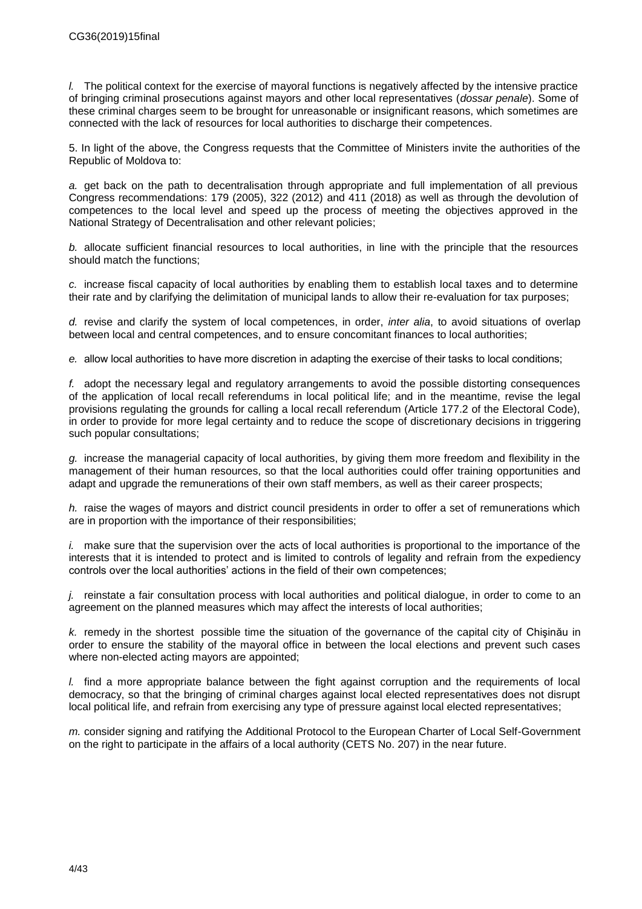*l.* The political context for the exercise of mayoral functions is negatively affected by the intensive practice of bringing criminal prosecutions against mayors and other local representatives (*dossar penale*). Some of these criminal charges seem to be brought for unreasonable or insignificant reasons, which sometimes are connected with the lack of resources for local authorities to discharge their competences.

5. In light of the above, the Congress requests that the Committee of Ministers invite the authorities of the Republic of Moldova to:

*a.* get back on the path to decentralisation through appropriate and full implementation of all previous Congress recommendations: 179 (2005), 322 (2012) and 411 (2018) as well as through the devolution of competences to the local level and speed up the process of meeting the objectives approved in the National Strategy of Decentralisation and other relevant policies;

*b.* allocate sufficient financial resources to local authorities, in line with the principle that the resources should match the functions;

*c.* increase fiscal capacity of local authorities by enabling them to establish local taxes and to determine their rate and by clarifying the delimitation of municipal lands to allow their re-evaluation for tax purposes;

*d.* revise and clarify the system of local competences, in order, *inter alia*, to avoid situations of overlap between local and central competences, and to ensure concomitant finances to local authorities;

*e.* allow local authorities to have more discretion in adapting the exercise of their tasks to local conditions;

*f.* adopt the necessary legal and regulatory arrangements to avoid the possible distorting consequences of the application of local recall referendums in local political life; and in the meantime, revise the legal provisions regulating the grounds for calling a local recall referendum (Article 177.2 of the Electoral Code), in order to provide for more legal certainty and to reduce the scope of discretionary decisions in triggering such popular consultations;

*g.* increase the managerial capacity of local authorities, by giving them more freedom and flexibility in the management of their human resources, so that the local authorities could offer training opportunities and adapt and upgrade the remunerations of their own staff members, as well as their career prospects;

*h.* raise the wages of mayors and district council presidents in order to offer a set of remunerations which are in proportion with the importance of their responsibilities;

*i.* make sure that the supervision over the acts of local authorities is proportional to the importance of the interests that it is intended to protect and is limited to controls of legality and refrain from the expediency controls over the local authorities' actions in the field of their own competences;

*j.* reinstate a fair consultation process with local authorities and political dialogue, in order to come to an agreement on the planned measures which may affect the interests of local authorities;

*k.* remedy in the shortest possible time the situation of the governance of the capital city of Chişinău in order to ensure the stability of the mayoral office in between the local elections and prevent such cases where non-elected acting mayors are appointed;

*l.* find a more appropriate balance between the fight against corruption and the requirements of local democracy, so that the bringing of criminal charges against local elected representatives does not disrupt local political life, and refrain from exercising any type of pressure against local elected representatives;

*m.* consider signing and ratifying the Additional Protocol to the European Charter of Local Self-Government on the right to participate in the affairs of a local authority (CETS No. 207) in the near future.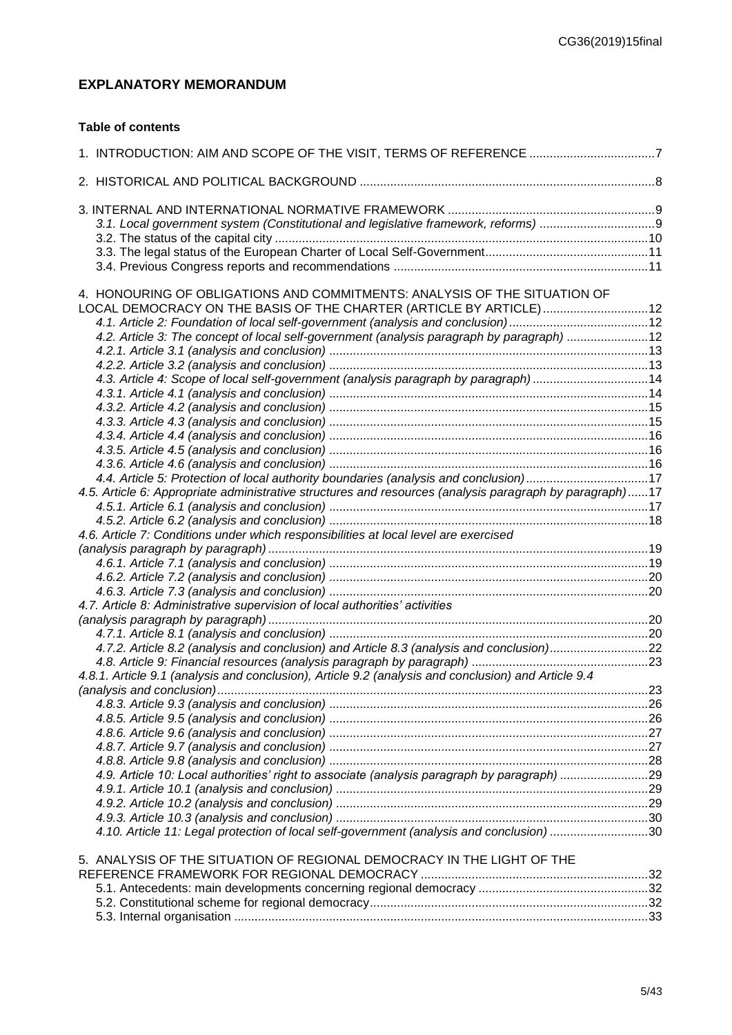## EXPLANATORY MEMORANDUM

**Table of contents**

1. INTRODUCTION: AIM AND SCOPE OF THE VISIT, TERMS OF REFERENCE ....................................7

2. HISTORICAL AND POLITICAL BACKGROUND ......................................................................................8

3. INTERNAL AND INTERNATIONAL NORMATIVE FRAMEWORK ............................................................9
   - *3.1. Local government system (Constitutional and legislative framework, reforms)* ..................................9
   - 3.2. The status of the capital city ..............................................................................................................10
   - 3.3. The legal status of the European Charter of Local Self-Government................................................11
   - 3.4. Previous Congress reports and recommendations ...........................................................................11

4. HONOURING OF OBLIGATIONS AND COMMITMENTS: ANALYSIS OF THE SITUATION OF LOCAL DEMOCRACY ON THE BASIS OF THE CHARTER (ARTICLE BY ARTICLE)..............................12
   - *4.1. Article 2: Foundation of local self-government (analysis and conclusion)*.........................................12
   - *4.2. Article 3: The concept of local self-government (analysis paragraph by paragraph)* ........................12
     - *4.2.1. Article 3.1 (analysis and conclusion)* .............................................................................................13
     - *4.2.2. Article 3.2 (analysis and conclusion)* .............................................................................................13
   - *4.3. Article 4: Scope of local self-government (analysis paragraph by paragraph)* ..................................14
     - *4.3.1. Article 4.1 (analysis and conclusion)* .............................................................................................14
     - *4.3.2. Article 4.2 (analysis and conclusion)* .............................................................................................15
     - *4.3.3. Article 4.3 (analysis and conclusion)* .............................................................................................15
     - *4.3.4. Article 4.4 (analysis and conclusion)* .............................................................................................16
     - *4.3.5. Article 4.5 (analysis and conclusion)* .............................................................................................16
     - *4.3.6. Article 4.6 (analysis and conclusion)* .............................................................................................16
   - *4.4. Article 5: Protection of local authority boundaries (analysis and conclusion)*....................................17
   - *4.5. Article 6: Appropriate administrative structures and resources (analysis paragraph by paragraph)*......17
     - *4.5.1. Article 6.1 (analysis and conclusion)* .............................................................................................17
     - *4.5.2. Article 6.2 (analysis and conclusion)* .............................................................................................18
   - *4.6. Article 7: Conditions under which responsibilities at local level are exercised (analysis paragraph by paragraph)*..............................................................................................................19
     - *4.6.1. Article 7.1 (analysis and conclusion)* .............................................................................................19
     - *4.6.2. Article 7.2 (analysis and conclusion)* .............................................................................................20
     - *4.6.3. Article 7.3 (analysis and conclusion)* .............................................................................................20
   - *4.7. Article 8: Administrative supervision of local authorities' activities (analysis paragraph by paragraph)*..............................................................................................................20
     - *4.7.1. Article 8.1 (analysis and conclusion)* .............................................................................................20
     - *4.7.2. Article 8.2 (analysis and conclusion) and Article 8.3 (analysis and conclusion)*.............................22
   - *4.8. Article 9: Financial resources (analysis paragraph by paragraph)* ....................................................23
   - *4.8.1. Article 9.1 (analysis and conclusion), Article 9.2 (analysis and conclusion) and Article 9.4 (analysis and conclusion)*.............................................................................................................23
     - *4.8.3. Article 9.3 (analysis and conclusion)* .............................................................................................26
     - *4.8.5. Article 9.5 (analysis and conclusion)* .............................................................................................26
     - *4.8.6. Article 9.6 (analysis and conclusion)* .............................................................................................27
     - *4.8.7. Article 9.7 (analysis and conclusion)* .............................................................................................27
     - *4.8.8. Article 9.8 (analysis and conclusion)* .............................................................................................28
   - *4.9. Article 10: Local authorities' right to associate (analysis paragraph by paragraph)* ..........................29
     - *4.9.1. Article 10.1 (analysis and conclusion)* ...........................................................................................29
     - *4.9.2. Article 10.2 (analysis and conclusion)* ...........................................................................................29
     - *4.9.3. Article 10.3 (analysis and conclusion)* ...........................................................................................30
   - *4.10. Article 11: Legal protection of local self-government (analysis and conclusion)* .............................30

5. ANALYSIS OF THE SITUATION OF REGIONAL DEMOCRACY IN THE LIGHT OF THE REFERENCE FRAMEWORK FOR REGIONAL DEMOCRACY ..................................................................32
   - 5.1. Antecedents: main developments concerning regional democracy .................................................32
   - 5.2. Constitutional scheme for regional democracy..................................................................................32
   - 5.3. Internal organisation .........................................................................................................................33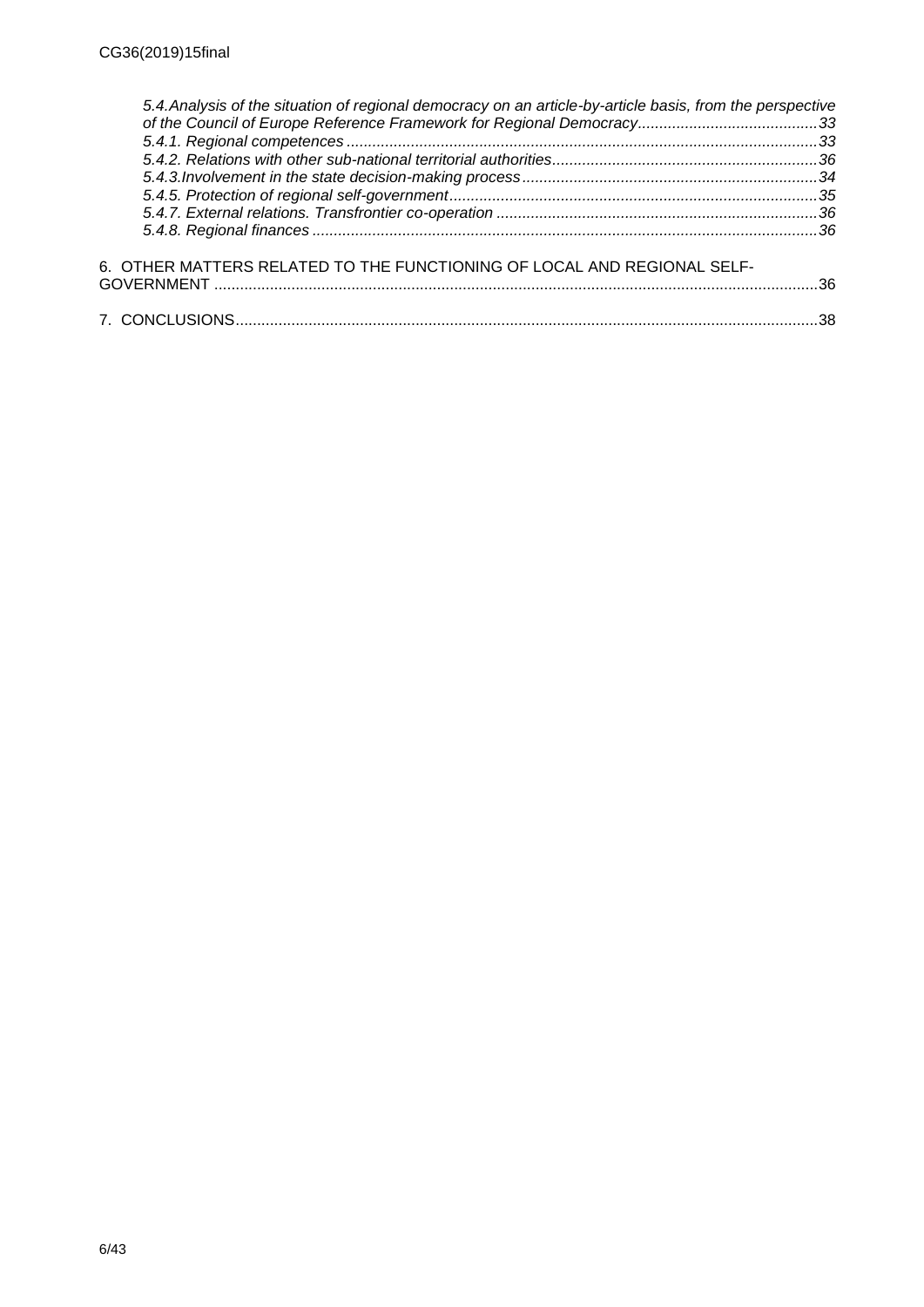*5.4.Analysis of the situation of regional democracy on an article-by-article basis, from the perspective of the Council of Europe Reference Framework for Regional Democracy..........................................33*
*5.4.1. Regional competences .............................................................................................................33*
*5.4.2. Relations with other sub-national territorial authorities.............................................................36*
*5.4.3.Involvement in the state decision-making process....................................................................34*
*5.4.5. Protection of regional self-government.....................................................................................35*
*5.4.7. External relations. Transfrontier co-operation ...........................................................................36*
*5.4.8. Regional finances .....................................................................................................................36*

6. OTHER MATTERS RELATED TO THE FUNCTIONING OF LOCAL AND REGIONAL SELF-GOVERNMENT .............................................................................................................................................36

7. CONCLUSIONS.......................................................................................................................................38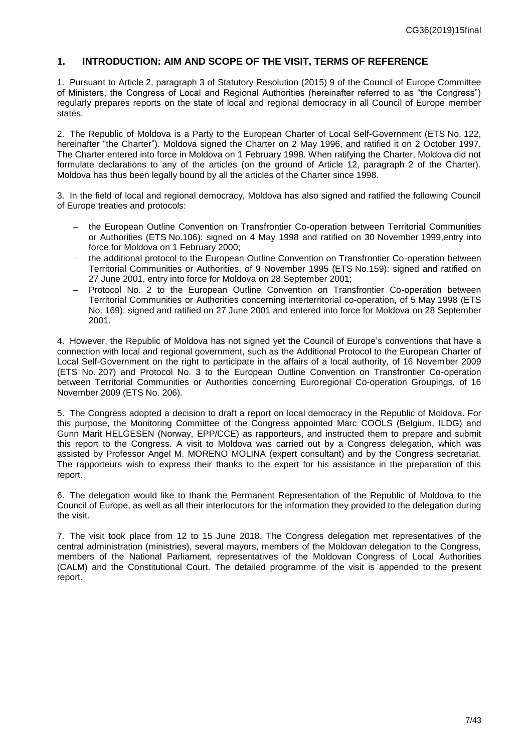## 1. INTRODUCTION: AIM AND SCOPE OF THE VISIT, TERMS OF REFERENCE

1. Pursuant to Article 2, paragraph 3 of Statutory Resolution (2015) 9 of the Council of Europe Committee of Ministers, the Congress of Local and Regional Authorities (hereinafter referred to as "the Congress") regularly prepares reports on the state of local and regional democracy in all Council of Europe member states.

2. The Republic of Moldova is a Party to the European Charter of Local Self-Government (ETS No. 122, hereinafter "the Charter"). Moldova signed the Charter on 2 May 1996, and ratified it on 2 October 1997. The Charter entered into force in Moldova on 1 February 1998. When ratifying the Charter, Moldova did not formulate declarations to any of the articles (on the ground of Article 12, paragraph 2 of the Charter). Moldova has thus been legally bound by all the articles of the Charter since 1998.

3. In the field of local and regional democracy, Moldova has also signed and ratified the following Council of Europe treaties and protocols:

- the European Outline Convention on Transfrontier Co-operation between Territorial Communities or Authorities (ETS No.106): signed on 4 May 1998 and ratified on 30 November 1999,entry into force for Moldova on 1 February 2000;
- the additional protocol to the European Outline Convention on Transfrontier Co-operation between Territorial Communities or Authorities, of 9 November 1995 (ETS No.159): signed and ratified on 27 June 2001, entry into force for Moldova on 28 September 2001;
- Protocol No. 2 to the European Outline Convention on Transfrontier Co-operation between Territorial Communities or Authorities concerning interterritorial co-operation, of 5 May 1998 (ETS No. 169): signed and ratified on 27 June 2001 and entered into force for Moldova on 28 September 2001.

4. However, the Republic of Moldova has not signed yet the Council of Europe's conventions that have a connection with local and regional government, such as the Additional Protocol to the European Charter of Local Self-Government on the right to participate in the affairs of a local authority, of 16 November 2009 (ETS No. 207) and Protocol No. 3 to the European Outline Convention on Transfrontier Co-operation between Territorial Communities or Authorities concerning Euroregional Co-operation Groupings, of 16 November 2009 (ETS No. 206).

5. The Congress adopted a decision to draft a report on local democracy in the Republic of Moldova. For this purpose, the Monitoring Committee of the Congress appointed Marc COOLS (Belgium, ILDG) and Gunn Marit HELGESEN (Norway, EPP/CCE) as rapporteurs, and instructed them to prepare and submit this report to the Congress. A visit to Moldova was carried out by a Congress delegation, which was assisted by Professor Angel M. MORENO MOLINA (expert consultant) and by the Congress secretariat. The rapporteurs wish to express their thanks to the expert for his assistance in the preparation of this report.

6. The delegation would like to thank the Permanent Representation of the Republic of Moldova to the Council of Europe, as well as all their interlocutors for the information they provided to the delegation during the visit.

7. The visit took place from 12 to 15 June 2018. The Congress delegation met representatives of the central administration (ministries), several mayors, members of the Moldovan delegation to the Congress, members of the National Parliament, representatives of the Moldovan Congress of Local Authorities (CALM) and the Constitutional Court. The detailed programme of the visit is appended to the present report.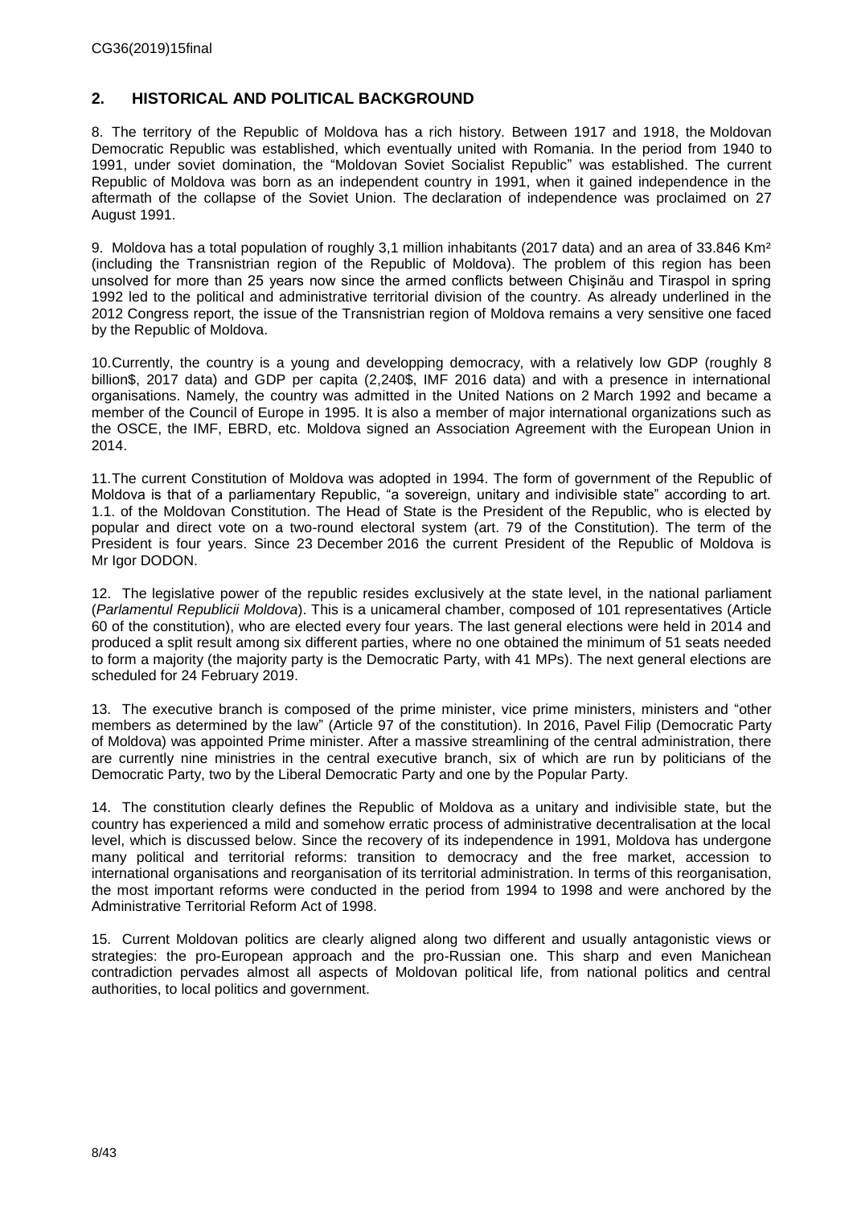## 2. HISTORICAL AND POLITICAL BACKGROUND

8. The territory of the Republic of Moldova has a rich history. Between 1917 and 1918, the Moldovan Democratic Republic was established, which eventually united with Romania. In the period from 1940 to 1991, under soviet domination, the "Moldovan Soviet Socialist Republic" was established. The current Republic of Moldova was born as an independent country in 1991, when it gained independence in the aftermath of the collapse of the Soviet Union. The declaration of independence was proclaimed on 27 August 1991.

9. Moldova has a total population of roughly 3,1 million inhabitants (2017 data) and an area of 33.846 Km² (including the Transnistrian region of the Republic of Moldova). The problem of this region has been unsolved for more than 25 years now since the armed conflicts between Chişinău and Tiraspol in spring 1992 led to the political and administrative territorial division of the country. As already underlined in the 2012 Congress report, the issue of the Transnistrian region of Moldova remains a very sensitive one faced by the Republic of Moldova.

10. Currently, the country is a young and developping democracy, with a relatively low GDP (roughly 8 billion$, 2017 data) and GDP per capita (2,240$, IMF 2016 data) and with a presence in international organisations. Namely, the country was admitted in the United Nations on 2 March 1992 and became a member of the Council of Europe in 1995. It is also a member of major international organizations such as the OSCE, the IMF, EBRD, etc. Moldova signed an Association Agreement with the European Union in 2014.

11. The current Constitution of Moldova was adopted in 1994. The form of government of the Republic of Moldova is that of a parliamentary Republic, "a sovereign, unitary and indivisible state" according to art. 1.1. of the Moldovan Constitution. The Head of State is the President of the Republic, who is elected by popular and direct vote on a two-round electoral system (art. 79 of the Constitution). The term of the President is four years. Since 23 December 2016 the current President of the Republic of Moldova is Mr Igor DODON.

12. The legislative power of the republic resides exclusively at the state level, in the national parliament (*Parlamentul Republicii Moldova*). This is a unicameral chamber, composed of 101 representatives (Article 60 of the constitution), who are elected every four years. The last general elections were held in 2014 and produced a split result among six different parties, where no one obtained the minimum of 51 seats needed to form a majority (the majority party is the Democratic Party, with 41 MPs). The next general elections are scheduled for 24 February 2019.

13. The executive branch is composed of the prime minister, vice prime ministers, ministers and "other members as determined by the law" (Article 97 of the constitution). In 2016, Pavel Filip (Democratic Party of Moldova) was appointed Prime minister. After a massive streamlining of the central administration, there are currently nine ministries in the central executive branch, six of which are run by politicians of the Democratic Party, two by the Liberal Democratic Party and one by the Popular Party.

14. The constitution clearly defines the Republic of Moldova as a unitary and indivisible state, but the country has experienced a mild and somehow erratic process of administrative decentralisation at the local level, which is discussed below. Since the recovery of its independence in 1991, Moldova has undergone many political and territorial reforms: transition to democracy and the free market, accession to international organisations and reorganisation of its territorial administration. In terms of this reorganisation, the most important reforms were conducted in the period from 1994 to 1998 and were anchored by the Administrative Territorial Reform Act of 1998.

15. Current Moldovan politics are clearly aligned along two different and usually antagonistic views or strategies: the pro-European approach and the pro-Russian one. This sharp and even Manichean contradiction pervades almost all aspects of Moldovan political life, from national politics and central authorities, to local politics and government.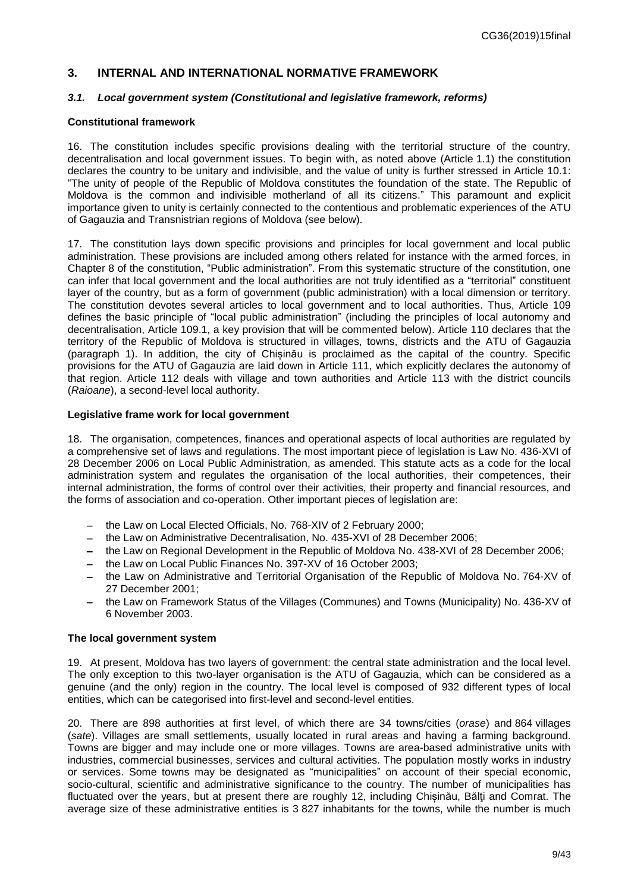## 3. INTERNAL AND INTERNATIONAL NORMATIVE FRAMEWORK

### *3.1. Local government system (Constitutional and legislative framework, reforms)*

#### Constitutional framework

16. The constitution includes specific provisions dealing with the territorial structure of the country, decentralisation and local government issues. To begin with, as noted above (Article 1.1) the constitution declares the country to be unitary and indivisible, and the value of unity is further stressed in Article 10.1: "The unity of people of the Republic of Moldova constitutes the foundation of the state. The Republic of Moldova is the common and indivisible motherland of all its citizens." This paramount and explicit importance given to unity is certainly connected to the contentious and problematic experiences of the ATU of Gagauzia and Transnistrian regions of Moldova (see below).

17. The constitution lays down specific provisions and principles for local government and local public administration. These provisions are included among others related for instance with the armed forces, in Chapter 8 of the constitution, "Public administration". From this systematic structure of the constitution, one can infer that local government and the local authorities are not truly identified as a "territorial" constituent layer of the country, but as a form of government (public administration) with a local dimension or territory. The constitution devotes several articles to local government and to local authorities. Thus, Article 109 defines the basic principle of "local public administration" (including the principles of local autonomy and decentralisation, Article 109.1, a key provision that will be commented below). Article 110 declares that the territory of the Republic of Moldova is structured in villages, towns, districts and the ATU of Gagauzia (paragraph 1). In addition, the city of Chișinău is proclaimed as the capital of the country. Specific provisions for the ATU of Gagauzia are laid down in Article 111, which explicitly declares the autonomy of that region. Article 112 deals with village and town authorities and Article 113 with the district councils (*Raioane*), a second-level local authority.

#### Legislative frame work for local government

18. The organisation, competences, finances and operational aspects of local authorities are regulated by a comprehensive set of laws and regulations. The most important piece of legislation is Law No. 436-XVI of 28 December 2006 on Local Public Administration, as amended. This statute acts as a code for the local administration system and regulates the organisation of the local authorities, their competences, their internal administration, the forms of control over their activities, their property and financial resources, and the forms of association and co-operation. Other important pieces of legislation are:

- the Law on Local Elected Officials, No. 768-XIV of 2 February 2000;
- the Law on Administrative Decentralisation, No. 435-XVI of 28 December 2006;
- the Law on Regional Development in the Republic of Moldova No. 438-XVI of 28 December 2006;
- the Law on Local Public Finances No. 397-XV of 16 October 2003;
- the Law on Administrative and Territorial Organisation of the Republic of Moldova No. 764-XV of 27 December 2001;
- the Law on Framework Status of the Villages (Communes) and Towns (Municipality) No. 436-XV of 6 November 2003.

#### The local government system

19. At present, Moldova has two layers of government: the central state administration and the local level. The only exception to this two-layer organisation is the ATU of Gagauzia, which can be considered as a genuine (and the only) region in the country. The local level is composed of 932 different types of local entities, which can be categorised into first-level and second-level entities.

20. There are 898 authorities at first level, of which there are 34 towns/cities (*orase*) and 864 villages (*sate*). Villages are small settlements, usually located in rural areas and having a farming background. Towns are bigger and may include one or more villages. Towns are area-based administrative units with industries, commercial businesses, services and cultural activities. The population mostly works in industry or services. Some towns may be designated as "municipalities" on account of their special economic, socio-cultural, scientific and administrative significance to the country. The number of municipalities has fluctuated over the years, but at present there are roughly 12, including Chișinău, Bălţi and Comrat. The average size of these administrative entities is 3 827 inhabitants for the towns, while the number is much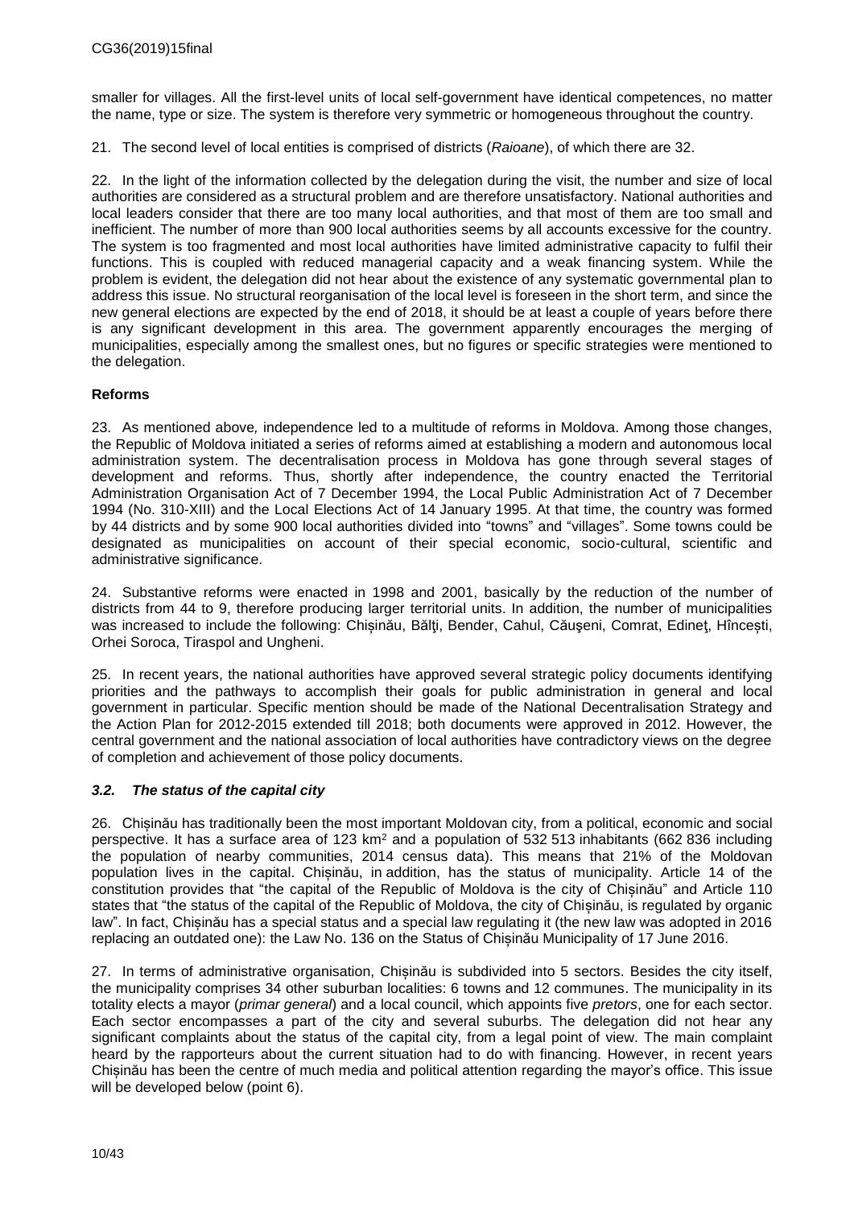smaller for villages. All the first-level units of local self-government have identical competences, no matter the name, type or size. The system is therefore very symmetric or homogeneous throughout the country.

21. The second level of local entities is comprised of districts (*Raioane*), of which there are 32.

22. In the light of the information collected by the delegation during the visit, the number and size of local authorities are considered as a structural problem and are therefore unsatisfactory. National authorities and local leaders consider that there are too many local authorities, and that most of them are too small and inefficient. The number of more than 900 local authorities seems by all accounts excessive for the country. The system is too fragmented and most local authorities have limited administrative capacity to fulfil their functions. This is coupled with reduced managerial capacity and a weak financing system. While the problem is evident, the delegation did not hear about the existence of any systematic governmental plan to address this issue. No structural reorganisation of the local level is foreseen in the short term, and since the new general elections are expected by the end of 2018, it should be at least a couple of years before there is any significant development in this area. The government apparently encourages the merging of municipalities, especially among the smallest ones, but no figures or specific strategies were mentioned to the delegation.

**Reforms**

23. As mentioned above*,* independence led to a multitude of reforms in Moldova. Among those changes, the Republic of Moldova initiated a series of reforms aimed at establishing a modern and autonomous local administration system. The decentralisation process in Moldova has gone through several stages of development and reforms. Thus, shortly after independence, the country enacted the Territorial Administration Organisation Act of 7 December 1994, the Local Public Administration Act of 7 December 1994 (No. 310-XIII) and the Local Elections Act of 14 January 1995. At that time, the country was formed by 44 districts and by some 900 local authorities divided into "towns" and "villages". Some towns could be designated as municipalities on account of their special economic, socio-cultural, scientific and administrative significance.

24. Substantive reforms were enacted in 1998 and 2001, basically by the reduction of the number of districts from 44 to 9, therefore producing larger territorial units. In addition, the number of municipalities was increased to include the following: Chișinău, Bălţi, Bender, Cahul, Căuşeni, Comrat, Edineţ, Hîncești, Orhei Soroca, Tiraspol and Ungheni.

25. In recent years, the national authorities have approved several strategic policy documents identifying priorities and the pathways to accomplish their goals for public administration in general and local government in particular. Specific mention should be made of the National Decentralisation Strategy and the Action Plan for 2012-2015 extended till 2018; both documents were approved in 2012. However, the central government and the national association of local authorities have contradictory views on the degree of completion and achievement of those policy documents.

### *3.2. The status of the capital city*

26. Chișinău has traditionally been the most important Moldovan city, from a political, economic and social perspective. It has a surface area of 123 km$^2$ and a population of 532 513 inhabitants (662 836 including the population of nearby communities, 2014 census data). This means that 21% of the Moldovan population lives in the capital. Chișinău, in addition, has the status of municipality. Article 14 of the constitution provides that "the capital of the Republic of Moldova is the city of Chișinău" and Article 110 states that "the status of the capital of the Republic of Moldova, the city of Chișinău, is regulated by organic law". In fact, Chișinău has a special status and a special law regulating it (the new law was adopted in 2016 replacing an outdated one): the Law No. 136 on the Status of Chișinău Municipality of 17 June 2016.

27. In terms of administrative organisation, Chișinău is subdivided into 5 sectors. Besides the city itself, the municipality comprises 34 other suburban localities: 6 towns and 12 communes. The municipality in its totality elects a mayor (*primar general*) and a local council, which appoints five *pretors*, one for each sector. Each sector encompasses a part of the city and several suburbs. The delegation did not hear any significant complaints about the status of the capital city, from a legal point of view. The main complaint heard by the rapporteurs about the current situation had to do with financing. However, in recent years Chișinău has been the centre of much media and political attention regarding the mayor's office. This issue will be developed below (point 6).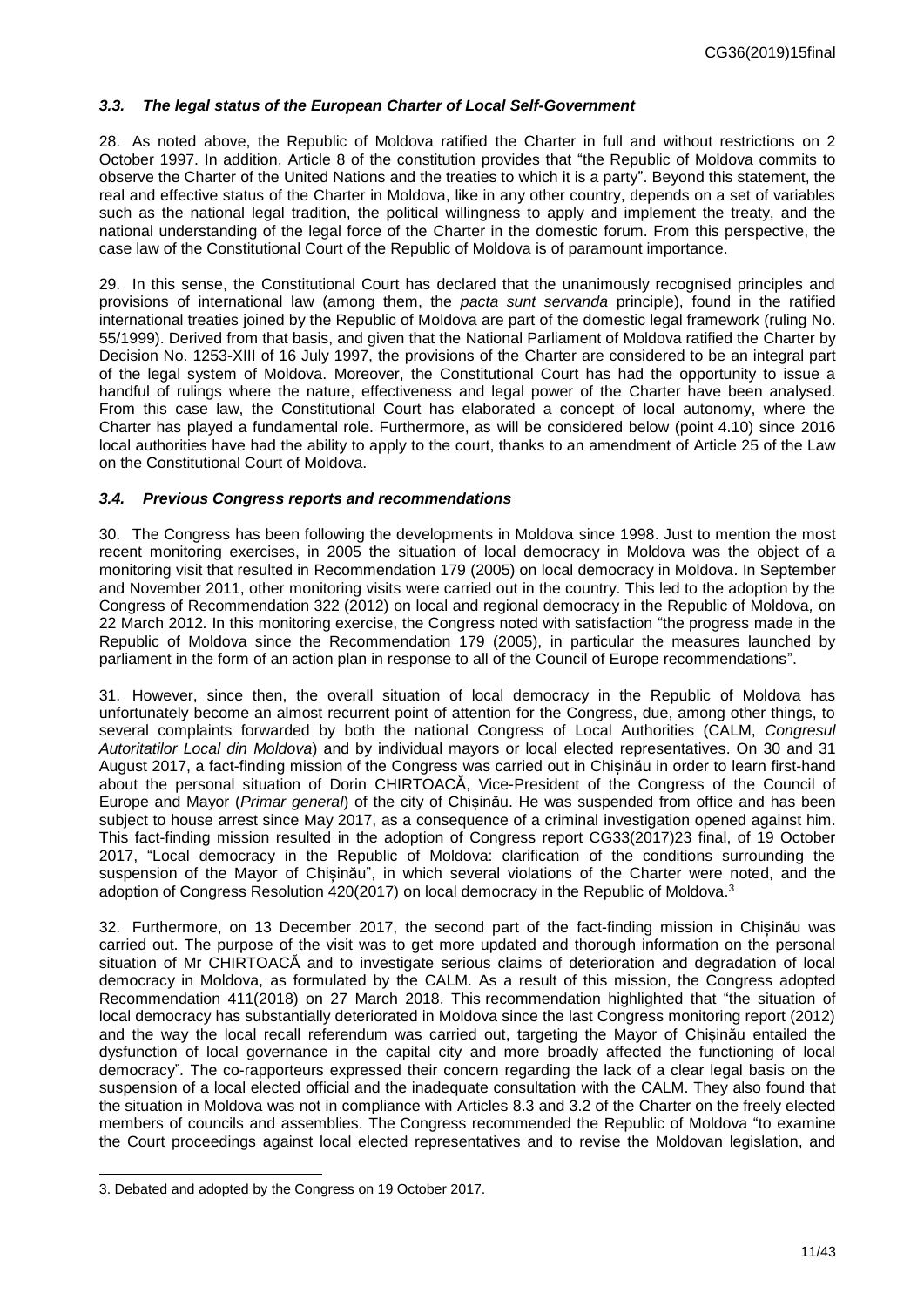### *3.3. The legal status of the European Charter of Local Self-Government*

28. As noted above, the Republic of Moldova ratified the Charter in full and without restrictions on 2 October 1997. In addition, Article 8 of the constitution provides that "the Republic of Moldova commits to observe the Charter of the United Nations and the treaties to which it is a party". Beyond this statement, the real and effective status of the Charter in Moldova, like in any other country, depends on a set of variables such as the national legal tradition, the political willingness to apply and implement the treaty, and the national understanding of the legal force of the Charter in the domestic forum. From this perspective, the case law of the Constitutional Court of the Republic of Moldova is of paramount importance.

29. In this sense, the Constitutional Court has declared that the unanimously recognised principles and provisions of international law (among them, the *pacta sunt servanda* principle), found in the ratified international treaties joined by the Republic of Moldova are part of the domestic legal framework (ruling No. 55/1999). Derived from that basis, and given that the National Parliament of Moldova ratified the Charter by Decision No. 1253-XIII of 16 July 1997, the provisions of the Charter are considered to be an integral part of the legal system of Moldova. Moreover, the Constitutional Court has had the opportunity to issue a handful of rulings where the nature, effectiveness and legal power of the Charter have been analysed. From this case law, the Constitutional Court has elaborated a concept of local autonomy, where the Charter has played a fundamental role. Furthermore, as will be considered below (point 4.10) since 2016 local authorities have had the ability to apply to the court, thanks to an amendment of Article 25 of the Law on the Constitutional Court of Moldova.

### *3.4. Previous Congress reports and recommendations*

30. The Congress has been following the developments in Moldova since 1998. Just to mention the most recent monitoring exercises, in 2005 the situation of local democracy in Moldova was the object of a monitoring visit that resulted in Recommendation 179 (2005) on local democracy in Moldova. In September and November 2011, other monitoring visits were carried out in the country. This led to the adoption by the Congress of Recommendation 322 (2012) on local and regional democracy in the Republic of Moldova, on 22 March 2012. In this monitoring exercise, the Congress noted with satisfaction "the progress made in the Republic of Moldova since the Recommendation 179 (2005), in particular the measures launched by parliament in the form of an action plan in response to all of the Council of Europe recommendations".

31. However, since then, the overall situation of local democracy in the Republic of Moldova has unfortunately become an almost recurrent point of attention for the Congress, due, among other things, to several complaints forwarded by both the national Congress of Local Authorities (CALM, *Congresul Autoritatilor Local din Moldova*) and by individual mayors or local elected representatives. On 30 and 31 August 2017, a fact-finding mission of the Congress was carried out in Chișinău in order to learn first-hand about the personal situation of Dorin CHIRTOACĂ, Vice-President of the Congress of the Council of Europe and Mayor (*Primar general*) of the city of Chișinău. He was suspended from office and has been subject to house arrest since May 2017, as a consequence of a criminal investigation opened against him. This fact-finding mission resulted in the adoption of Congress report CG33(2017)23 final, of 19 October 2017, "Local democracy in the Republic of Moldova: clarification of the conditions surrounding the suspension of the Mayor of Chișinău", in which several violations of the Charter were noted, and the adoption of Congress Resolution 420(2017) on local democracy in the Republic of Moldova.[3]

32. Furthermore, on 13 December 2017, the second part of the fact-finding mission in Chișinău was carried out. The purpose of the visit was to get more updated and thorough information on the personal situation of Mr CHIRTOACĂ and to investigate serious claims of deterioration and degradation of local democracy in Moldova, as formulated by the CALM. As a result of this mission, the Congress adopted Recommendation 411(2018) on 27 March 2018. This recommendation highlighted that "the situation of local democracy has substantially deteriorated in Moldova since the last Congress monitoring report (2012) and the way the local recall referendum was carried out, targeting the Mayor of Chișinău entailed the dysfunction of local governance in the capital city and more broadly affected the functioning of local democracy". The co-rapporteurs expressed their concern regarding the lack of a clear legal basis on the suspension of a local elected official and the inadequate consultation with the CALM. They also found that the situation in Moldova was not in compliance with Articles 8.3 and 3.2 of the Charter on the freely elected members of councils and assemblies. The Congress recommended the Republic of Moldova "to examine the Court proceedings against local elected representatives and to revise the Moldovan legislation, and

---

3. Debated and adopted by the Congress on 19 October 2017.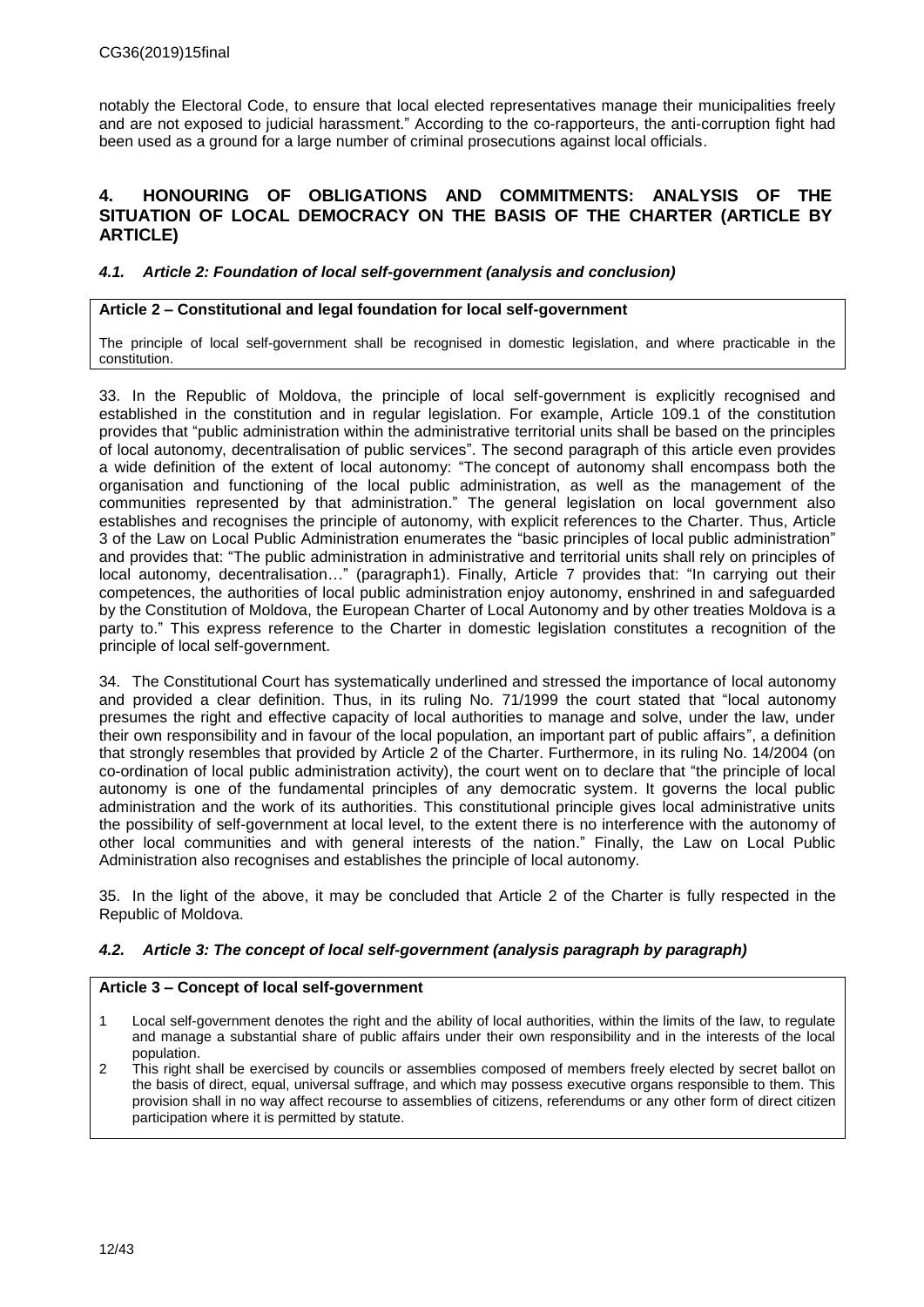notably the Electoral Code, to ensure that local elected representatives manage their municipalities freely and are not exposed to judicial harassment." According to the co-rapporteurs, the anti-corruption fight had been used as a ground for a large number of criminal prosecutions against local officials.

## 4. HONOURING OF OBLIGATIONS AND COMMITMENTS: ANALYSIS OF THE SITUATION OF LOCAL DEMOCRACY ON THE BASIS OF THE CHARTER (ARTICLE BY ARTICLE)

### *4.1. Article 2: Foundation of local self-government (analysis and conclusion)*

**Article 2 – Constitutional and legal foundation for local self-government**

The principle of local self-government shall be recognised in domestic legislation, and where practicable in the constitution.

33. In the Republic of Moldova, the principle of local self-government is explicitly recognised and established in the constitution and in regular legislation. For example, Article 109.1 of the constitution provides that "public administration within the administrative territorial units shall be based on the principles of local autonomy, decentralisation of public services". The second paragraph of this article even provides a wide definition of the extent of local autonomy: "The concept of autonomy shall encompass both the organisation and functioning of the local public administration, as well as the management of the communities represented by that administration." The general legislation on local government also establishes and recognises the principle of autonomy, with explicit references to the Charter. Thus, Article 3 of the Law on Local Public Administration enumerates the "basic principles of local public administration" and provides that: "The public administration in administrative and territorial units shall rely on principles of local autonomy, decentralisation…" (paragraph1). Finally, Article 7 provides that: "In carrying out their competences, the authorities of local public administration enjoy autonomy, enshrined in and safeguarded by the Constitution of Moldova, the European Charter of Local Autonomy and by other treaties Moldova is a party to." This express reference to the Charter in domestic legislation constitutes a recognition of the principle of local self-government.

34. The Constitutional Court has systematically underlined and stressed the importance of local autonomy and provided a clear definition. Thus, in its ruling No. 71/1999 the court stated that "local autonomy presumes the right and effective capacity of local authorities to manage and solve, under the law, under their own responsibility and in favour of the local population, an important part of public affairs", a definition that strongly resembles that provided by Article 2 of the Charter. Furthermore, in its ruling No. 14/2004 (on co-ordination of local public administration activity), the court went on to declare that "the principle of local autonomy is one of the fundamental principles of any democratic system. It governs the local public administration and the work of its authorities. This constitutional principle gives local administrative units the possibility of self-government at local level, to the extent there is no interference with the autonomy of other local communities and with general interests of the nation." Finally, the Law on Local Public Administration also recognises and establishes the principle of local autonomy.

35. In the light of the above, it may be concluded that Article 2 of the Charter is fully respected in the Republic of Moldova.

### *4.2. Article 3: The concept of local self-government (analysis paragraph by paragraph)*

**Article 3 – Concept of local self-government**

1 Local self-government denotes the right and the ability of local authorities, within the limits of the law, to regulate and manage a substantial share of public affairs under their own responsibility and in the interests of the local population.

2 This right shall be exercised by councils or assemblies composed of members freely elected by secret ballot on the basis of direct, equal, universal suffrage, and which may possess executive organs responsible to them. This provision shall in no way affect recourse to assemblies of citizens, referendums or any other form of direct citizen participation where it is permitted by statute.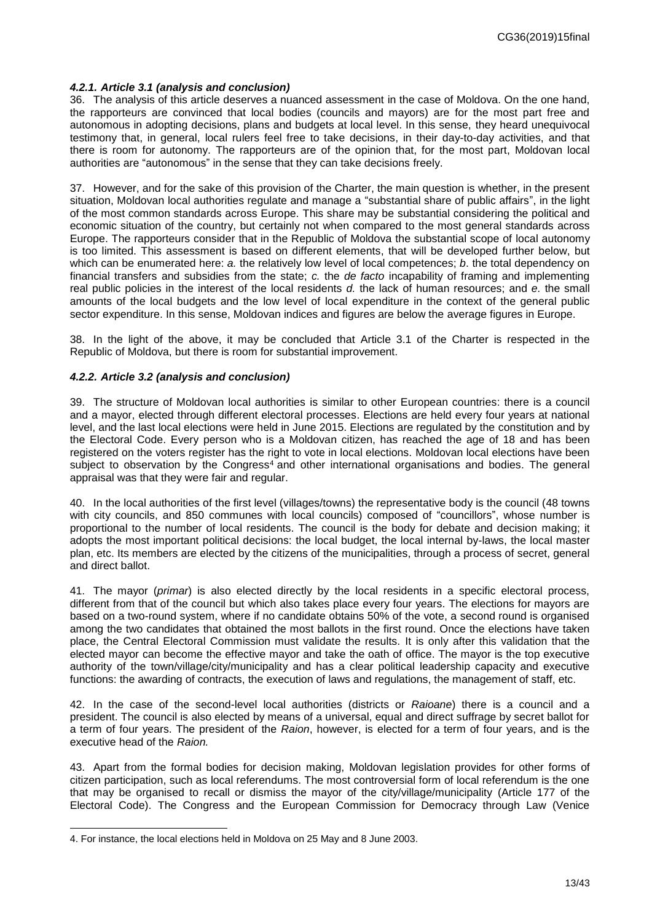#### *4.2.1. Article 3.1 (analysis and conclusion)*

36. The analysis of this article deserves a nuanced assessment in the case of Moldova. On the one hand, the rapporteurs are convinced that local bodies (councils and mayors) are for the most part free and autonomous in adopting decisions, plans and budgets at local level. In this sense, they heard unequivocal testimony that, in general, local rulers feel free to take decisions, in their day-to-day activities, and that there is room for autonomy. The rapporteurs are of the opinion that, for the most part, Moldovan local authorities are "autonomous" in the sense that they can take decisions freely.

37. However, and for the sake of this provision of the Charter, the main question is whether, in the present situation, Moldovan local authorities regulate and manage a "substantial share of public affairs", in the light of the most common standards across Europe. This share may be substantial considering the political and economic situation of the country, but certainly not when compared to the most general standards across Europe. The rapporteurs consider that in the Republic of Moldova the substantial scope of local autonomy is too limited. This assessment is based on different elements, that will be developed further below, but which can be enumerated here: *a.* the relatively low level of local competences; *b*. the total dependency on financial transfers and subsidies from the state; *c.* the *de facto* incapability of framing and implementing real public policies in the interest of the local residents *d.* the lack of human resources; and *e.* the small amounts of the local budgets and the low level of local expenditure in the context of the general public sector expenditure. In this sense, Moldovan indices and figures are below the average figures in Europe.

38. In the light of the above, it may be concluded that Article 3.1 of the Charter is respected in the Republic of Moldova, but there is room for substantial improvement.

#### *4.2.2. Article 3.2 (analysis and conclusion)*

39. The structure of Moldovan local authorities is similar to other European countries: there is a council and a mayor, elected through different electoral processes. Elections are held every four years at national level, and the last local elections were held in June 2015. Elections are regulated by the constitution and by the Electoral Code. Every person who is a Moldovan citizen, has reached the age of 18 and has been registered on the voters register has the right to vote in local elections. Moldovan local elections have been subject to observation by the Congress[4] and other international organisations and bodies. The general appraisal was that they were fair and regular.

40. In the local authorities of the first level (villages/towns) the representative body is the council (48 towns with city councils, and 850 communes with local councils) composed of "councillors", whose number is proportional to the number of local residents. The council is the body for debate and decision making; it adopts the most important political decisions: the local budget, the local internal by-laws, the local master plan, etc. Its members are elected by the citizens of the municipalities, through a process of secret, general and direct ballot.

41. The mayor (*primar*) is also elected directly by the local residents in a specific electoral process, different from that of the council but which also takes place every four years. The elections for mayors are based on a two-round system, where if no candidate obtains 50% of the vote, a second round is organised among the two candidates that obtained the most ballots in the first round. Once the elections have taken place, the Central Electoral Commission must validate the results. It is only after this validation that the elected mayor can become the effective mayor and take the oath of office. The mayor is the top executive authority of the town/village/city/municipality and has a clear political leadership capacity and executive functions: the awarding of contracts, the execution of laws and regulations, the management of staff, etc.

42. In the case of the second-level local authorities (districts or *Raioane*) there is a council and a president. The council is also elected by means of a universal, equal and direct suffrage by secret ballot for a term of four years. The president of the *Raion*, however, is elected for a term of four years, and is the executive head of the *Raion.*

43. Apart from the formal bodies for decision making, Moldovan legislation provides for other forms of citizen participation, such as local referendums. The most controversial form of local referendum is the one that may be organised to recall or dismiss the mayor of the city/village/municipality (Article 177 of the Electoral Code). The Congress and the European Commission for Democracy through Law (Venice

---

4. For instance, the local elections held in Moldova on 25 May and 8 June 2003.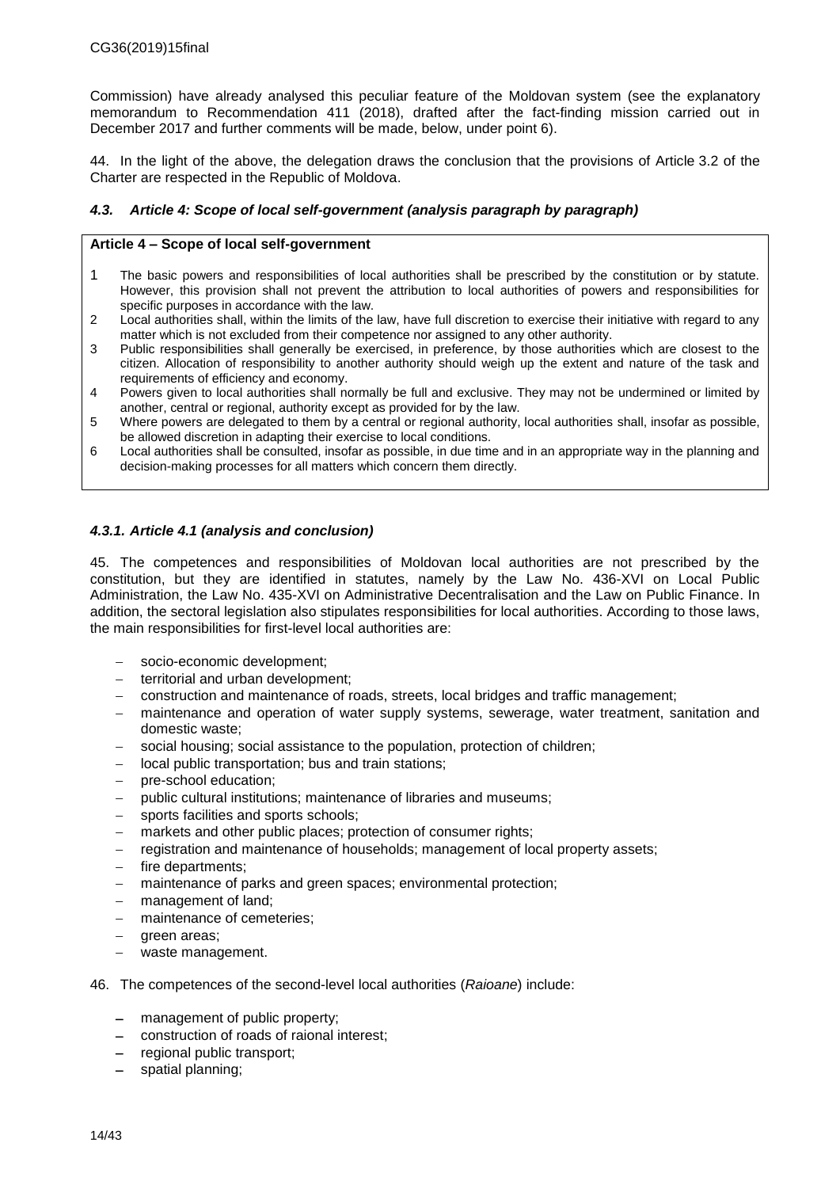Commission) have already analysed this peculiar feature of the Moldovan system (see the explanatory memorandum to Recommendation 411 (2018), drafted after the fact-finding mission carried out in December 2017 and further comments will be made, below, under point 6).

44. In the light of the above, the delegation draws the conclusion that the provisions of Article 3.2 of the Charter are respected in the Republic of Moldova.

### *4.3. Article 4: Scope of local self-government (analysis paragraph by paragraph)*

**Article 4 – Scope of local self-government**

1 The basic powers and responsibilities of local authorities shall be prescribed by the constitution or by statute. However, this provision shall not prevent the attribution to local authorities of powers and responsibilities for specific purposes in accordance with the law.

2 Local authorities shall, within the limits of the law, have full discretion to exercise their initiative with regard to any matter which is not excluded from their competence nor assigned to any other authority.

3 Public responsibilities shall generally be exercised, in preference, by those authorities which are closest to the citizen. Allocation of responsibility to another authority should weigh up the extent and nature of the task and requirements of efficiency and economy.

4 Powers given to local authorities shall normally be full and exclusive. They may not be undermined or limited by another, central or regional, authority except as provided for by the law.

5 Where powers are delegated to them by a central or regional authority, local authorities shall, insofar as possible, be allowed discretion in adapting their exercise to local conditions.

6 Local authorities shall be consulted, insofar as possible, in due time and in an appropriate way in the planning and decision-making processes for all matters which concern them directly.

#### *4.3.1. Article 4.1 (analysis and conclusion)*

45. The competences and responsibilities of Moldovan local authorities are not prescribed by the constitution, but they are identified in statutes, namely by the Law No. 436-XVI on Local Public Administration, the Law No. 435-XVI on Administrative Decentralisation and the Law on Public Finance. In addition, the sectoral legislation also stipulates responsibilities for local authorities. According to those laws, the main responsibilities for first-level local authorities are:

- socio-economic development;
- territorial and urban development;
- construction and maintenance of roads, streets, local bridges and traffic management;
- maintenance and operation of water supply systems, sewerage, water treatment, sanitation and domestic waste;
- social housing; social assistance to the population, protection of children;
- local public transportation; bus and train stations;
- pre-school education;
- public cultural institutions; maintenance of libraries and museums;
- sports facilities and sports schools;
- markets and other public places; protection of consumer rights;
- registration and maintenance of households; management of local property assets;
- fire departments;
- maintenance of parks and green spaces; environmental protection;
- management of land;
- maintenance of cemeteries;
- green areas;
- waste management.

46. The competences of the second-level local authorities (*Raioane*) include:

- management of public property;
- construction of roads of raional interest;
- regional public transport;
- spatial planning;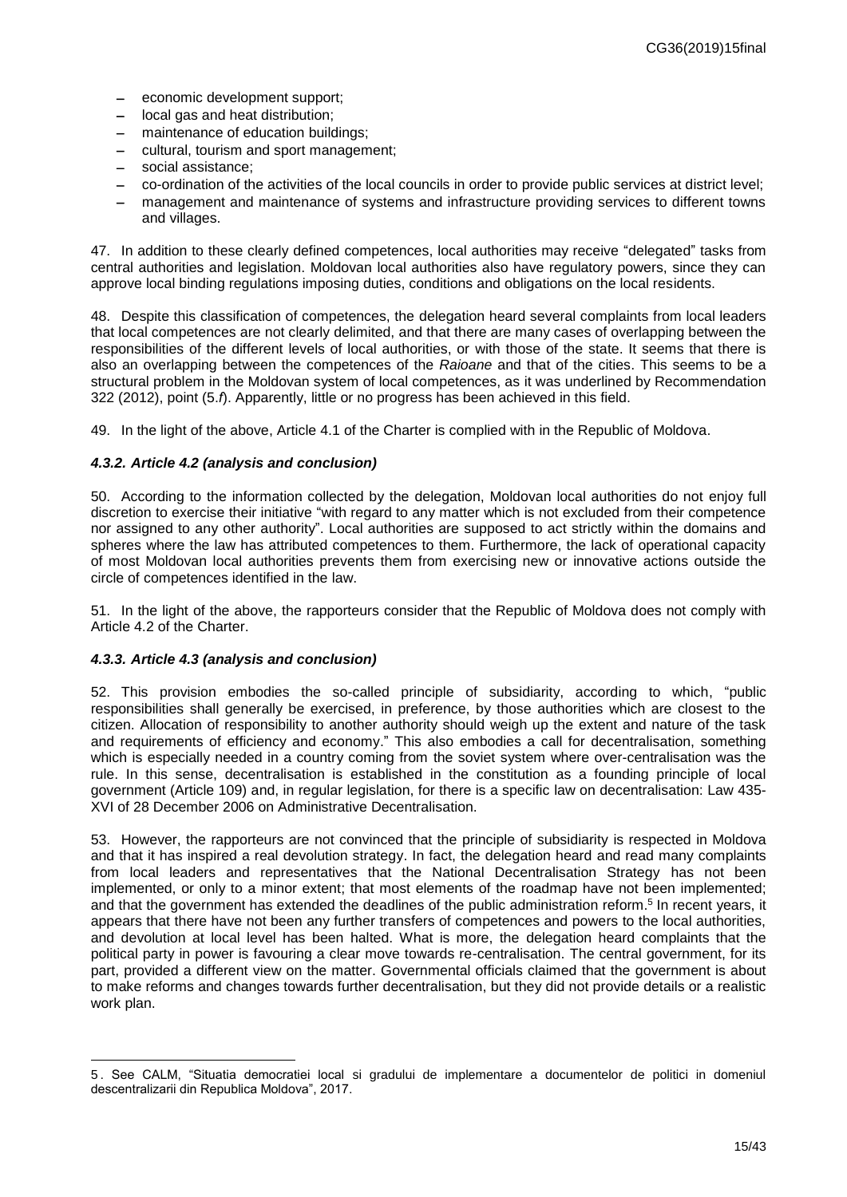- economic development support;
- local gas and heat distribution;
- maintenance of education buildings;
- cultural, tourism and sport management;
- social assistance;
- co-ordination of the activities of the local councils in order to provide public services at district level;
- management and maintenance of systems and infrastructure providing services to different towns and villages.

47. In addition to these clearly defined competences, local authorities may receive "delegated" tasks from central authorities and legislation. Moldovan local authorities also have regulatory powers, since they can approve local binding regulations imposing duties, conditions and obligations on the local residents.

48. Despite this classification of competences, the delegation heard several complaints from local leaders that local competences are not clearly delimited, and that there are many cases of overlapping between the responsibilities of the different levels of local authorities, or with those of the state. It seems that there is also an overlapping between the competences of the *Raioane* and that of the cities. This seems to be a structural problem in the Moldovan system of local competences, as it was underlined by Recommendation 322 (2012), point (5.*f*). Apparently, little or no progress has been achieved in this field.

49. In the light of the above, Article 4.1 of the Charter is complied with in the Republic of Moldova.

### *4.3.2. Article 4.2 (analysis and conclusion)*

50. According to the information collected by the delegation, Moldovan local authorities do not enjoy full discretion to exercise their initiative "with regard to any matter which is not excluded from their competence nor assigned to any other authority". Local authorities are supposed to act strictly within the domains and spheres where the law has attributed competences to them. Furthermore, the lack of operational capacity of most Moldovan local authorities prevents them from exercising new or innovative actions outside the circle of competences identified in the law.

51. In the light of the above, the rapporteurs consider that the Republic of Moldova does not comply with Article 4.2 of the Charter.

### *4.3.3. Article 4.3 (analysis and conclusion)*

52. This provision embodies the so-called principle of subsidiarity, according to which, "public responsibilities shall generally be exercised, in preference, by those authorities which are closest to the citizen. Allocation of responsibility to another authority should weigh up the extent and nature of the task and requirements of efficiency and economy." This also embodies a call for decentralisation, something which is especially needed in a country coming from the soviet system where over-centralisation was the rule. In this sense, decentralisation is established in the constitution as a founding principle of local government (Article 109) and, in regular legislation, for there is a specific law on decentralisation: Law 435-XVI of 28 December 2006 on Administrative Decentralisation.

53. However, the rapporteurs are not convinced that the principle of subsidiarity is respected in Moldova and that it has inspired a real devolution strategy. In fact, the delegation heard and read many complaints from local leaders and representatives that the National Decentralisation Strategy has not been implemented, or only to a minor extent; that most elements of the roadmap have not been implemented; and that the government has extended the deadlines of the public administration reform.[5] In recent years, it appears that there have not been any further transfers of competences and powers to the local authorities, and devolution at local level has been halted. What is more, the delegation heard complaints that the political party in power is favouring a clear move towards re-centralisation. The central government, for its part, provided a different view on the matter. Governmental officials claimed that the government is about to make reforms and changes towards further decentralisation, but they did not provide details or a realistic work plan.

---

5. See CALM, "Situatia democratiei local si gradului de implementare a documentelor de politici in domeniul descentralizarii din Republica Moldova", 2017.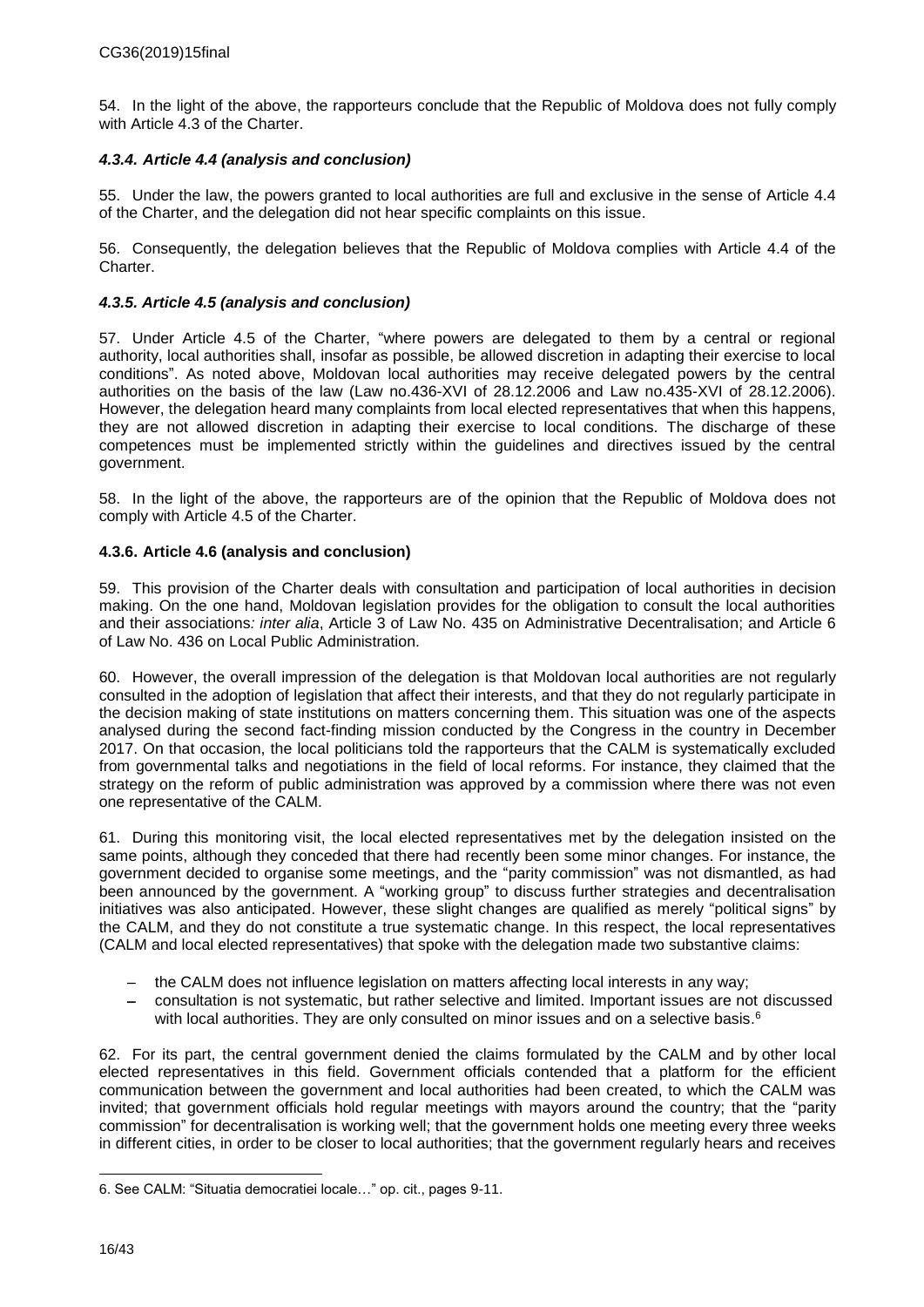54. In the light of the above, the rapporteurs conclude that the Republic of Moldova does not fully comply with Article 4.3 of the Charter.

#### *4.3.4. Article 4.4 (analysis and conclusion)*

55. Under the law, the powers granted to local authorities are full and exclusive in the sense of Article 4.4 of the Charter, and the delegation did not hear specific complaints on this issue.

56. Consequently, the delegation believes that the Republic of Moldova complies with Article 4.4 of the Charter.

#### *4.3.5. Article 4.5 (analysis and conclusion)*

57. Under Article 4.5 of the Charter, "where powers are delegated to them by a central or regional authority, local authorities shall, insofar as possible, be allowed discretion in adapting their exercise to local conditions". As noted above, Moldovan local authorities may receive delegated powers by the central authorities on the basis of the law (Law no.436-XVI of 28.12.2006 and Law no.435-XVI of 28.12.2006). However, the delegation heard many complaints from local elected representatives that when this happens, they are not allowed discretion in adapting their exercise to local conditions. The discharge of these competences must be implemented strictly within the guidelines and directives issued by the central government.

58. In the light of the above, the rapporteurs are of the opinion that the Republic of Moldova does not comply with Article 4.5 of the Charter.

#### **4.3.6. Article 4.6 (analysis and conclusion)**

59. This provision of the Charter deals with consultation and participation of local authorities in decision making. On the one hand, Moldovan legislation provides for the obligation to consult the local authorities and their associations*: inter alia*, Article 3 of Law No. 435 on Administrative Decentralisation; and Article 6 of Law No. 436 on Local Public Administration.

60. However, the overall impression of the delegation is that Moldovan local authorities are not regularly consulted in the adoption of legislation that affect their interests, and that they do not regularly participate in the decision making of state institutions on matters concerning them. This situation was one of the aspects analysed during the second fact-finding mission conducted by the Congress in the country in December 2017. On that occasion, the local politicians told the rapporteurs that the CALM is systematically excluded from governmental talks and negotiations in the field of local reforms. For instance, they claimed that the strategy on the reform of public administration was approved by a commission where there was not even one representative of the CALM.

61. During this monitoring visit, the local elected representatives met by the delegation insisted on the same points, although they conceded that there had recently been some minor changes. For instance, the government decided to organise some meetings, and the "parity commission" was not dismantled, as had been announced by the government. A "working group" to discuss further strategies and decentralisation initiatives was also anticipated. However, these slight changes are qualified as merely "political signs" by the CALM, and they do not constitute a true systematic change. In this respect, the local representatives (CALM and local elected representatives) that spoke with the delegation made two substantive claims:

- the CALM does not influence legislation on matters affecting local interests in any way;
- consultation is not systematic, but rather selective and limited. Important issues are not discussed with local authorities. They are only consulted on minor issues and on a selective basis.[6]

62. For its part, the central government denied the claims formulated by the CALM and by other local elected representatives in this field. Government officials contended that a platform for the efficient communication between the government and local authorities had been created, to which the CALM was invited; that government officials hold regular meetings with mayors around the country; that the "parity commission" for decentralisation is working well; that the government holds one meeting every three weeks in different cities, in order to be closer to local authorities; that the government regularly hears and receives

6. See CALM: "Situatia democratiei locale…" op. cit., pages 9-11.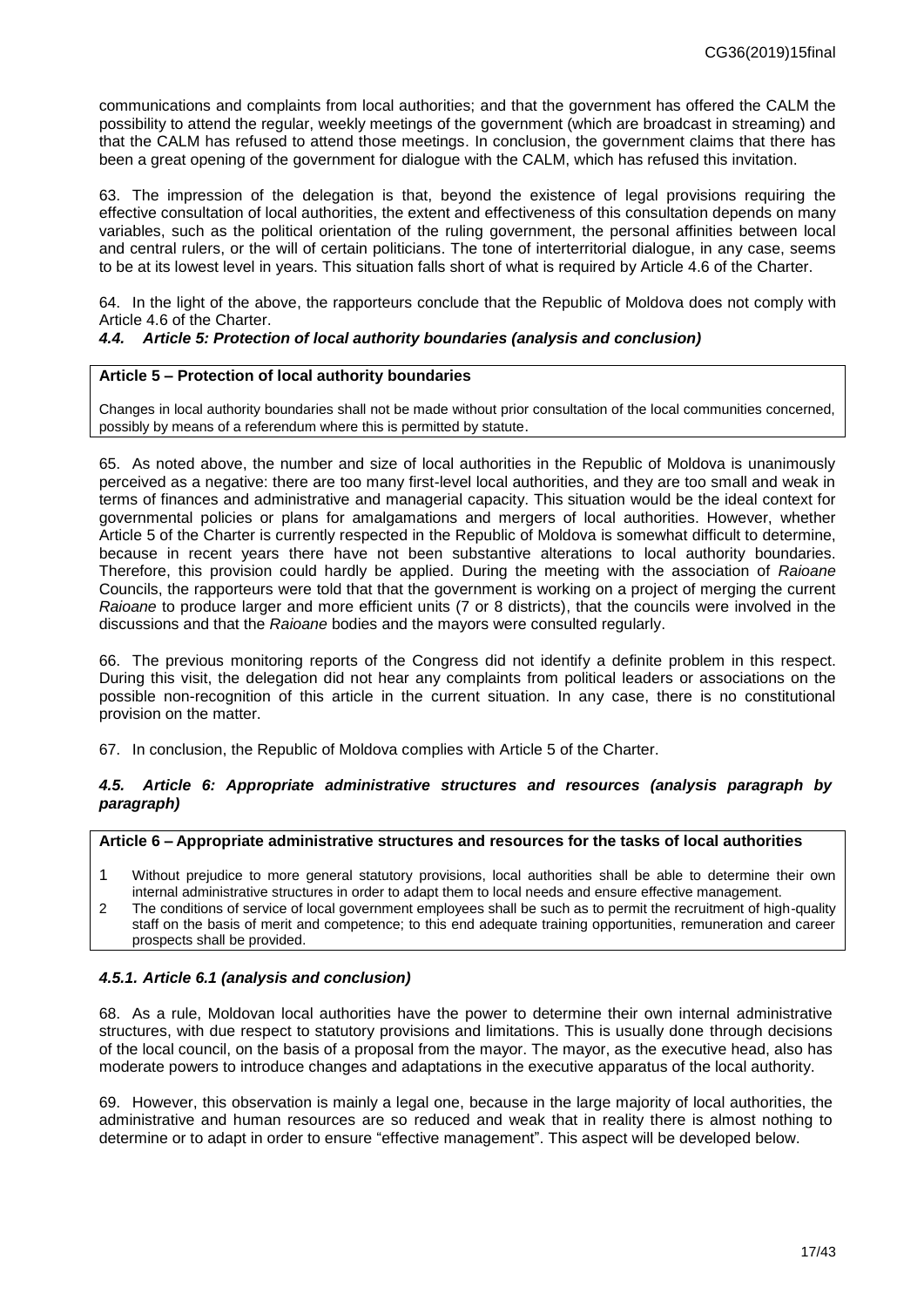communications and complaints from local authorities; and that the government has offered the CALM the possibility to attend the regular, weekly meetings of the government (which are broadcast in streaming) and that the CALM has refused to attend those meetings. In conclusion, the government claims that there has been a great opening of the government for dialogue with the CALM, which has refused this invitation.

63. The impression of the delegation is that, beyond the existence of legal provisions requiring the effective consultation of local authorities, the extent and effectiveness of this consultation depends on many variables, such as the political orientation of the ruling government, the personal affinities between local and central rulers, or the will of certain politicians. The tone of interterritorial dialogue, in any case, seems to be at its lowest level in years. This situation falls short of what is required by Article 4.6 of the Charter.

64. In the light of the above, the rapporteurs conclude that the Republic of Moldova does not comply with Article 4.6 of the Charter.

### *4.4. Article 5: Protection of local authority boundaries (analysis and conclusion)*

**Article 5 – Protection of local authority boundaries**

Changes in local authority boundaries shall not be made without prior consultation of the local communities concerned, possibly by means of a referendum where this is permitted by statute.

65. As noted above, the number and size of local authorities in the Republic of Moldova is unanimously perceived as a negative: there are too many first-level local authorities, and they are too small and weak in terms of finances and administrative and managerial capacity. This situation would be the ideal context for governmental policies or plans for amalgamations and mergers of local authorities. However, whether Article 5 of the Charter is currently respected in the Republic of Moldova is somewhat difficult to determine, because in recent years there have not been substantive alterations to local authority boundaries. Therefore, this provision could hardly be applied. During the meeting with the association of *Raioane* Councils, the rapporteurs were told that that the government is working on a project of merging the current *Raioane* to produce larger and more efficient units (7 or 8 districts), that the councils were involved in the discussions and that the *Raioane* bodies and the mayors were consulted regularly.

66. The previous monitoring reports of the Congress did not identify a definite problem in this respect. During this visit, the delegation did not hear any complaints from political leaders or associations on the possible non-recognition of this article in the current situation. In any case, there is no constitutional provision on the matter.

67. In conclusion, the Republic of Moldova complies with Article 5 of the Charter.

### *4.5. Article 6: Appropriate administrative structures and resources (analysis paragraph by paragraph)*

**Article 6 – Appropriate administrative structures and resources for the tasks of local authorities**

1. Without prejudice to more general statutory provisions, local authorities shall be able to determine their own internal administrative structures in order to adapt them to local needs and ensure effective management.
2. The conditions of service of local government employees shall be such as to permit the recruitment of high-quality staff on the basis of merit and competence; to this end adequate training opportunities, remuneration and career prospects shall be provided.

#### *4.5.1. Article 6.1 (analysis and conclusion)*

68. As a rule, Moldovan local authorities have the power to determine their own internal administrative structures, with due respect to statutory provisions and limitations. This is usually done through decisions of the local council, on the basis of a proposal from the mayor. The mayor, as the executive head, also has moderate powers to introduce changes and adaptations in the executive apparatus of the local authority.

69. However, this observation is mainly a legal one, because in the large majority of local authorities, the administrative and human resources are so reduced and weak that in reality there is almost nothing to determine or to adapt in order to ensure "effective management". This aspect will be developed below.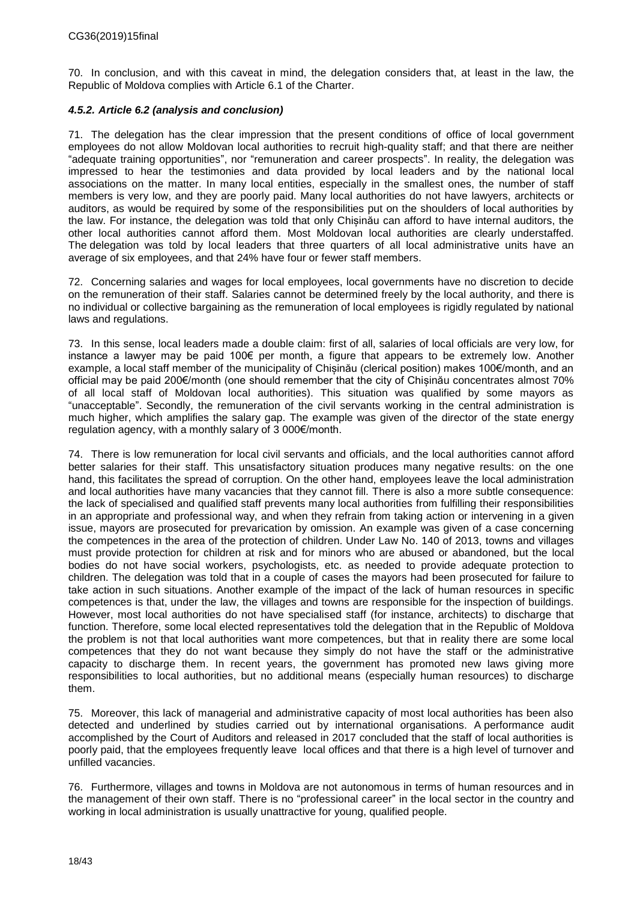70. In conclusion, and with this caveat in mind, the delegation considers that, at least in the law, the Republic of Moldova complies with Article 6.1 of the Charter.

#### *4.5.2. Article 6.2 (analysis and conclusion)*

71. The delegation has the clear impression that the present conditions of office of local government employees do not allow Moldovan local authorities to recruit high-quality staff; and that there are neither "adequate training opportunities", nor "remuneration and career prospects". In reality, the delegation was impressed to hear the testimonies and data provided by local leaders and by the national local associations on the matter. In many local entities, especially in the smallest ones, the number of staff members is very low, and they are poorly paid. Many local authorities do not have lawyers, architects or auditors, as would be required by some of the responsibilities put on the shoulders of local authorities by the law. For instance, the delegation was told that only Chișinău can afford to have internal auditors, the other local authorities cannot afford them. Most Moldovan local authorities are clearly understaffed. The delegation was told by local leaders that three quarters of all local administrative units have an average of six employees, and that 24% have four or fewer staff members.

72. Concerning salaries and wages for local employees, local governments have no discretion to decide on the remuneration of their staff. Salaries cannot be determined freely by the local authority, and there is no individual or collective bargaining as the remuneration of local employees is rigidly regulated by national laws and regulations.

73. In this sense, local leaders made a double claim: first of all, salaries of local officials are very low, for instance a lawyer may be paid 100€ per month, a figure that appears to be extremely low. Another example, a local staff member of the municipality of Chișinău (clerical position) makes 100€/month, and an official may be paid 200€/month (one should remember that the city of Chișinău concentrates almost 70% of all local staff of Moldovan local authorities). This situation was qualified by some mayors as "unacceptable". Secondly, the remuneration of the civil servants working in the central administration is much higher, which amplifies the salary gap. The example was given of the director of the state energy regulation agency, with a monthly salary of 3 000€/month.

74. There is low remuneration for local civil servants and officials, and the local authorities cannot afford better salaries for their staff. This unsatisfactory situation produces many negative results: on the one hand, this facilitates the spread of corruption. On the other hand, employees leave the local administration and local authorities have many vacancies that they cannot fill. There is also a more subtle consequence: the lack of specialised and qualified staff prevents many local authorities from fulfilling their responsibilities in an appropriate and professional way, and when they refrain from taking action or intervening in a given issue, mayors are prosecuted for prevarication by omission. An example was given of a case concerning the competences in the area of the protection of children. Under Law No. 140 of 2013, towns and villages must provide protection for children at risk and for minors who are abused or abandoned, but the local bodies do not have social workers, psychologists, etc. as needed to provide adequate protection to children. The delegation was told that in a couple of cases the mayors had been prosecuted for failure to take action in such situations. Another example of the impact of the lack of human resources in specific competences is that, under the law, the villages and towns are responsible for the inspection of buildings. However, most local authorities do not have specialised staff (for instance, architects) to discharge that function. Therefore, some local elected representatives told the delegation that in the Republic of Moldova the problem is not that local authorities want more competences, but that in reality there are some local competences that they do not want because they simply do not have the staff or the administrative capacity to discharge them. In recent years, the government has promoted new laws giving more responsibilities to local authorities, but no additional means (especially human resources) to discharge them.

75. Moreover, this lack of managerial and administrative capacity of most local authorities has been also detected and underlined by studies carried out by international organisations. A performance audit accomplished by the Court of Auditors and released in 2017 concluded that the staff of local authorities is poorly paid, that the employees frequently leave local offices and that there is a high level of turnover and unfilled vacancies.

76. Furthermore, villages and towns in Moldova are not autonomous in terms of human resources and in the management of their own staff. There is no "professional career" in the local sector in the country and working in local administration is usually unattractive for young, qualified people.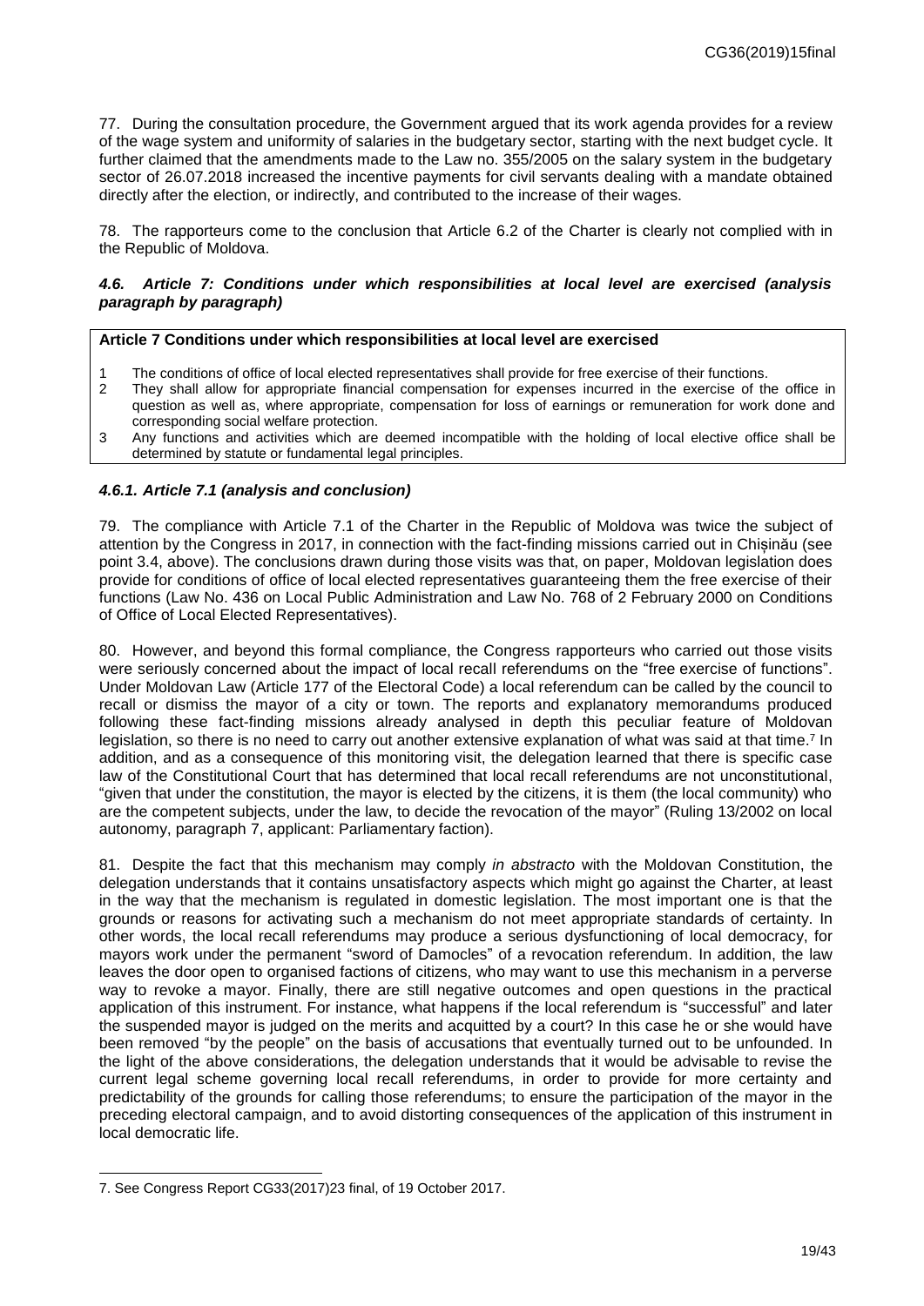77. During the consultation procedure, the Government argued that its work agenda provides for a review of the wage system and uniformity of salaries in the budgetary sector, starting with the next budget cycle. It further claimed that the amendments made to the Law no. 355/2005 on the salary system in the budgetary sector of 26.07.2018 increased the incentive payments for civil servants dealing with a mandate obtained directly after the election, or indirectly, and contributed to the increase of their wages.

78. The rapporteurs come to the conclusion that Article 6.2 of the Charter is clearly not complied with in the Republic of Moldova.

### *4.6. Article 7: Conditions under which responsibilities at local level are exercised (analysis paragraph by paragraph)*

**Article 7 Conditions under which responsibilities at local level are exercised**

1. The conditions of office of local elected representatives shall provide for free exercise of their functions.
2. They shall allow for appropriate financial compensation for expenses incurred in the exercise of the office in question as well as, where appropriate, compensation for loss of earnings or remuneration for work done and corresponding social welfare protection.
3. Any functions and activities which are deemed incompatible with the holding of local elective office shall be determined by statute or fundamental legal principles.

#### *4.6.1. Article 7.1 (analysis and conclusion)*

79. The compliance with Article 7.1 of the Charter in the Republic of Moldova was twice the subject of attention by the Congress in 2017, in connection with the fact-finding missions carried out in Chișinău (see point 3.4, above). The conclusions drawn during those visits was that, on paper, Moldovan legislation does provide for conditions of office of local elected representatives guaranteeing them the free exercise of their functions (Law No. 436 on Local Public Administration and Law No. 768 of 2 February 2000 on Conditions of Office of Local Elected Representatives).

80. However, and beyond this formal compliance, the Congress rapporteurs who carried out those visits were seriously concerned about the impact of local recall referendums on the "free exercise of functions". Under Moldovan Law (Article 177 of the Electoral Code) a local referendum can be called by the council to recall or dismiss the mayor of a city or town. The reports and explanatory memorandums produced following these fact-finding missions already analysed in depth this peculiar feature of Moldovan legislation, so there is no need to carry out another extensive explanation of what was said at that time.[7] In addition, and as a consequence of this monitoring visit, the delegation learned that there is specific case law of the Constitutional Court that has determined that local recall referendums are not unconstitutional, "given that under the constitution, the mayor is elected by the citizens, it is them (the local community) who are the competent subjects, under the law, to decide the revocation of the mayor" (Ruling 13/2002 on local autonomy, paragraph 7, applicant: Parliamentary faction).

81. Despite the fact that this mechanism may comply *in abstracto* with the Moldovan Constitution, the delegation understands that it contains unsatisfactory aspects which might go against the Charter, at least in the way that the mechanism is regulated in domestic legislation. The most important one is that the grounds or reasons for activating such a mechanism do not meet appropriate standards of certainty. In other words, the local recall referendums may produce a serious dysfunctioning of local democracy, for mayors work under the permanent "sword of Damocles" of a revocation referendum. In addition, the law leaves the door open to organised factions of citizens, who may want to use this mechanism in a perverse way to revoke a mayor. Finally, there are still negative outcomes and open questions in the practical application of this instrument. For instance, what happens if the local referendum is "successful" and later the suspended mayor is judged on the merits and acquitted by a court? In this case he or she would have been removed "by the people" on the basis of accusations that eventually turned out to be unfounded. In the light of the above considerations, the delegation understands that it would be advisable to revise the current legal scheme governing local recall referendums, in order to provide for more certainty and predictability of the grounds for calling those referendums; to ensure the participation of the mayor in the preceding electoral campaign, and to avoid distorting consequences of the application of this instrument in local democratic life.

---

7. See Congress Report CG33(2017)23 final, of 19 October 2017.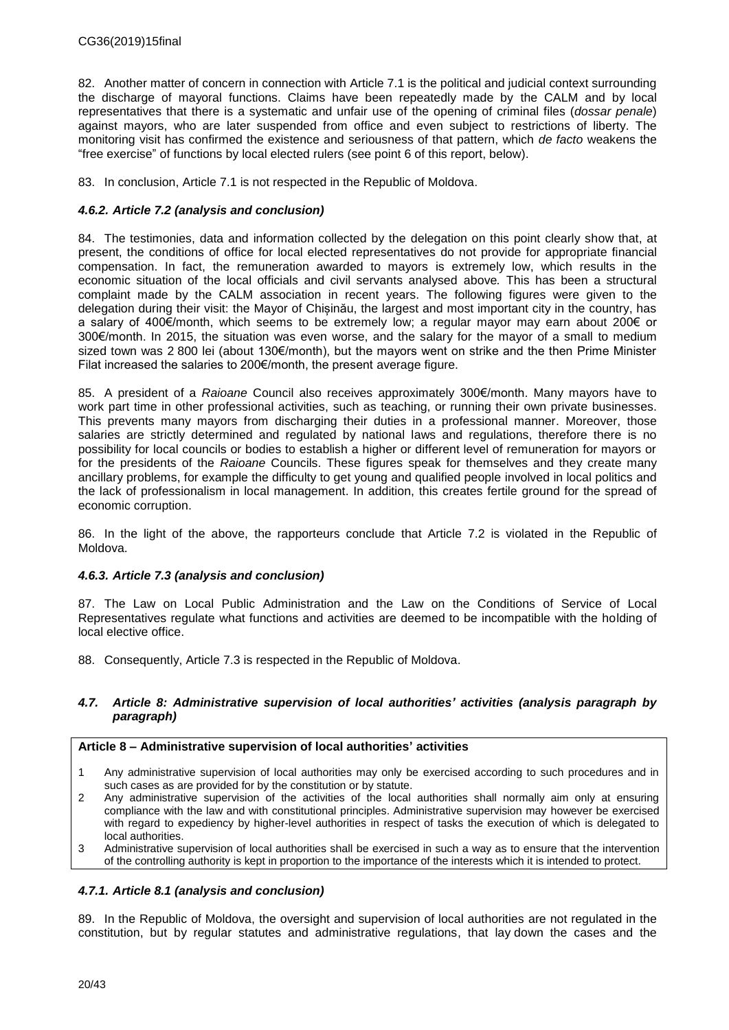82. Another matter of concern in connection with Article 7.1 is the political and judicial context surrounding the discharge of mayoral functions. Claims have been repeatedly made by the CALM and by local representatives that there is a systematic and unfair use of the opening of criminal files (*dossar penale*) against mayors, who are later suspended from office and even subject to restrictions of liberty. The monitoring visit has confirmed the existence and seriousness of that pattern, which *de facto* weakens the "free exercise" of functions by local elected rulers (see point 6 of this report, below).

83. In conclusion, Article 7.1 is not respected in the Republic of Moldova.

#### *4.6.2. Article 7.2 (analysis and conclusion)*

84. The testimonies, data and information collected by the delegation on this point clearly show that, at present, the conditions of office for local elected representatives do not provide for appropriate financial compensation. In fact, the remuneration awarded to mayors is extremely low, which results in the economic situation of the local officials and civil servants analysed above. This has been a structural complaint made by the CALM association in recent years. The following figures were given to the delegation during their visit: the Mayor of Chișinău, the largest and most important city in the country, has a salary of 400€/month, which seems to be extremely low; a regular mayor may earn about 200€ or 300€/month. In 2015, the situation was even worse, and the salary for the mayor of a small to medium sized town was 2 800 lei (about 130€/month), but the mayors went on strike and the then Prime Minister Filat increased the salaries to 200€/month, the present average figure.

85. A president of a *Raioane* Council also receives approximately 300€/month. Many mayors have to work part time in other professional activities, such as teaching, or running their own private businesses. This prevents many mayors from discharging their duties in a professional manner. Moreover, those salaries are strictly determined and regulated by national laws and regulations, therefore there is no possibility for local councils or bodies to establish a higher or different level of remuneration for mayors or for the presidents of the *Raioane* Councils. These figures speak for themselves and they create many ancillary problems, for example the difficulty to get young and qualified people involved in local politics and the lack of professionalism in local management. In addition, this creates fertile ground for the spread of economic corruption.

86. In the light of the above, the rapporteurs conclude that Article 7.2 is violated in the Republic of Moldova.

#### *4.6.3. Article 7.3 (analysis and conclusion)*

87. The Law on Local Public Administration and the Law on the Conditions of Service of Local Representatives regulate what functions and activities are deemed to be incompatible with the holding of local elective office.

88. Consequently, Article 7.3 is respected in the Republic of Moldova.

### *4.7. Article 8: Administrative supervision of local authorities' activities (analysis paragraph by paragraph)*

**Article 8 – Administrative supervision of local authorities' activities**

1 Any administrative supervision of local authorities may only be exercised according to such procedures and in such cases as are provided for by the constitution or by statute.
2 Any administrative supervision of the activities of the local authorities shall normally aim only at ensuring compliance with the law and with constitutional principles. Administrative supervision may however be exercised with regard to expediency by higher-level authorities in respect of tasks the execution of which is delegated to local authorities.
3 Administrative supervision of local authorities shall be exercised in such a way as to ensure that the intervention of the controlling authority is kept in proportion to the importance of the interests which it is intended to protect.

#### *4.7.1. Article 8.1 (analysis and conclusion)*

89. In the Republic of Moldova, the oversight and supervision of local authorities are not regulated in the constitution, but by regular statutes and administrative regulations, that lay down the cases and the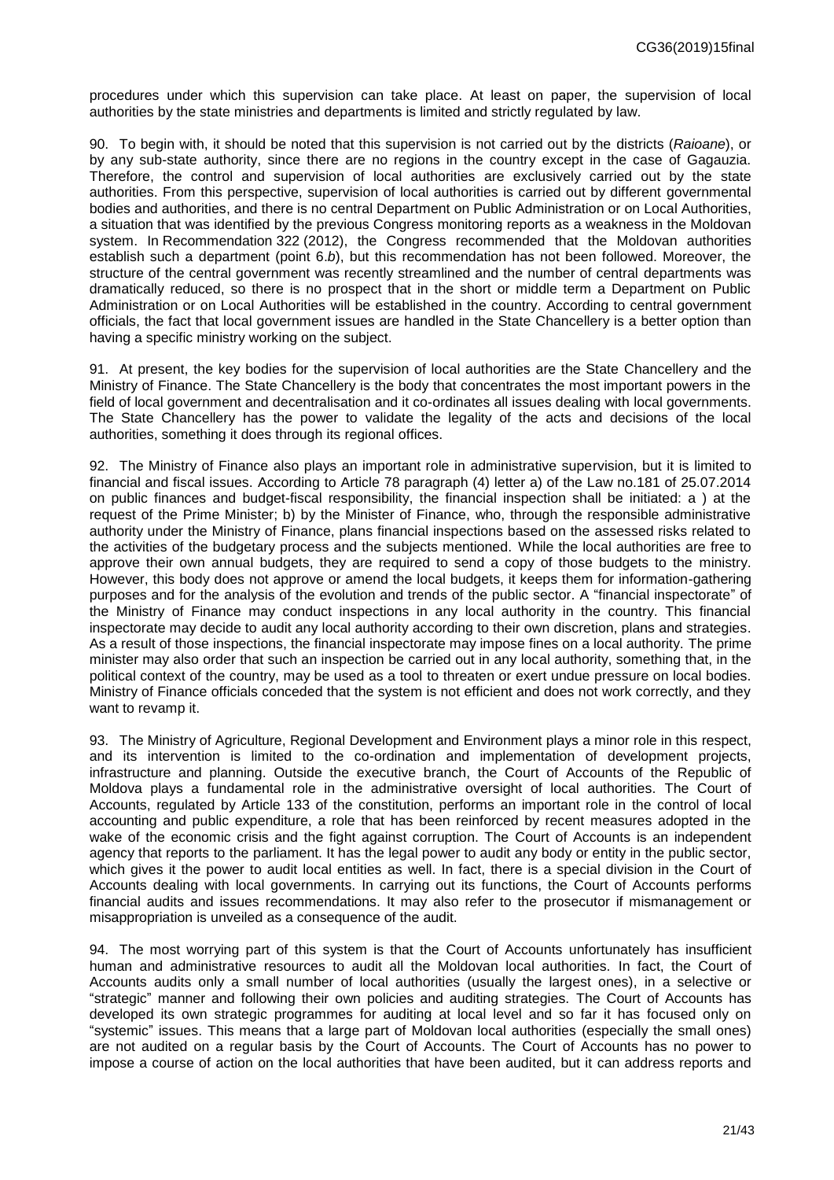procedures under which this supervision can take place. At least on paper, the supervision of local authorities by the state ministries and departments is limited and strictly regulated by law.

90. To begin with, it should be noted that this supervision is not carried out by the districts (*Raioane*), or by any sub-state authority, since there are no regions in the country except in the case of Gagauzia. Therefore, the control and supervision of local authorities are exclusively carried out by the state authorities. From this perspective, supervision of local authorities is carried out by different governmental bodies and authorities, and there is no central Department on Public Administration or on Local Authorities, a situation that was identified by the previous Congress monitoring reports as a weakness in the Moldovan system. In Recommendation 322 (2012), the Congress recommended that the Moldovan authorities establish such a department (point 6.*b*), but this recommendation has not been followed. Moreover, the structure of the central government was recently streamlined and the number of central departments was dramatically reduced, so there is no prospect that in the short or middle term a Department on Public Administration or on Local Authorities will be established in the country. According to central government officials, the fact that local government issues are handled in the State Chancellery is a better option than having a specific ministry working on the subject.

91. At present, the key bodies for the supervision of local authorities are the State Chancellery and the Ministry of Finance. The State Chancellery is the body that concentrates the most important powers in the field of local government and decentralisation and it co-ordinates all issues dealing with local governments. The State Chancellery has the power to validate the legality of the acts and decisions of the local authorities, something it does through its regional offices.

92. The Ministry of Finance also plays an important role in administrative supervision, but it is limited to financial and fiscal issues. According to Article 78 paragraph (4) letter a) of the Law no.181 of 25.07.2014 on public finances and budget-fiscal responsibility, the financial inspection shall be initiated: a ) at the request of the Prime Minister; b) by the Minister of Finance, who, through the responsible administrative authority under the Ministry of Finance, plans financial inspections based on the assessed risks related to the activities of the budgetary process and the subjects mentioned. While the local authorities are free to approve their own annual budgets, they are required to send a copy of those budgets to the ministry. However, this body does not approve or amend the local budgets, it keeps them for information-gathering purposes and for the analysis of the evolution and trends of the public sector. A "financial inspectorate" of the Ministry of Finance may conduct inspections in any local authority in the country. This financial inspectorate may decide to audit any local authority according to their own discretion, plans and strategies. As a result of those inspections, the financial inspectorate may impose fines on a local authority. The prime minister may also order that such an inspection be carried out in any local authority, something that, in the political context of the country, may be used as a tool to threaten or exert undue pressure on local bodies. Ministry of Finance officials conceded that the system is not efficient and does not work correctly, and they want to revamp it.

93. The Ministry of Agriculture, Regional Development and Environment plays a minor role in this respect, and its intervention is limited to the co-ordination and implementation of development projects, infrastructure and planning. Outside the executive branch, the Court of Accounts of the Republic of Moldova plays a fundamental role in the administrative oversight of local authorities. The Court of Accounts, regulated by Article 133 of the constitution, performs an important role in the control of local accounting and public expenditure, a role that has been reinforced by recent measures adopted in the wake of the economic crisis and the fight against corruption. The Court of Accounts is an independent agency that reports to the parliament. It has the legal power to audit any body or entity in the public sector, which gives it the power to audit local entities as well. In fact, there is a special division in the Court of Accounts dealing with local governments. In carrying out its functions, the Court of Accounts performs financial audits and issues recommendations. It may also refer to the prosecutor if mismanagement or misappropriation is unveiled as a consequence of the audit.

94. The most worrying part of this system is that the Court of Accounts unfortunately has insufficient human and administrative resources to audit all the Moldovan local authorities. In fact, the Court of Accounts audits only a small number of local authorities (usually the largest ones), in a selective or "strategic" manner and following their own policies and auditing strategies. The Court of Accounts has developed its own strategic programmes for auditing at local level and so far it has focused only on "systemic" issues. This means that a large part of Moldovan local authorities (especially the small ones) are not audited on a regular basis by the Court of Accounts. The Court of Accounts has no power to impose a course of action on the local authorities that have been audited, but it can address reports and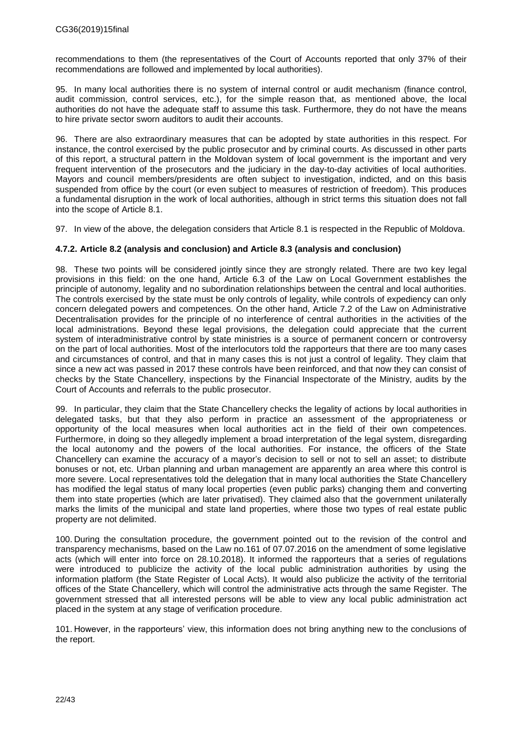recommendations to them (the representatives of the Court of Accounts reported that only 37% of their recommendations are followed and implemented by local authorities).

95. In many local authorities there is no system of internal control or audit mechanism (finance control, audit commission, control services, etc.), for the simple reason that, as mentioned above, the local authorities do not have the adequate staff to assume this task. Furthermore, they do not have the means to hire private sector sworn auditors to audit their accounts.

96. There are also extraordinary measures that can be adopted by state authorities in this respect. For instance, the control exercised by the public prosecutor and by criminal courts. As discussed in other parts of this report, a structural pattern in the Moldovan system of local government is the important and very frequent intervention of the prosecutors and the judiciary in the day-to-day activities of local authorities. Mayors and council members/presidents are often subject to investigation, indicted, and on this basis suspended from office by the court (or even subject to measures of restriction of freedom). This produces a fundamental disruption in the work of local authorities, although in strict terms this situation does not fall into the scope of Article 8.1.

97. In view of the above, the delegation considers that Article 8.1 is respected in the Republic of Moldova.

#### 4.7.2. Article 8.2 (analysis and conclusion) and Article 8.3 (analysis and conclusion)

98. These two points will be considered jointly since they are strongly related. There are two key legal provisions in this field: on the one hand, Article 6.3 of the Law on Local Government establishes the principle of autonomy, legality and no subordination relationships between the central and local authorities. The controls exercised by the state must be only controls of legality, while controls of expediency can only concern delegated powers and competences. On the other hand, Article 7.2 of the Law on Administrative Decentralisation provides for the principle of no interference of central authorities in the activities of the local administrations. Beyond these legal provisions, the delegation could appreciate that the current system of interadministrative control by state ministries is a source of permanent concern or controversy on the part of local authorities. Most of the interlocutors told the rapporteurs that there are too many cases and circumstances of control, and that in many cases this is not just a control of legality. They claim that since a new act was passed in 2017 these controls have been reinforced, and that now they can consist of checks by the State Chancellery, inspections by the Financial Inspectorate of the Ministry, audits by the Court of Accounts and referrals to the public prosecutor.

99. In particular, they claim that the State Chancellery checks the legality of actions by local authorities in delegated tasks, but that they also perform in practice an assessment of the appropriateness or opportunity of the local measures when local authorities act in the field of their own competences. Furthermore, in doing so they allegedly implement a broad interpretation of the legal system, disregarding the local autonomy and the powers of the local authorities. For instance, the officers of the State Chancellery can examine the accuracy of a mayor's decision to sell or not to sell an asset; to distribute bonuses or not, etc. Urban planning and urban management are apparently an area where this control is more severe. Local representatives told the delegation that in many local authorities the State Chancellery has modified the legal status of many local properties (even public parks) changing them and converting them into state properties (which are later privatised). They claimed also that the government unilaterally marks the limits of the municipal and state land properties, where those two types of real estate public property are not delimited.

100. During the consultation procedure, the government pointed out to the revision of the control and transparency mechanisms, based on the Law no.161 of 07.07.2016 on the amendment of some legislative acts (which will enter into force on 28.10.2018). It informed the rapporteurs that a series of regulations were introduced to publicize the activity of the local public administration authorities by using the information platform (the State Register of Local Acts). It would also publicize the activity of the territorial offices of the State Chancellery, which will control the administrative acts through the same Register. The government stressed that all interested persons will be able to view any local public administration act placed in the system at any stage of verification procedure.

101. However, in the rapporteurs' view, this information does not bring anything new to the conclusions of the report.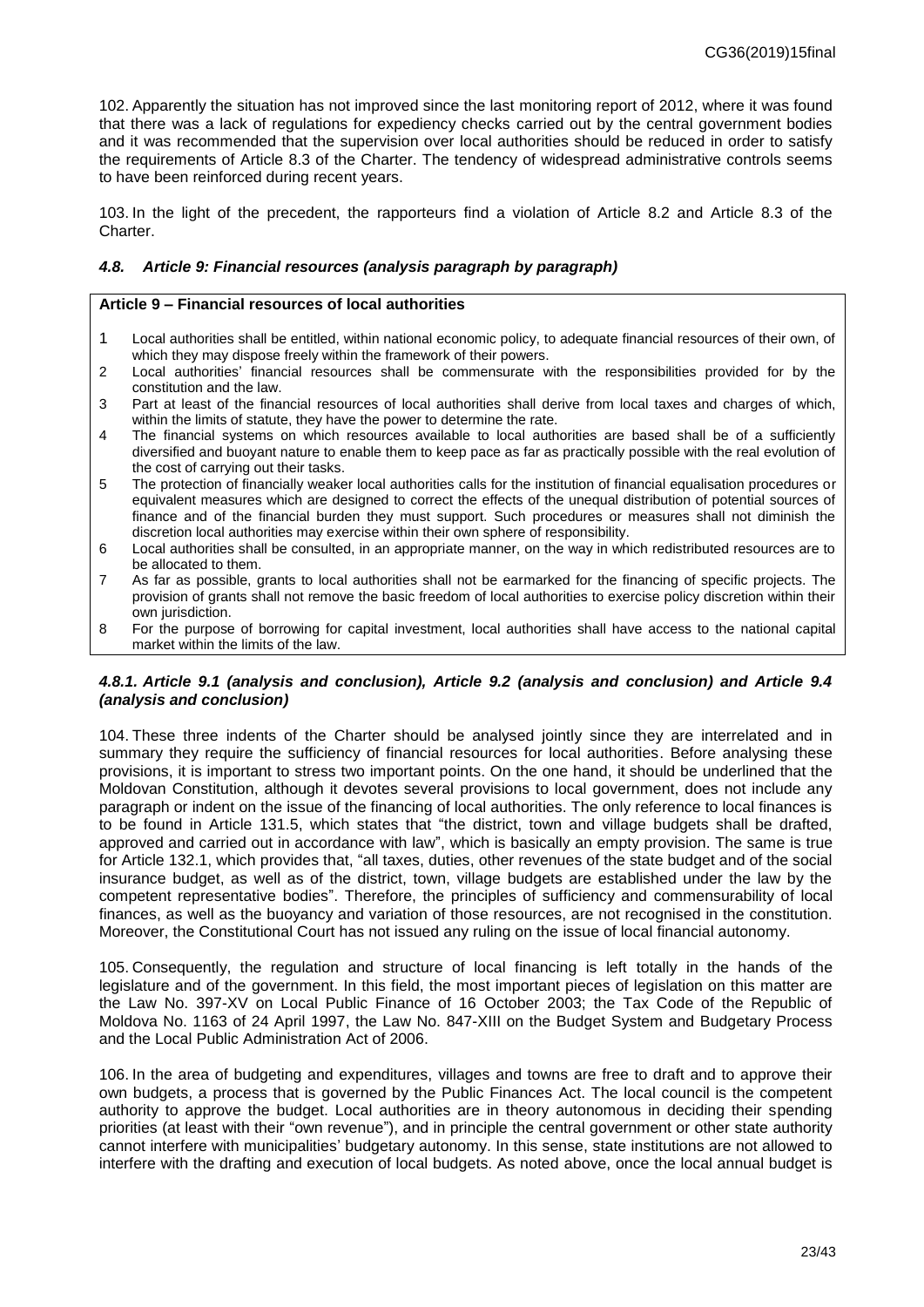102. Apparently the situation has not improved since the last monitoring report of 2012, where it was found that there was a lack of regulations for expediency checks carried out by the central government bodies and it was recommended that the supervision over local authorities should be reduced in order to satisfy the requirements of Article 8.3 of the Charter. The tendency of widespread administrative controls seems to have been reinforced during recent years.

103. In the light of the precedent, the rapporteurs find a violation of Article 8.2 and Article 8.3 of the Charter.

### *4.8. Article 9: Financial resources (analysis paragraph by paragraph)*

**Article 9 – Financial resources of local authorities**

1. Local authorities shall be entitled, within national economic policy, to adequate financial resources of their own, of which they may dispose freely within the framework of their powers.
2. Local authorities' financial resources shall be commensurate with the responsibilities provided for by the constitution and the law.
3. Part at least of the financial resources of local authorities shall derive from local taxes and charges of which, within the limits of statute, they have the power to determine the rate.
4. The financial systems on which resources available to local authorities are based shall be of a sufficiently diversified and buoyant nature to enable them to keep pace as far as practically possible with the real evolution of the cost of carrying out their tasks.
5. The protection of financially weaker local authorities calls for the institution of financial equalisation procedures or equivalent measures which are designed to correct the effects of the unequal distribution of potential sources of finance and of the financial burden they must support. Such procedures or measures shall not diminish the discretion local authorities may exercise within their own sphere of responsibility.
6. Local authorities shall be consulted, in an appropriate manner, on the way in which redistributed resources are to be allocated to them.
7. As far as possible, grants to local authorities shall not be earmarked for the financing of specific projects. The provision of grants shall not remove the basic freedom of local authorities to exercise policy discretion within their own jurisdiction.
8. For the purpose of borrowing for capital investment, local authorities shall have access to the national capital market within the limits of the law.

#### *4.8.1. Article 9.1 (analysis and conclusion), Article 9.2 (analysis and conclusion) and Article 9.4 (analysis and conclusion)*

104. These three indents of the Charter should be analysed jointly since they are interrelated and in summary they require the sufficiency of financial resources for local authorities. Before analysing these provisions, it is important to stress two important points. On the one hand, it should be underlined that the Moldovan Constitution, although it devotes several provisions to local government, does not include any paragraph or indent on the issue of the financing of local authorities. The only reference to local finances is to be found in Article 131.5, which states that "the district, town and village budgets shall be drafted, approved and carried out in accordance with law", which is basically an empty provision. The same is true for Article 132.1, which provides that, "all taxes, duties, other revenues of the state budget and of the social insurance budget, as well as of the district, town, village budgets are established under the law by the competent representative bodies". Therefore, the principles of sufficiency and commensurability of local finances, as well as the buoyancy and variation of those resources, are not recognised in the constitution. Moreover, the Constitutional Court has not issued any ruling on the issue of local financial autonomy.

105. Consequently, the regulation and structure of local financing is left totally in the hands of the legislature and of the government. In this field, the most important pieces of legislation on this matter are the Law No. 397-XV on Local Public Finance of 16 October 2003; the Tax Code of the Republic of Moldova No. 1163 of 24 April 1997, the Law No. 847-XIII on the Budget System and Budgetary Process and the Local Public Administration Act of 2006.

106. In the area of budgeting and expenditures, villages and towns are free to draft and to approve their own budgets, a process that is governed by the Public Finances Act. The local council is the competent authority to approve the budget. Local authorities are in theory autonomous in deciding their spending priorities (at least with their "own revenue"), and in principle the central government or other state authority cannot interfere with municipalities' budgetary autonomy. In this sense, state institutions are not allowed to interfere with the drafting and execution of local budgets. As noted above, once the local annual budget is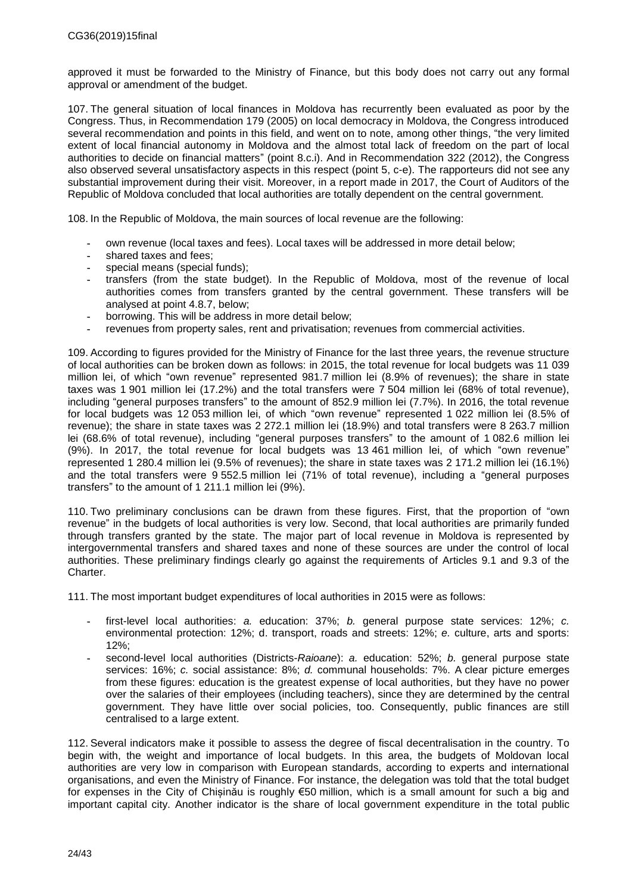approved it must be forwarded to the Ministry of Finance, but this body does not carry out any formal approval or amendment of the budget.

107. The general situation of local finances in Moldova has recurrently been evaluated as poor by the Congress. Thus, in Recommendation 179 (2005) on local democracy in Moldova, the Congress introduced several recommendation and points in this field, and went on to note, among other things, "the very limited extent of local financial autonomy in Moldova and the almost total lack of freedom on the part of local authorities to decide on financial matters" (point 8.c.i). And in Recommendation 322 (2012), the Congress also observed several unsatisfactory aspects in this respect (point 5, c-e). The rapporteurs did not see any substantial improvement during their visit. Moreover, in a report made in 2017, the Court of Auditors of the Republic of Moldova concluded that local authorities are totally dependent on the central government.

108. In the Republic of Moldova, the main sources of local revenue are the following:

- own revenue (local taxes and fees). Local taxes will be addressed in more detail below;
- shared taxes and fees;
- special means (special funds);
- transfers (from the state budget). In the Republic of Moldova, most of the revenue of local authorities comes from transfers granted by the central government. These transfers will be analysed at point 4.8.7, below;
- borrowing. This will be address in more detail below;
- revenues from property sales, rent and privatisation; revenues from commercial activities.

109. According to figures provided for the Ministry of Finance for the last three years, the revenue structure of local authorities can be broken down as follows: in 2015, the total revenue for local budgets was 11 039 million lei, of which "own revenue" represented 981.7 million lei (8.9% of revenues); the share in state taxes was 1 901 million lei (17.2%) and the total transfers were 7 504 million lei (68% of total revenue), including "general purposes transfers" to the amount of 852.9 million lei (7.7%). In 2016, the total revenue for local budgets was 12 053 million lei, of which "own revenue" represented 1 022 million lei (8.5% of revenue); the share in state taxes was 2 272.1 million lei (18.9%) and total transfers were 8 263.7 million lei (68.6% of total revenue), including "general purposes transfers" to the amount of 1 082.6 million lei (9%). In 2017, the total revenue for local budgets was 13 461 million lei, of which "own revenue" represented 1 280.4 million lei (9.5% of revenues); the share in state taxes was 2 171.2 million lei (16.1%) and the total transfers were 9 552.5 million lei (71% of total revenue), including a "general purposes transfers" to the amount of 1 211.1 million lei (9%).

110. Two preliminary conclusions can be drawn from these figures. First, that the proportion of "own revenue" in the budgets of local authorities is very low. Second, that local authorities are primarily funded through transfers granted by the state. The major part of local revenue in Moldova is represented by intergovernmental transfers and shared taxes and none of these sources are under the control of local authorities. These preliminary findings clearly go against the requirements of Articles 9.1 and 9.3 of the Charter.

111. The most important budget expenditures of local authorities in 2015 were as follows:

- first-level local authorities: *a.* education: 37%; *b.* general purpose state services: 12%; *c.* environmental protection: 12%; d. transport, roads and streets: 12%; *e.* culture, arts and sports: 12%;
- second-level local authorities (Districts-*Raioane*): *a.* education: 52%; *b.* general purpose state services: 16%; *c.* social assistance: 8%; *d.* communal households: 7%. A clear picture emerges from these figures: education is the greatest expense of local authorities, but they have no power over the salaries of their employees (including teachers), since they are determined by the central government. They have little over social policies, too. Consequently, public finances are still centralised to a large extent.

112. Several indicators make it possible to assess the degree of fiscal decentralisation in the country. To begin with, the weight and importance of local budgets. In this area, the budgets of Moldovan local authorities are very low in comparison with European standards, according to experts and international organisations, and even the Ministry of Finance. For instance, the delegation was told that the total budget for expenses in the City of Chișinău is roughly €50 million, which is a small amount for such a big and important capital city. Another indicator is the share of local government expenditure in the total public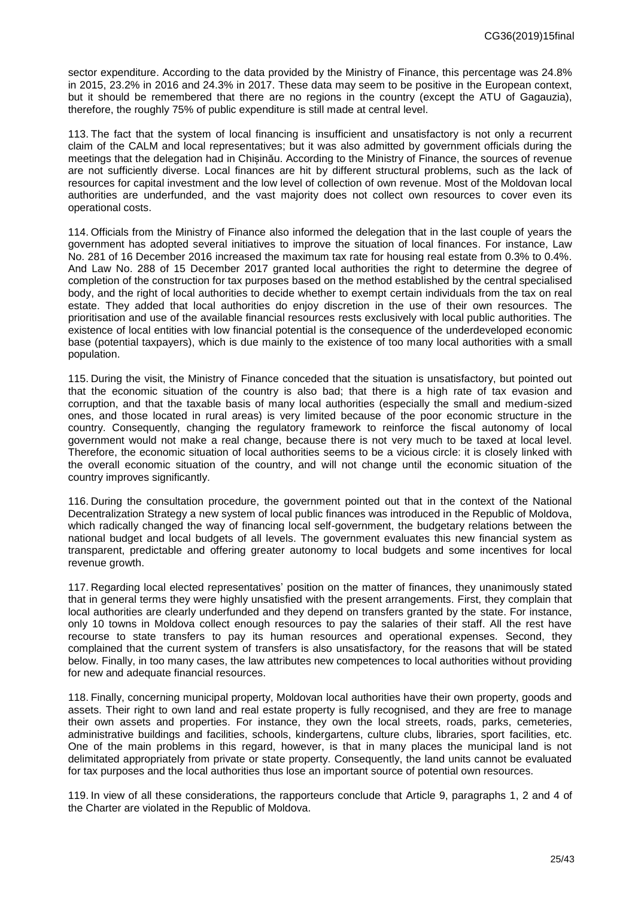sector expenditure. According to the data provided by the Ministry of Finance, this percentage was 24.8% in 2015, 23.2% in 2016 and 24.3% in 2017. These data may seem to be positive in the European context, but it should be remembered that there are no regions in the country (except the ATU of Gagauzia), therefore, the roughly 75% of public expenditure is still made at central level.

113. The fact that the system of local financing is insufficient and unsatisfactory is not only a recurrent claim of the CALM and local representatives; but it was also admitted by government officials during the meetings that the delegation had in Chișinău. According to the Ministry of Finance, the sources of revenue are not sufficiently diverse. Local finances are hit by different structural problems, such as the lack of resources for capital investment and the low level of collection of own revenue. Most of the Moldovan local authorities are underfunded, and the vast majority does not collect own resources to cover even its operational costs.

114. Officials from the Ministry of Finance also informed the delegation that in the last couple of years the government has adopted several initiatives to improve the situation of local finances. For instance, Law No. 281 of 16 December 2016 increased the maximum tax rate for housing real estate from 0.3% to 0.4%. And Law No. 288 of 15 December 2017 granted local authorities the right to determine the degree of completion of the construction for tax purposes based on the method established by the central specialised body, and the right of local authorities to decide whether to exempt certain individuals from the tax on real estate. They added that local authorities do enjoy discretion in the use of their own resources. The prioritisation and use of the available financial resources rests exclusively with local public authorities. The existence of local entities with low financial potential is the consequence of the underdeveloped economic base (potential taxpayers), which is due mainly to the existence of too many local authorities with a small population.

115. During the visit, the Ministry of Finance conceded that the situation is unsatisfactory, but pointed out that the economic situation of the country is also bad; that there is a high rate of tax evasion and corruption, and that the taxable basis of many local authorities (especially the small and medium-sized ones, and those located in rural areas) is very limited because of the poor economic structure in the country. Consequently, changing the regulatory framework to reinforce the fiscal autonomy of local government would not make a real change, because there is not very much to be taxed at local level. Therefore, the economic situation of local authorities seems to be a vicious circle: it is closely linked with the overall economic situation of the country, and will not change until the economic situation of the country improves significantly.

116. During the consultation procedure, the government pointed out that in the context of the National Decentralization Strategy a new system of local public finances was introduced in the Republic of Moldova, which radically changed the way of financing local self-government, the budgetary relations between the national budget and local budgets of all levels. The government evaluates this new financial system as transparent, predictable and offering greater autonomy to local budgets and some incentives for local revenue growth.

117. Regarding local elected representatives' position on the matter of finances, they unanimously stated that in general terms they were highly unsatisfied with the present arrangements. First, they complain that local authorities are clearly underfunded and they depend on transfers granted by the state. For instance, only 10 towns in Moldova collect enough resources to pay the salaries of their staff. All the rest have recourse to state transfers to pay its human resources and operational expenses. Second, they complained that the current system of transfers is also unsatisfactory, for the reasons that will be stated below. Finally, in too many cases, the law attributes new competences to local authorities without providing for new and adequate financial resources.

118. Finally, concerning municipal property, Moldovan local authorities have their own property, goods and assets. Their right to own land and real estate property is fully recognised, and they are free to manage their own assets and properties. For instance, they own the local streets, roads, parks, cemeteries, administrative buildings and facilities, schools, kindergartens, culture clubs, libraries, sport facilities, etc. One of the main problems in this regard, however, is that in many places the municipal land is not delimitated appropriately from private or state property. Consequently, the land units cannot be evaluated for tax purposes and the local authorities thus lose an important source of potential own resources.

119. In view of all these considerations, the rapporteurs conclude that Article 9, paragraphs 1, 2 and 4 of the Charter are violated in the Republic of Moldova.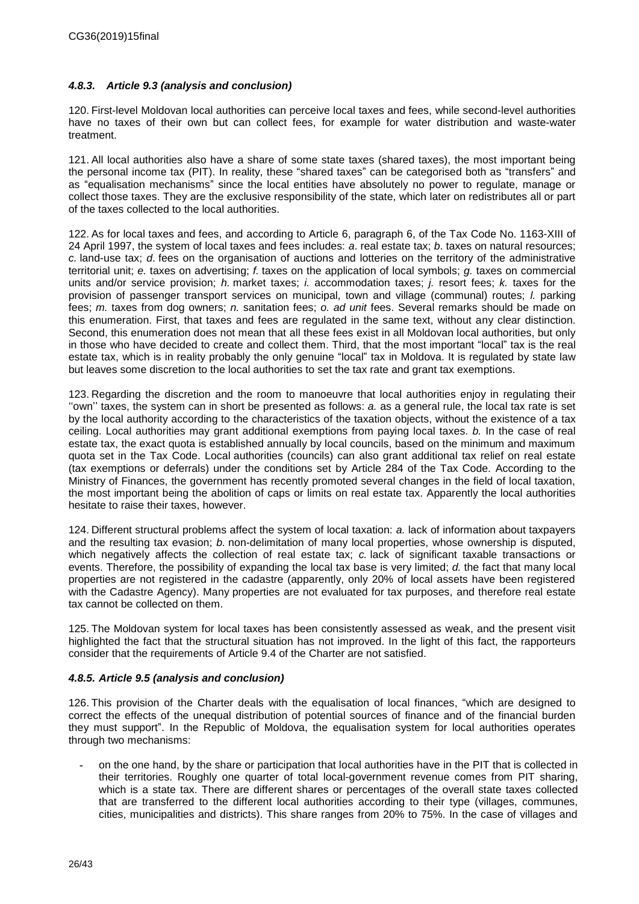### *4.8.3. Article 9.3 (analysis and conclusion)*

120. First-level Moldovan local authorities can perceive local taxes and fees, while second-level authorities have no taxes of their own but can collect fees, for example for water distribution and waste-water treatment.

121. All local authorities also have a share of some state taxes (shared taxes), the most important being the personal income tax (PIT). In reality, these "shared taxes" can be categorised both as "transfers" and as "equalisation mechanisms" since the local entities have absolutely no power to regulate, manage or collect those taxes. They are the exclusive responsibility of the state, which later on redistributes all or part of the taxes collected to the local authorities.

122. As for local taxes and fees, and according to Article 6, paragraph 6, of the Tax Code No. 1163-XIII of 24 April 1997, the system of local taxes and fees includes: *a*. real estate tax; *b*. taxes on natural resources; *c.* land-use tax; *d*. fees on the organisation of auctions and lotteries on the territory of the administrative territorial unit; *e.* taxes on advertising; *f.* taxes on the application of local symbols; *g.* taxes on commercial units and/or service provision; *h.* market taxes; *i.* accommodation taxes; *j.* resort fees; *k.* taxes for the provision of passenger transport services on municipal, town and village (communal) routes; *l.* parking fees; *m.* taxes from dog owners; *n.* sanitation fees; *o. ad unit* fees. Several remarks should be made on this enumeration. First, that taxes and fees are regulated in the same text, without any clear distinction. Second, this enumeration does not mean that all these fees exist in all Moldovan local authorities, but only in those who have decided to create and collect them. Third, that the most important "local" tax is the real estate tax, which is in reality probably the only genuine "local" tax in Moldova. It is regulated by state law but leaves some discretion to the local authorities to set the tax rate and grant tax exemptions.

123. Regarding the discretion and the room to manoeuvre that local authorities enjoy in regulating their ''own'' taxes, the system can in short be presented as follows: *a.* as a general rule, the local tax rate is set by the local authority according to the characteristics of the taxation objects, without the existence of a tax ceiling. Local authorities may grant additional exemptions from paying local taxes. *b.* In the case of real estate tax, the exact quota is established annually by local councils, based on the minimum and maximum quota set in the Tax Code. Local authorities (councils) can also grant additional tax relief on real estate (tax exemptions or deferrals) under the conditions set by Article 284 of the Tax Code. According to the Ministry of Finances, the government has recently promoted several changes in the field of local taxation, the most important being the abolition of caps or limits on real estate tax. Apparently the local authorities hesitate to raise their taxes, however.

124. Different structural problems affect the system of local taxation: *a.* lack of information about taxpayers and the resulting tax evasion; *b.* non-delimitation of many local properties, whose ownership is disputed, which negatively affects the collection of real estate tax; *c.* lack of significant taxable transactions or events. Therefore, the possibility of expanding the local tax base is very limited; *d.* the fact that many local properties are not registered in the cadastre (apparently, only 20% of local assets have been registered with the Cadastre Agency). Many properties are not evaluated for tax purposes, and therefore real estate tax cannot be collected on them.

125. The Moldovan system for local taxes has been consistently assessed as weak, and the present visit highlighted the fact that the structural situation has not improved. In the light of this fact, the rapporteurs consider that the requirements of Article 9.4 of the Charter are not satisfied.

### *4.8.5. Article 9.5 (analysis and conclusion)*

126. This provision of the Charter deals with the equalisation of local finances, "which are designed to correct the effects of the unequal distribution of potential sources of finance and of the financial burden they must support". In the Republic of Moldova, the equalisation system for local authorities operates through two mechanisms:

- on the one hand, by the share or participation that local authorities have in the PIT that is collected in their territories. Roughly one quarter of total local-government revenue comes from PIT sharing, which is a state tax. There are different shares or percentages of the overall state taxes collected that are transferred to the different local authorities according to their type (villages, communes, cities, municipalities and districts). This share ranges from 20% to 75%. In the case of villages and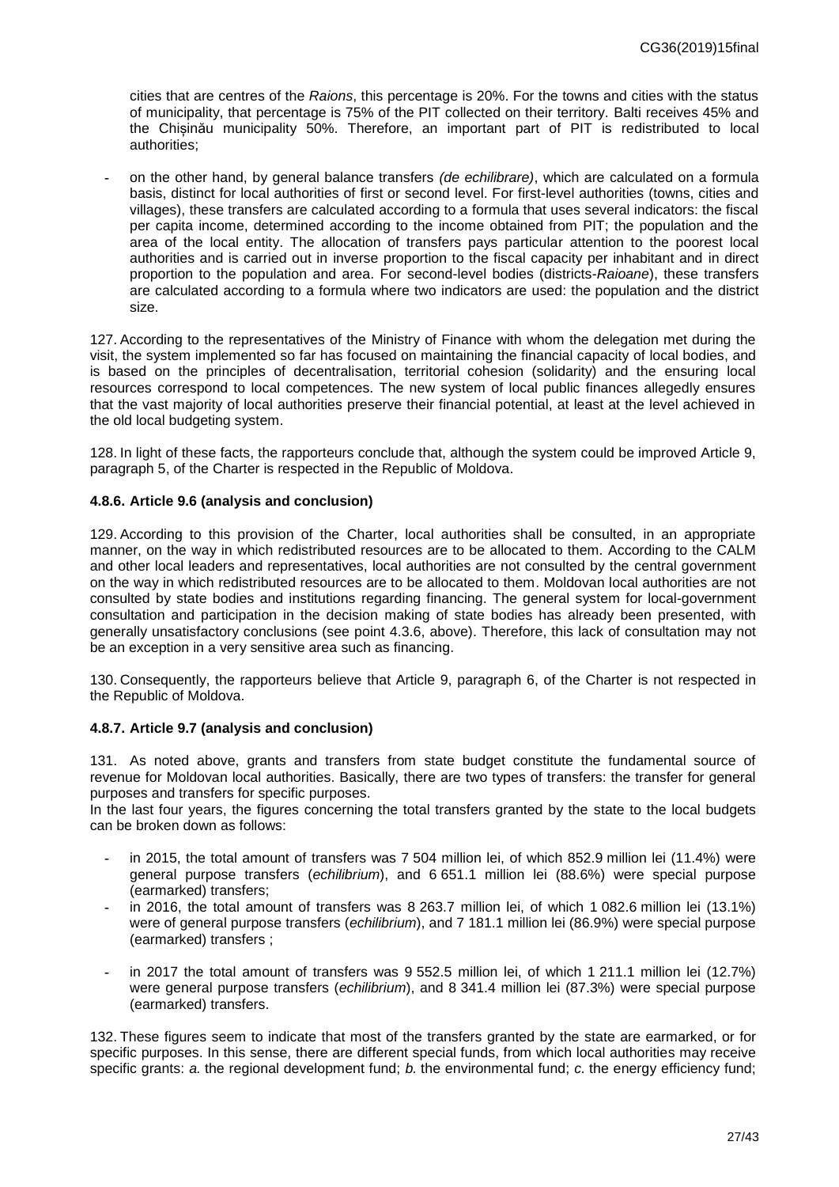cities that are centres of the *Raions*, this percentage is 20%. For the towns and cities with the status of municipality, that percentage is 75% of the PIT collected on their territory. Balti receives 45% and the Chișinău municipality 50%. Therefore, an important part of PIT is redistributed to local authorities;

- on the other hand, by general balance transfers *(de echilibrare)*, which are calculated on a formula basis, distinct for local authorities of first or second level. For first-level authorities (towns, cities and villages), these transfers are calculated according to a formula that uses several indicators: the fiscal per capita income, determined according to the income obtained from PIT; the population and the area of the local entity. The allocation of transfers pays particular attention to the poorest local authorities and is carried out in inverse proportion to the fiscal capacity per inhabitant and in direct proportion to the population and area. For second-level bodies (districts-*Raioane*), these transfers are calculated according to a formula where two indicators are used: the population and the district size.

127. According to the representatives of the Ministry of Finance with whom the delegation met during the visit, the system implemented so far has focused on maintaining the financial capacity of local bodies, and is based on the principles of decentralisation, territorial cohesion (solidarity) and the ensuring local resources correspond to local competences. The new system of local public finances allegedly ensures that the vast majority of local authorities preserve their financial potential, at least at the level achieved in the old local budgeting system.

128. In light of these facts, the rapporteurs conclude that, although the system could be improved Article 9, paragraph 5, of the Charter is respected in the Republic of Moldova.

#### 4.8.6. Article 9.6 (analysis and conclusion)

129. According to this provision of the Charter, local authorities shall be consulted, in an appropriate manner, on the way in which redistributed resources are to be allocated to them. According to the CALM and other local leaders and representatives, local authorities are not consulted by the central government on the way in which redistributed resources are to be allocated to them. Moldovan local authorities are not consulted by state bodies and institutions regarding financing. The general system for local-government consultation and participation in the decision making of state bodies has already been presented, with generally unsatisfactory conclusions (see point 4.3.6, above). Therefore, this lack of consultation may not be an exception in a very sensitive area such as financing.

130. Consequently, the rapporteurs believe that Article 9, paragraph 6, of the Charter is not respected in the Republic of Moldova.

#### 4.8.7. Article 9.7 (analysis and conclusion)

131. As noted above, grants and transfers from state budget constitute the fundamental source of revenue for Moldovan local authorities. Basically, there are two types of transfers: the transfer for general purposes and transfers for specific purposes.

In the last four years, the figures concerning the total transfers granted by the state to the local budgets can be broken down as follows:

- in 2015, the total amount of transfers was 7 504 million lei, of which 852.9 million lei (11.4%) were general purpose transfers (*echilibrium*), and 6 651.1 million lei (88.6%) were special purpose (earmarked) transfers;
- in 2016, the total amount of transfers was 8 263.7 million lei, of which 1 082.6 million lei (13.1%) were of general purpose transfers (*echilibrium*), and 7 181.1 million lei (86.9%) were special purpose (earmarked) transfers ;
- in 2017 the total amount of transfers was 9 552.5 million lei, of which 1 211.1 million lei (12.7%) were general purpose transfers (*echilibrium*), and 8 341.4 million lei (87.3%) were special purpose (earmarked) transfers.

132. These figures seem to indicate that most of the transfers granted by the state are earmarked, or for specific purposes. In this sense, there are different special funds, from which local authorities may receive specific grants: *a.* the regional development fund; *b.* the environmental fund; *c.* the energy efficiency fund;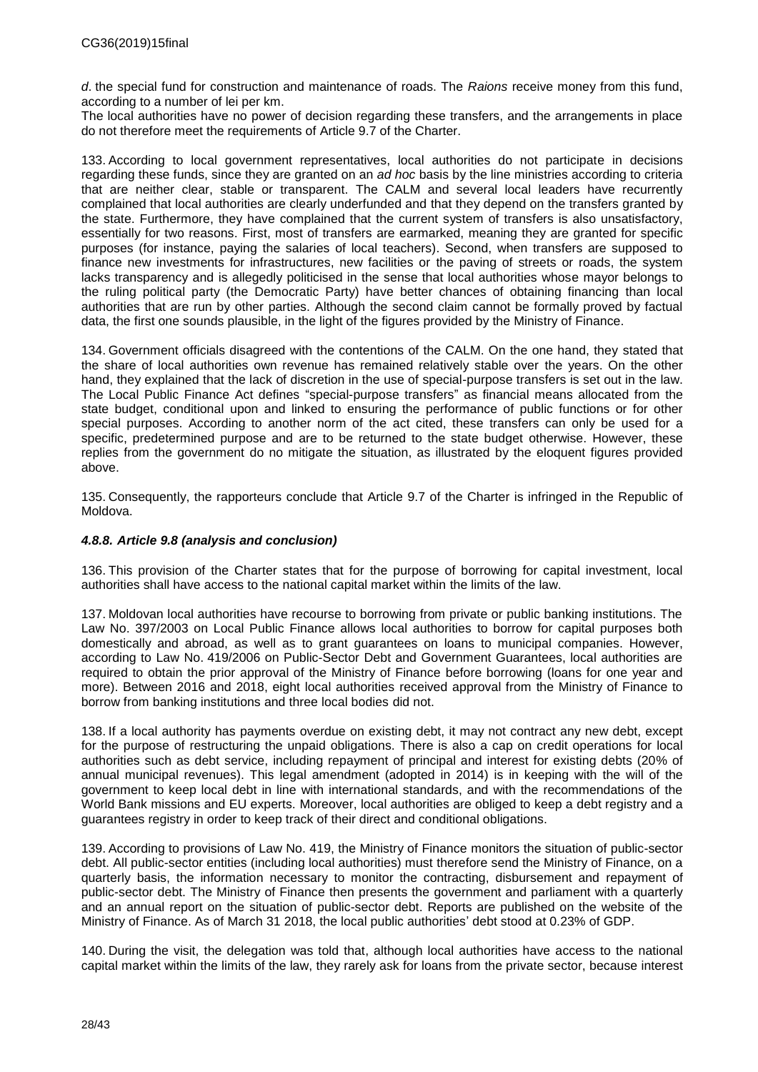*d*. the special fund for construction and maintenance of roads. The *Raions* receive money from this fund, according to a number of lei per km.

The local authorities have no power of decision regarding these transfers, and the arrangements in place do not therefore meet the requirements of Article 9.7 of the Charter.

133. According to local government representatives, local authorities do not participate in decisions regarding these funds, since they are granted on an *ad hoc* basis by the line ministries according to criteria that are neither clear, stable or transparent. The CALM and several local leaders have recurrently complained that local authorities are clearly underfunded and that they depend on the transfers granted by the state. Furthermore, they have complained that the current system of transfers is also unsatisfactory, essentially for two reasons. First, most of transfers are earmarked, meaning they are granted for specific purposes (for instance, paying the salaries of local teachers). Second, when transfers are supposed to finance new investments for infrastructures, new facilities or the paving of streets or roads, the system lacks transparency and is allegedly politicised in the sense that local authorities whose mayor belongs to the ruling political party (the Democratic Party) have better chances of obtaining financing than local authorities that are run by other parties. Although the second claim cannot be formally proved by factual data, the first one sounds plausible, in the light of the figures provided by the Ministry of Finance.

134. Government officials disagreed with the contentions of the CALM. On the one hand, they stated that the share of local authorities own revenue has remained relatively stable over the years. On the other hand, they explained that the lack of discretion in the use of special-purpose transfers is set out in the law. The Local Public Finance Act defines "special-purpose transfers" as financial means allocated from the state budget, conditional upon and linked to ensuring the performance of public functions or for other special purposes. According to another norm of the act cited, these transfers can only be used for a specific, predetermined purpose and are to be returned to the state budget otherwise. However, these replies from the government do no mitigate the situation, as illustrated by the eloquent figures provided above.

135. Consequently, the rapporteurs conclude that Article 9.7 of the Charter is infringed in the Republic of Moldova.

#### *4.8.8. Article 9.8 (analysis and conclusion)*

136. This provision of the Charter states that for the purpose of borrowing for capital investment, local authorities shall have access to the national capital market within the limits of the law.

137. Moldovan local authorities have recourse to borrowing from private or public banking institutions. The Law No. 397/2003 on Local Public Finance allows local authorities to borrow for capital purposes both domestically and abroad, as well as to grant guarantees on loans to municipal companies. However, according to Law No. 419/2006 on Public-Sector Debt and Government Guarantees, local authorities are required to obtain the prior approval of the Ministry of Finance before borrowing (loans for one year and more). Between 2016 and 2018, eight local authorities received approval from the Ministry of Finance to borrow from banking institutions and three local bodies did not.

138. If a local authority has payments overdue on existing debt, it may not contract any new debt, except for the purpose of restructuring the unpaid obligations. There is also a cap on credit operations for local authorities such as debt service, including repayment of principal and interest for existing debts (20% of annual municipal revenues). This legal amendment (adopted in 2014) is in keeping with the will of the government to keep local debt in line with international standards, and with the recommendations of the World Bank missions and EU experts. Moreover, local authorities are obliged to keep a debt registry and a guarantees registry in order to keep track of their direct and conditional obligations.

139. According to provisions of Law No. 419, the Ministry of Finance monitors the situation of public-sector debt. All public-sector entities (including local authorities) must therefore send the Ministry of Finance, on a quarterly basis, the information necessary to monitor the contracting, disbursement and repayment of public-sector debt. The Ministry of Finance then presents the government and parliament with a quarterly and an annual report on the situation of public-sector debt. Reports are published on the website of the Ministry of Finance. As of March 31 2018, the local public authorities' debt stood at 0.23% of GDP.

140. During the visit, the delegation was told that, although local authorities have access to the national capital market within the limits of the law, they rarely ask for loans from the private sector, because interest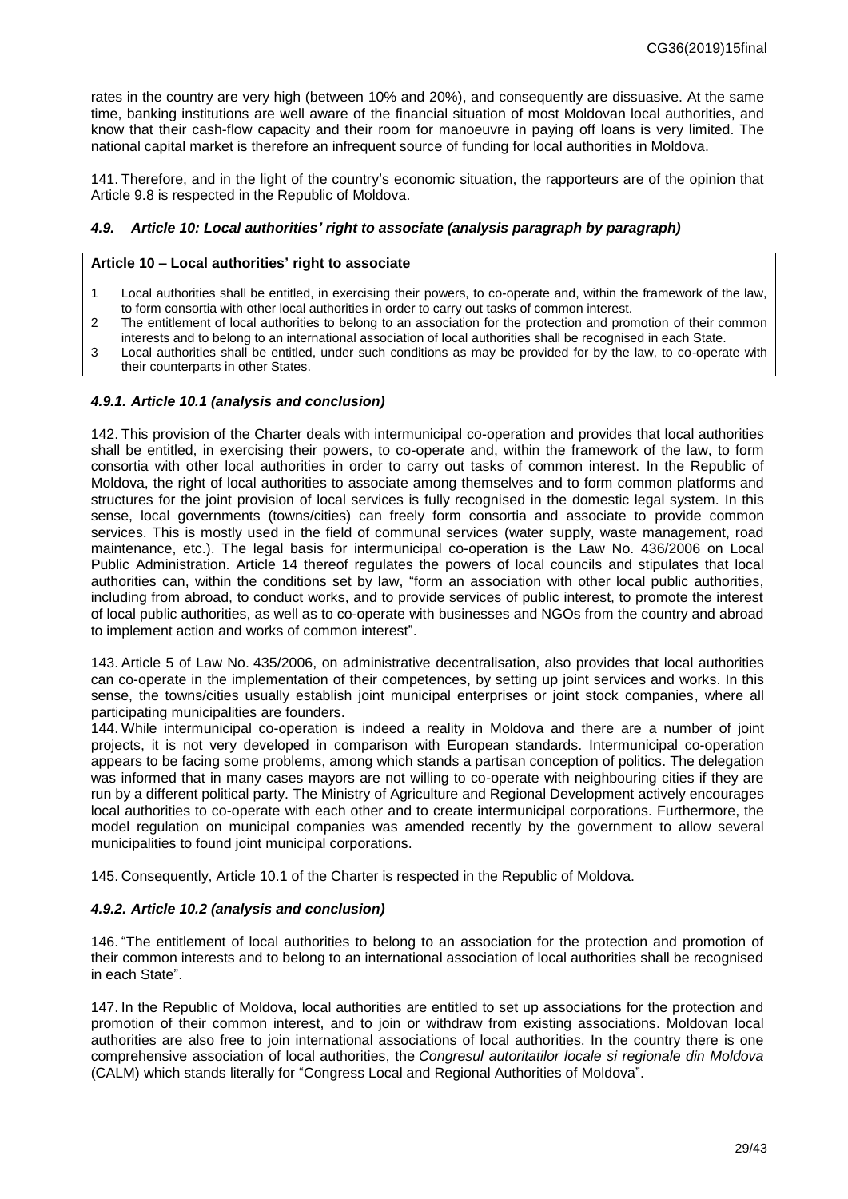rates in the country are very high (between 10% and 20%), and consequently are dissuasive. At the same time, banking institutions are well aware of the financial situation of most Moldovan local authorities, and know that their cash-flow capacity and their room for manoeuvre in paying off loans is very limited. The national capital market is therefore an infrequent source of funding for local authorities in Moldova.

141. Therefore, and in the light of the country's economic situation, the rapporteurs are of the opinion that Article 9.8 is respected in the Republic of Moldova.

### *4.9. Article 10: Local authorities' right to associate (analysis paragraph by paragraph)*

**Article 10 – Local authorities' right to associate**

1 Local authorities shall be entitled, in exercising their powers, to co-operate and, within the framework of the law, to form consortia with other local authorities in order to carry out tasks of common interest.
2 The entitlement of local authorities to belong to an association for the protection and promotion of their common interests and to belong to an international association of local authorities shall be recognised in each State.
3 Local authorities shall be entitled, under such conditions as may be provided for by the law, to co-operate with their counterparts in other States.

#### *4.9.1. Article 10.1 (analysis and conclusion)*

142. This provision of the Charter deals with intermunicipal co-operation and provides that local authorities shall be entitled, in exercising their powers, to co-operate and, within the framework of the law, to form consortia with other local authorities in order to carry out tasks of common interest. In the Republic of Moldova, the right of local authorities to associate among themselves and to form common platforms and structures for the joint provision of local services is fully recognised in the domestic legal system. In this sense, local governments (towns/cities) can freely form consortia and associate to provide common services. This is mostly used in the field of communal services (water supply, waste management, road maintenance, etc.). The legal basis for intermunicipal co-operation is the Law No. 436/2006 on Local Public Administration. Article 14 thereof regulates the powers of local councils and stipulates that local authorities can, within the conditions set by law, "form an association with other local public authorities, including from abroad, to conduct works, and to provide services of public interest, to promote the interest of local public authorities, as well as to co-operate with businesses and NGOs from the country and abroad to implement action and works of common interest".

143. Article 5 of Law No. 435/2006, on administrative decentralisation, also provides that local authorities can co-operate in the implementation of their competences, by setting up joint services and works. In this sense, the towns/cities usually establish joint municipal enterprises or joint stock companies, where all participating municipalities are founders.

144. While intermunicipal co-operation is indeed a reality in Moldova and there are a number of joint projects, it is not very developed in comparison with European standards. Intermunicipal co-operation appears to be facing some problems, among which stands a partisan conception of politics. The delegation was informed that in many cases mayors are not willing to co-operate with neighbouring cities if they are run by a different political party. The Ministry of Agriculture and Regional Development actively encourages local authorities to co-operate with each other and to create intermunicipal corporations. Furthermore, the model regulation on municipal companies was amended recently by the government to allow several municipalities to found joint municipal corporations.

145. Consequently, Article 10.1 of the Charter is respected in the Republic of Moldova.

#### *4.9.2. Article 10.2 (analysis and conclusion)*

146. "The entitlement of local authorities to belong to an association for the protection and promotion of their common interests and to belong to an international association of local authorities shall be recognised in each State".

147. In the Republic of Moldova, local authorities are entitled to set up associations for the protection and promotion of their common interest, and to join or withdraw from existing associations. Moldovan local authorities are also free to join international associations of local authorities. In the country there is one comprehensive association of local authorities, the *Congresul autoritatilor locale si regionale din Moldova* (CALM) which stands literally for "Congress Local and Regional Authorities of Moldova".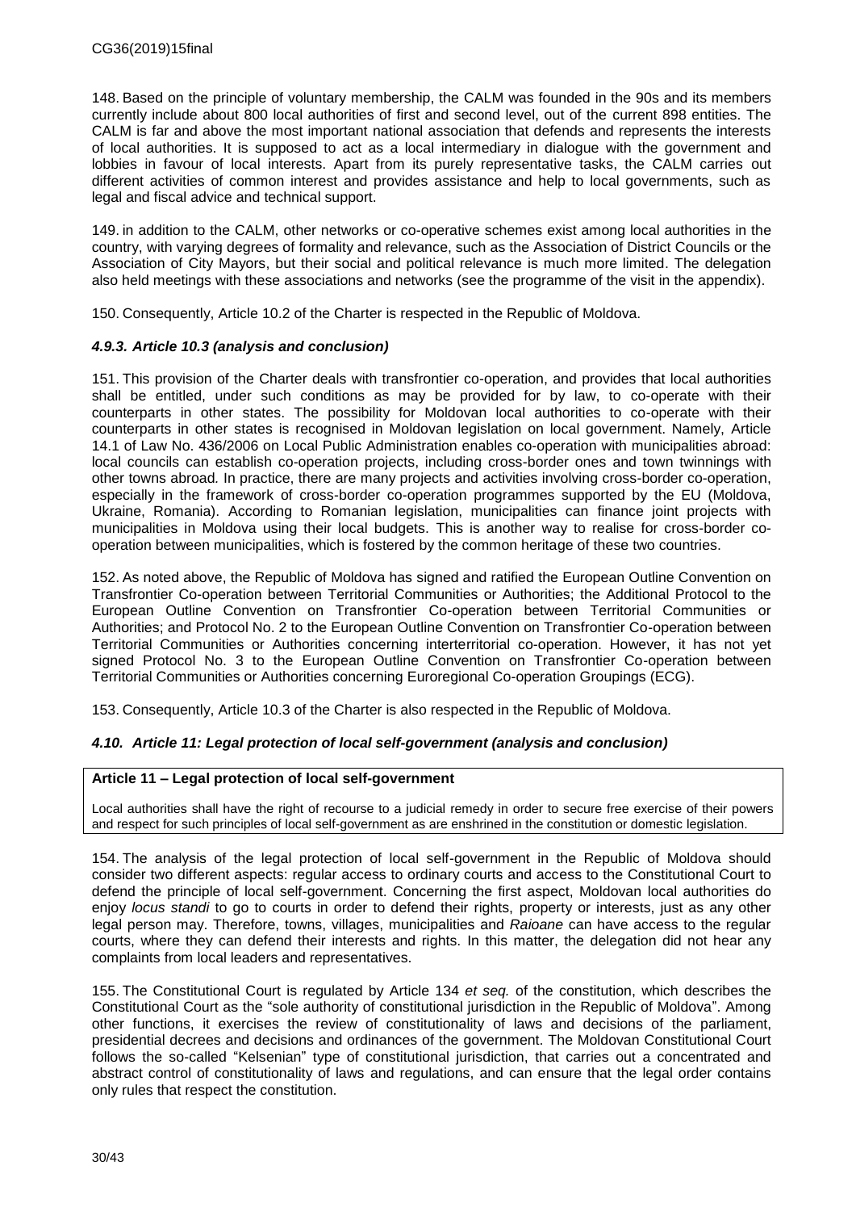148. Based on the principle of voluntary membership, the CALM was founded in the 90s and its members currently include about 800 local authorities of first and second level, out of the current 898 entities. The CALM is far and above the most important national association that defends and represents the interests of local authorities. It is supposed to act as a local intermediary in dialogue with the government and lobbies in favour of local interests. Apart from its purely representative tasks, the CALM carries out different activities of common interest and provides assistance and help to local governments, such as legal and fiscal advice and technical support.

149. in addition to the CALM, other networks or co-operative schemes exist among local authorities in the country, with varying degrees of formality and relevance, such as the Association of District Councils or the Association of City Mayors, but their social and political relevance is much more limited. The delegation also held meetings with these associations and networks (see the programme of the visit in the appendix).

150. Consequently, Article 10.2 of the Charter is respected in the Republic of Moldova.

### *4.9.3. Article 10.3 (analysis and conclusion)*

151. This provision of the Charter deals with transfrontier co-operation, and provides that local authorities shall be entitled, under such conditions as may be provided for by law, to co-operate with their counterparts in other states. The possibility for Moldovan local authorities to co-operate with their counterparts in other states is recognised in Moldovan legislation on local government. Namely, Article 14.1 of Law No. 436/2006 on Local Public Administration enables co-operation with municipalities abroad: local councils can establish co-operation projects, including cross-border ones and town twinnings with other towns abroad. In practice, there are many projects and activities involving cross-border co-operation, especially in the framework of cross-border co-operation programmes supported by the EU (Moldova, Ukraine, Romania). According to Romanian legislation, municipalities can finance joint projects with municipalities in Moldova using their local budgets. This is another way to realise for cross-border co-operation between municipalities, which is fostered by the common heritage of these two countries.

152. As noted above, the Republic of Moldova has signed and ratified the European Outline Convention on Transfrontier Co-operation between Territorial Communities or Authorities; the Additional Protocol to the European Outline Convention on Transfrontier Co-operation between Territorial Communities or Authorities; and Protocol No. 2 to the European Outline Convention on Transfrontier Co-operation between Territorial Communities or Authorities concerning interterritorial co-operation. However, it has not yet signed Protocol No. 3 to the European Outline Convention on Transfrontier Co-operation between Territorial Communities or Authorities concerning Euroregional Co-operation Groupings (ECG).

153. Consequently, Article 10.3 of the Charter is also respected in the Republic of Moldova.

### *4.10. Article 11: Legal protection of local self-government (analysis and conclusion)*

**Article 11 – Legal protection of local self-government**

Local authorities shall have the right of recourse to a judicial remedy in order to secure free exercise of their powers and respect for such principles of local self-government as are enshrined in the constitution or domestic legislation.

154. The analysis of the legal protection of local self-government in the Republic of Moldova should consider two different aspects: regular access to ordinary courts and access to the Constitutional Court to defend the principle of local self-government. Concerning the first aspect, Moldovan local authorities do enjoy *locus standi* to go to courts in order to defend their rights, property or interests, just as any other legal person may. Therefore, towns, villages, municipalities and *Raioane* can have access to the regular courts, where they can defend their interests and rights. In this matter, the delegation did not hear any complaints from local leaders and representatives.

155. The Constitutional Court is regulated by Article 134 *et seq.* of the constitution, which describes the Constitutional Court as the "sole authority of constitutional jurisdiction in the Republic of Moldova". Among other functions, it exercises the review of constitutionality of laws and decisions of the parliament, presidential decrees and decisions and ordinances of the government. The Moldovan Constitutional Court follows the so-called "Kelsenian" type of constitutional jurisdiction, that carries out a concentrated and abstract control of constitutionality of laws and regulations, and can ensure that the legal order contains only rules that respect the constitution.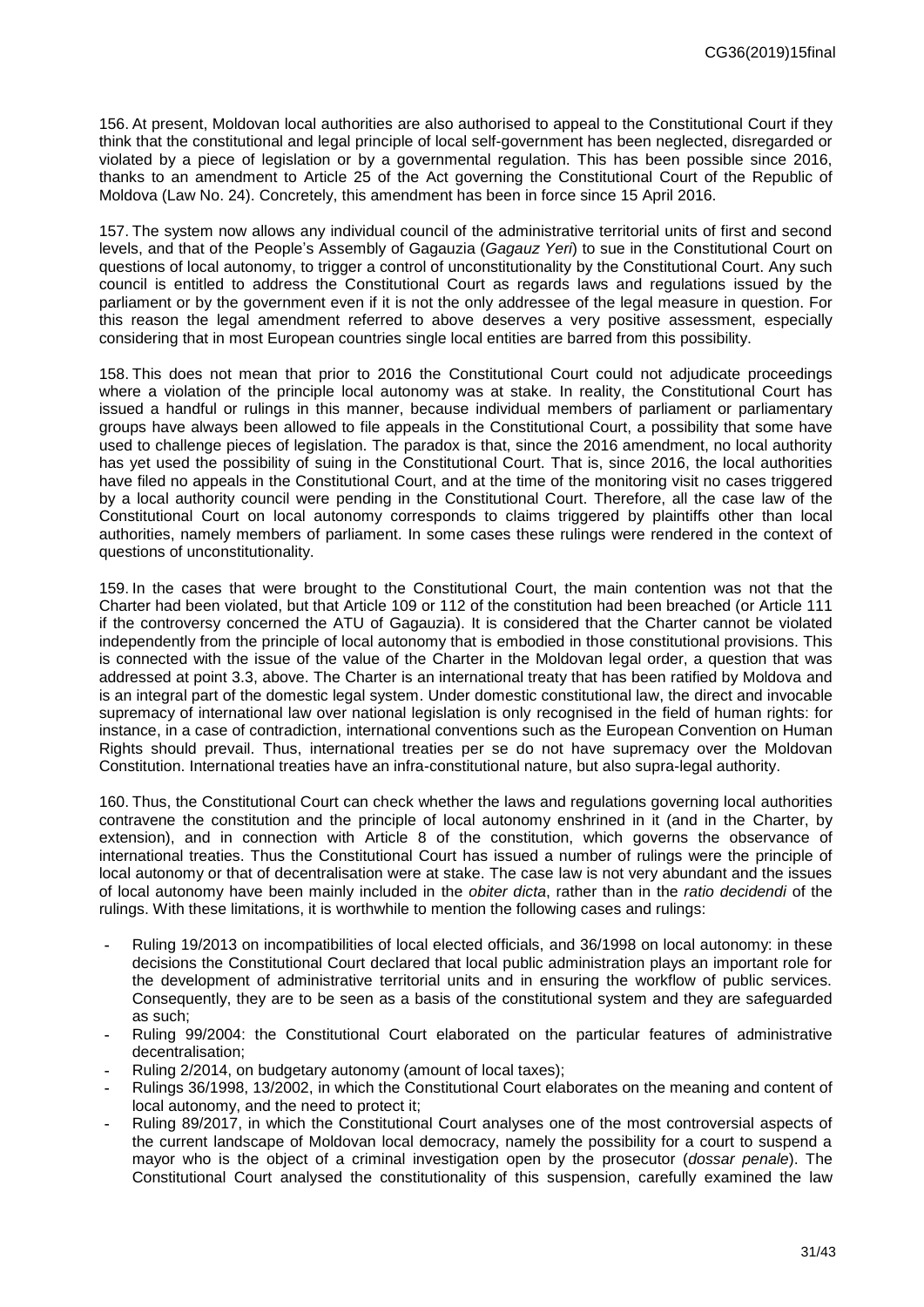156. At present, Moldovan local authorities are also authorised to appeal to the Constitutional Court if they think that the constitutional and legal principle of local self-government has been neglected, disregarded or violated by a piece of legislation or by a governmental regulation. This has been possible since 2016, thanks to an amendment to Article 25 of the Act governing the Constitutional Court of the Republic of Moldova (Law No. 24). Concretely, this amendment has been in force since 15 April 2016.

157. The system now allows any individual council of the administrative territorial units of first and second levels, and that of the People's Assembly of Gagauzia (*Gagauz Yeri*) to sue in the Constitutional Court on questions of local autonomy, to trigger a control of unconstitutionality by the Constitutional Court. Any such council is entitled to address the Constitutional Court as regards laws and regulations issued by the parliament or by the government even if it is not the only addressee of the legal measure in question. For this reason the legal amendment referred to above deserves a very positive assessment, especially considering that in most European countries single local entities are barred from this possibility.

158. This does not mean that prior to 2016 the Constitutional Court could not adjudicate proceedings where a violation of the principle local autonomy was at stake. In reality, the Constitutional Court has issued a handful or rulings in this manner, because individual members of parliament or parliamentary groups have always been allowed to file appeals in the Constitutional Court, a possibility that some have used to challenge pieces of legislation. The paradox is that, since the 2016 amendment, no local authority has yet used the possibility of suing in the Constitutional Court. That is, since 2016, the local authorities have filed no appeals in the Constitutional Court, and at the time of the monitoring visit no cases triggered by a local authority council were pending in the Constitutional Court. Therefore, all the case law of the Constitutional Court on local autonomy corresponds to claims triggered by plaintiffs other than local authorities, namely members of parliament. In some cases these rulings were rendered in the context of questions of unconstitutionality.

159. In the cases that were brought to the Constitutional Court, the main contention was not that the Charter had been violated, but that Article 109 or 112 of the constitution had been breached (or Article 111 if the controversy concerned the ATU of Gagauzia). It is considered that the Charter cannot be violated independently from the principle of local autonomy that is embodied in those constitutional provisions. This is connected with the issue of the value of the Charter in the Moldovan legal order, a question that was addressed at point 3.3, above. The Charter is an international treaty that has been ratified by Moldova and is an integral part of the domestic legal system. Under domestic constitutional law, the direct and invocable supremacy of international law over national legislation is only recognised in the field of human rights: for instance, in a case of contradiction, international conventions such as the European Convention on Human Rights should prevail. Thus, international treaties per se do not have supremacy over the Moldovan Constitution. International treaties have an infra-constitutional nature, but also supra-legal authority.

160. Thus, the Constitutional Court can check whether the laws and regulations governing local authorities contravene the constitution and the principle of local autonomy enshrined in it (and in the Charter, by extension), and in connection with Article 8 of the constitution, which governs the observance of international treaties. Thus the Constitutional Court has issued a number of rulings were the principle of local autonomy or that of decentralisation were at stake. The case law is not very abundant and the issues of local autonomy have been mainly included in the *obiter dicta*, rather than in the *ratio decidendi* of the rulings. With these limitations, it is worthwhile to mention the following cases and rulings:

- Ruling 19/2013 on incompatibilities of local elected officials, and 36/1998 on local autonomy: in these decisions the Constitutional Court declared that local public administration plays an important role for the development of administrative territorial units and in ensuring the workflow of public services. Consequently, they are to be seen as a basis of the constitutional system and they are safeguarded as such;
- Ruling 99/2004: the Constitutional Court elaborated on the particular features of administrative decentralisation;
- Ruling 2/2014, on budgetary autonomy (amount of local taxes);
- Rulings 36/1998, 13/2002, in which the Constitutional Court elaborates on the meaning and content of local autonomy, and the need to protect it;
- Ruling 89/2017, in which the Constitutional Court analyses one of the most controversial aspects of the current landscape of Moldovan local democracy, namely the possibility for a court to suspend a mayor who is the object of a criminal investigation open by the prosecutor (*dossar penale*). The Constitutional Court analysed the constitutionality of this suspension, carefully examined the law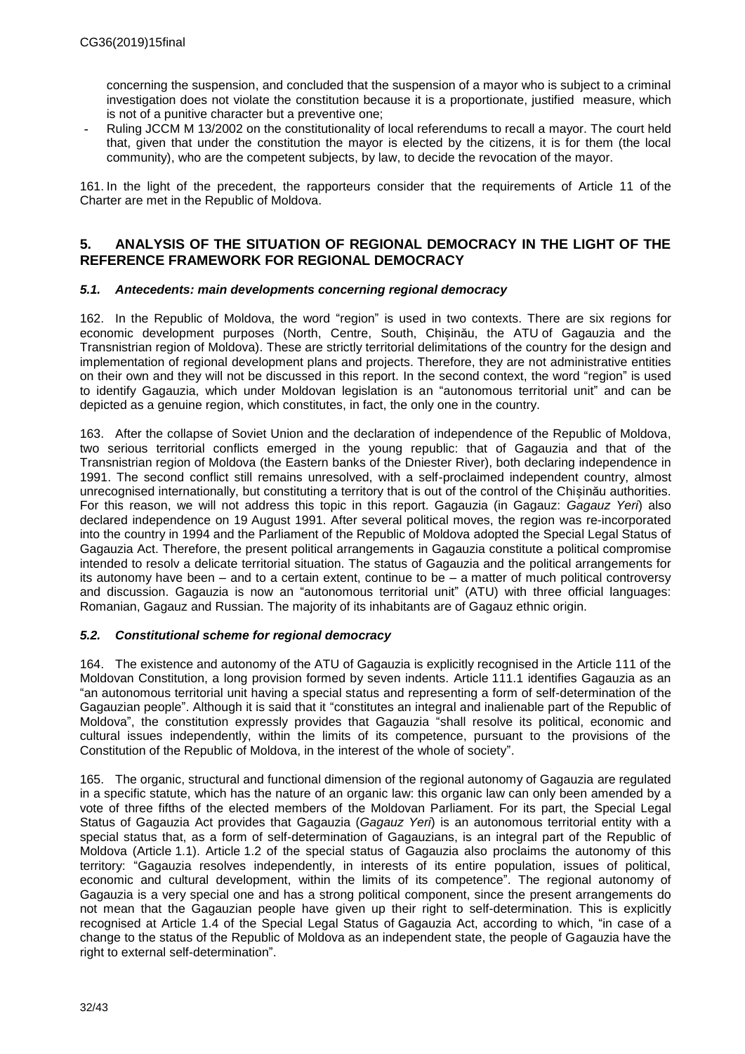concerning the suspension, and concluded that the suspension of a mayor who is subject to a criminal investigation does not violate the constitution because it is a proportionate, justified measure, which is not of a punitive character but a preventive one;

- Ruling JCCM M 13/2002 on the constitutionality of local referendums to recall a mayor. The court held that, given that under the constitution the mayor is elected by the citizens, it is for them (the local community), who are the competent subjects, by law, to decide the revocation of the mayor.

161. In the light of the precedent, the rapporteurs consider that the requirements of Article 11 of the Charter are met in the Republic of Moldova.

## 5. ANALYSIS OF THE SITUATION OF REGIONAL DEMOCRACY IN THE LIGHT OF THE REFERENCE FRAMEWORK FOR REGIONAL DEMOCRACY

### *5.1. Antecedents: main developments concerning regional democracy*

162. In the Republic of Moldova, the word "region" is used in two contexts. There are six regions for economic development purposes (North, Centre, South, Chișinău, the ATU of Gagauzia and the Transnistrian region of Moldova). These are strictly territorial delimitations of the country for the design and implementation of regional development plans and projects. Therefore, they are not administrative entities on their own and they will not be discussed in this report. In the second context, the word "region" is used to identify Gagauzia, which under Moldovan legislation is an "autonomous territorial unit" and can be depicted as a genuine region, which constitutes, in fact, the only one in the country.

163. After the collapse of Soviet Union and the declaration of independence of the Republic of Moldova, two serious territorial conflicts emerged in the young republic: that of Gagauzia and that of the Transnistrian region of Moldova (the Eastern banks of the Dniester River), both declaring independence in 1991. The second conflict still remains unresolved, with a self-proclaimed independent country, almost unrecognised internationally, but constituting a territory that is out of the control of the Chișinău authorities. For this reason, we will not address this topic in this report. Gagauzia (in Gagauz: *Gagauz Yeri*) also declared independence on 19 August 1991. After several political moves, the region was re-incorporated into the country in 1994 and the Parliament of the Republic of Moldova adopted the Special Legal Status of Gagauzia Act. Therefore, the present political arrangements in Gagauzia constitute a political compromise intended to resolv a delicate territorial situation. The status of Gagauzia and the political arrangements for its autonomy have been – and to a certain extent, continue to be – a matter of much political controversy and discussion. Gagauzia is now an "autonomous territorial unit" (ATU) with three official languages: Romanian, Gagauz and Russian. The majority of its inhabitants are of Gagauz ethnic origin.

### *5.2. Constitutional scheme for regional democracy*

164. The existence and autonomy of the ATU of Gagauzia is explicitly recognised in the Article 111 of the Moldovan Constitution, a long provision formed by seven indents. Article 111.1 identifies Gagauzia as an "an autonomous territorial unit having a special status and representing a form of self-determination of the Gagauzian people". Although it is said that it "constitutes an integral and inalienable part of the Republic of Moldova", the constitution expressly provides that Gagauzia "shall resolve its political, economic and cultural issues independently, within the limits of its competence, pursuant to the provisions of the Constitution of the Republic of Moldova, in the interest of the whole of society".

165. The organic, structural and functional dimension of the regional autonomy of Gagauzia are regulated in a specific statute, which has the nature of an organic law: this organic law can only been amended by a vote of three fifths of the elected members of the Moldovan Parliament. For its part, the Special Legal Status of Gagauzia Act provides that Gagauzia (*Gagauz Yeri*) is an autonomous territorial entity with a special status that, as a form of self-determination of Gagauzians, is an integral part of the Republic of Moldova (Article 1.1). Article 1.2 of the special status of Gagauzia also proclaims the autonomy of this territory: "Gagauzia resolves independently, in interests of its entire population, issues of political, economic and cultural development, within the limits of its competence". The regional autonomy of Gagauzia is a very special one and has a strong political component, since the present arrangements do not mean that the Gagauzian people have given up their right to self-determination. This is explicitly recognised at Article 1.4 of the Special Legal Status of Gagauzia Act, according to which, "in case of a change to the status of the Republic of Moldova as an independent state, the people of Gagauzia have the right to external self-determination".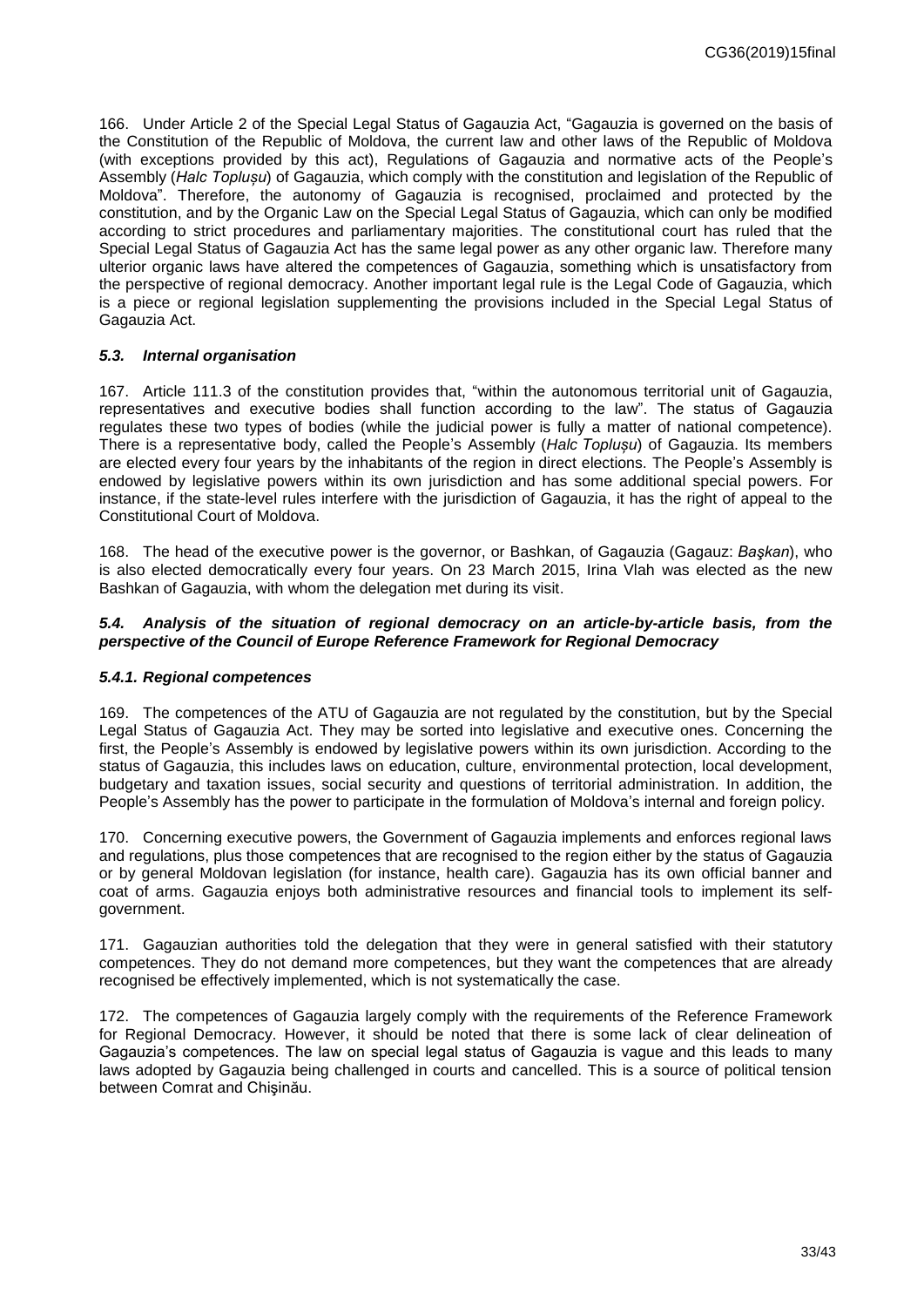166. Under Article 2 of the Special Legal Status of Gagauzia Act, "Gagauzia is governed on the basis of the Constitution of the Republic of Moldova, the current law and other laws of the Republic of Moldova (with exceptions provided by this act), Regulations of Gagauzia and normative acts of the People's Assembly (*Halc Toplușu*) of Gagauzia, which comply with the constitution and legislation of the Republic of Moldova". Therefore, the autonomy of Gagauzia is recognised, proclaimed and protected by the constitution, and by the Organic Law on the Special Legal Status of Gagauzia, which can only be modified according to strict procedures and parliamentary majorities. The constitutional court has ruled that the Special Legal Status of Gagauzia Act has the same legal power as any other organic law. Therefore many ulterior organic laws have altered the competences of Gagauzia, something which is unsatisfactory from the perspective of regional democracy. Another important legal rule is the Legal Code of Gagauzia, which is a piece or regional legislation supplementing the provisions included in the Special Legal Status of Gagauzia Act.

### *5.3. Internal organisation*

167. Article 111.3 of the constitution provides that, "within the autonomous territorial unit of Gagauzia, representatives and executive bodies shall function according to the law". The status of Gagauzia regulates these two types of bodies (while the judicial power is fully a matter of national competence). There is a representative body, called the People's Assembly (*Halc Toplușu*) of Gagauzia. Its members are elected every four years by the inhabitants of the region in direct elections. The People's Assembly is endowed by legislative powers within its own jurisdiction and has some additional special powers. For instance, if the state-level rules interfere with the jurisdiction of Gagauzia, it has the right of appeal to the Constitutional Court of Moldova.

168. The head of the executive power is the governor, or Bashkan, of Gagauzia (Gagauz: *Başkan*), who is also elected democratically every four years. On 23 March 2015, Irina Vlah was elected as the new Bashkan of Gagauzia, with whom the delegation met during its visit.

### *5.4. Analysis of the situation of regional democracy on an article-by-article basis, from the perspective of the Council of Europe Reference Framework for Regional Democracy*

#### *5.4.1. Regional competences*

169. The competences of the ATU of Gagauzia are not regulated by the constitution, but by the Special Legal Status of Gagauzia Act. They may be sorted into legislative and executive ones. Concerning the first, the People's Assembly is endowed by legislative powers within its own jurisdiction. According to the status of Gagauzia, this includes laws on education, culture, environmental protection, local development, budgetary and taxation issues, social security and questions of territorial administration. In addition, the People's Assembly has the power to participate in the formulation of Moldova's internal and foreign policy.

170. Concerning executive powers, the Government of Gagauzia implements and enforces regional laws and regulations, plus those competences that are recognised to the region either by the status of Gagauzia or by general Moldovan legislation (for instance, health care). Gagauzia has its own official banner and coat of arms. Gagauzia enjoys both administrative resources and financial tools to implement its self-government.

171. Gagauzian authorities told the delegation that they were in general satisfied with their statutory competences. They do not demand more competences, but they want the competences that are already recognised be effectively implemented, which is not systematically the case.

172. The competences of Gagauzia largely comply with the requirements of the Reference Framework for Regional Democracy. However, it should be noted that there is some lack of clear delineation of Gagauzia's competences. The law on special legal status of Gagauzia is vague and this leads to many laws adopted by Gagauzia being challenged in courts and cancelled. This is a source of political tension between Comrat and Chişinău.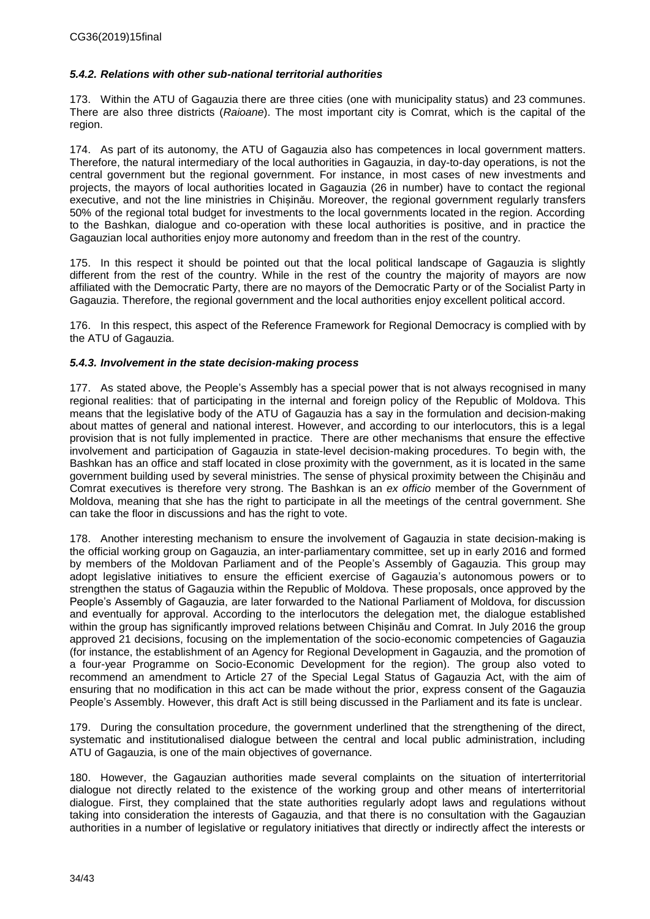#### *5.4.2. Relations with other sub-national territorial authorities*

173. Within the ATU of Gagauzia there are three cities (one with municipality status) and 23 communes. There are also three districts (*Raioane*). The most important city is Comrat, which is the capital of the region.

174. As part of its autonomy, the ATU of Gagauzia also has competences in local government matters. Therefore, the natural intermediary of the local authorities in Gagauzia, in day-to-day operations, is not the central government but the regional government. For instance, in most cases of new investments and projects, the mayors of local authorities located in Gagauzia (26 in number) have to contact the regional executive, and not the line ministries in Chișinău. Moreover, the regional government regularly transfers 50% of the regional total budget for investments to the local governments located in the region. According to the Bashkan, dialogue and co-operation with these local authorities is positive, and in practice the Gagauzian local authorities enjoy more autonomy and freedom than in the rest of the country.

175. In this respect it should be pointed out that the local political landscape of Gagauzia is slightly different from the rest of the country. While in the rest of the country the majority of mayors are now affiliated with the Democratic Party, there are no mayors of the Democratic Party or of the Socialist Party in Gagauzia. Therefore, the regional government and the local authorities enjoy excellent political accord.

176. In this respect, this aspect of the Reference Framework for Regional Democracy is complied with by the ATU of Gagauzia.

#### *5.4.3. Involvement in the state decision-making process*

177. As stated above*,* the People's Assembly has a special power that is not always recognised in many regional realities: that of participating in the internal and foreign policy of the Republic of Moldova. This means that the legislative body of the ATU of Gagauzia has a say in the formulation and decision-making about mattes of general and national interest. However, and according to our interlocutors, this is a legal provision that is not fully implemented in practice. There are other mechanisms that ensure the effective involvement and participation of Gagauzia in state-level decision-making procedures. To begin with, the Bashkan has an office and staff located in close proximity with the government, as it is located in the same government building used by several ministries. The sense of physical proximity between the Chișinău and Comrat executives is therefore very strong. The Bashkan is an *ex officio* member of the Government of Moldova, meaning that she has the right to participate in all the meetings of the central government. She can take the floor in discussions and has the right to vote.

178. Another interesting mechanism to ensure the involvement of Gagauzia in state decision-making is the official working group on Gagauzia, an inter-parliamentary committee, set up in early 2016 and formed by members of the Moldovan Parliament and of the People's Assembly of Gagauzia. This group may adopt legislative initiatives to ensure the efficient exercise of Gagauzia's autonomous powers or to strengthen the status of Gagauzia within the Republic of Moldova. These proposals, once approved by the People's Assembly of Gagauzia, are later forwarded to the National Parliament of Moldova, for discussion and eventually for approval. According to the interlocutors the delegation met, the dialogue established within the group has significantly improved relations between Chișinău and Comrat. In July 2016 the group approved 21 decisions, focusing on the implementation of the socio-economic competencies of Gagauzia (for instance, the establishment of an Agency for Regional Development in Gagauzia, and the promotion of a four-year Programme on Socio-Economic Development for the region). The group also voted to recommend an amendment to Article 27 of the Special Legal Status of Gagauzia Act, with the aim of ensuring that no modification in this act can be made without the prior, express consent of the Gagauzia People's Assembly. However, this draft Act is still being discussed in the Parliament and its fate is unclear.

179. During the consultation procedure, the government underlined that the strengthening of the direct, systematic and institutionalised dialogue between the central and local public administration, including ATU of Gagauzia, is one of the main objectives of governance.

180. However, the Gagauzian authorities made several complaints on the situation of interterritorial dialogue not directly related to the existence of the working group and other means of interterritorial dialogue. First, they complained that the state authorities regularly adopt laws and regulations without taking into consideration the interests of Gagauzia, and that there is no consultation with the Gagauzian authorities in a number of legislative or regulatory initiatives that directly or indirectly affect the interests or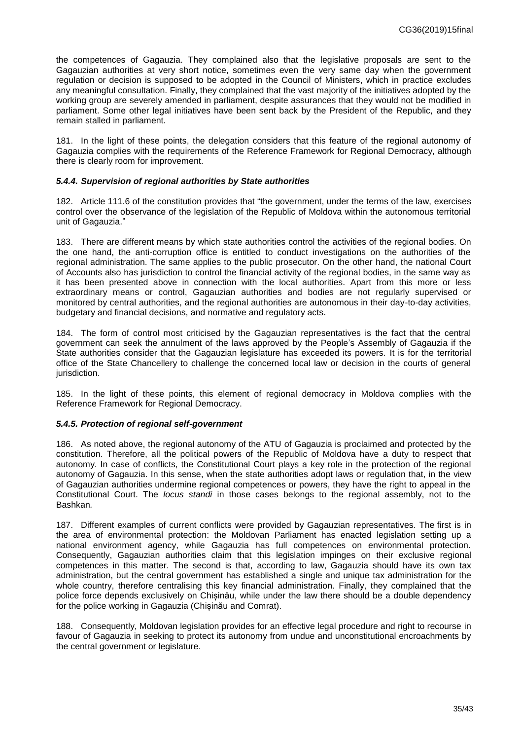the competences of Gagauzia. They complained also that the legislative proposals are sent to the Gagauzian authorities at very short notice, sometimes even the very same day when the government regulation or decision is supposed to be adopted in the Council of Ministers, which in practice excludes any meaningful consultation. Finally, they complained that the vast majority of the initiatives adopted by the working group are severely amended in parliament, despite assurances that they would not be modified in parliament. Some other legal initiatives have been sent back by the President of the Republic, and they remain stalled in parliament.

181. In the light of these points, the delegation considers that this feature of the regional autonomy of Gagauzia complies with the requirements of the Reference Framework for Regional Democracy, although there is clearly room for improvement.

#### *5.4.4. Supervision of regional authorities by State authorities*

182. Article 111.6 of the constitution provides that "the government, under the terms of the law, exercises control over the observance of the legislation of the Republic of Moldova within the autonomous territorial unit of Gagauzia."

183. There are different means by which state authorities control the activities of the regional bodies. On the one hand, the anti-corruption office is entitled to conduct investigations on the authorities of the regional administration. The same applies to the public prosecutor. On the other hand, the national Court of Accounts also has jurisdiction to control the financial activity of the regional bodies, in the same way as it has been presented above in connection with the local authorities. Apart from this more or less extraordinary means or control, Gagauzian authorities and bodies are not regularly supervised or monitored by central authorities, and the regional authorities are autonomous in their day-to-day activities, budgetary and financial decisions, and normative and regulatory acts.

184. The form of control most criticised by the Gagauzian representatives is the fact that the central government can seek the annulment of the laws approved by the People's Assembly of Gagauzia if the State authorities consider that the Gagauzian legislature has exceeded its powers. It is for the territorial office of the State Chancellery to challenge the concerned local law or decision in the courts of general jurisdiction.

185. In the light of these points, this element of regional democracy in Moldova complies with the Reference Framework for Regional Democracy.

#### *5.4.5. Protection of regional self-government*

186. As noted above, the regional autonomy of the ATU of Gagauzia is proclaimed and protected by the constitution. Therefore, all the political powers of the Republic of Moldova have a duty to respect that autonomy. In case of conflicts, the Constitutional Court plays a key role in the protection of the regional autonomy of Gagauzia. In this sense, when the state authorities adopt laws or regulation that, in the view of Gagauzian authorities undermine regional competences or powers, they have the right to appeal in the Constitutional Court. The *locus standi* in those cases belongs to the regional assembly, not to the Bashkan*.*

187. Different examples of current conflicts were provided by Gagauzian representatives. The first is in the area of environmental protection: the Moldovan Parliament has enacted legislation setting up a national environment agency, while Gagauzia has full competences on environmental protection. Consequently, Gagauzian authorities claim that this legislation impinges on their exclusive regional competences in this matter. The second is that, according to law, Gagauzia should have its own tax administration, but the central government has established a single and unique tax administration for the whole country, therefore centralising this key financial administration. Finally, they complained that the police force depends exclusively on Chișinău, while under the law there should be a double dependency for the police working in Gagauzia (Chișinău and Comrat).

188. Consequently, Moldovan legislation provides for an effective legal procedure and right to recourse in favour of Gagauzia in seeking to protect its autonomy from undue and unconstitutional encroachments by the central government or legislature.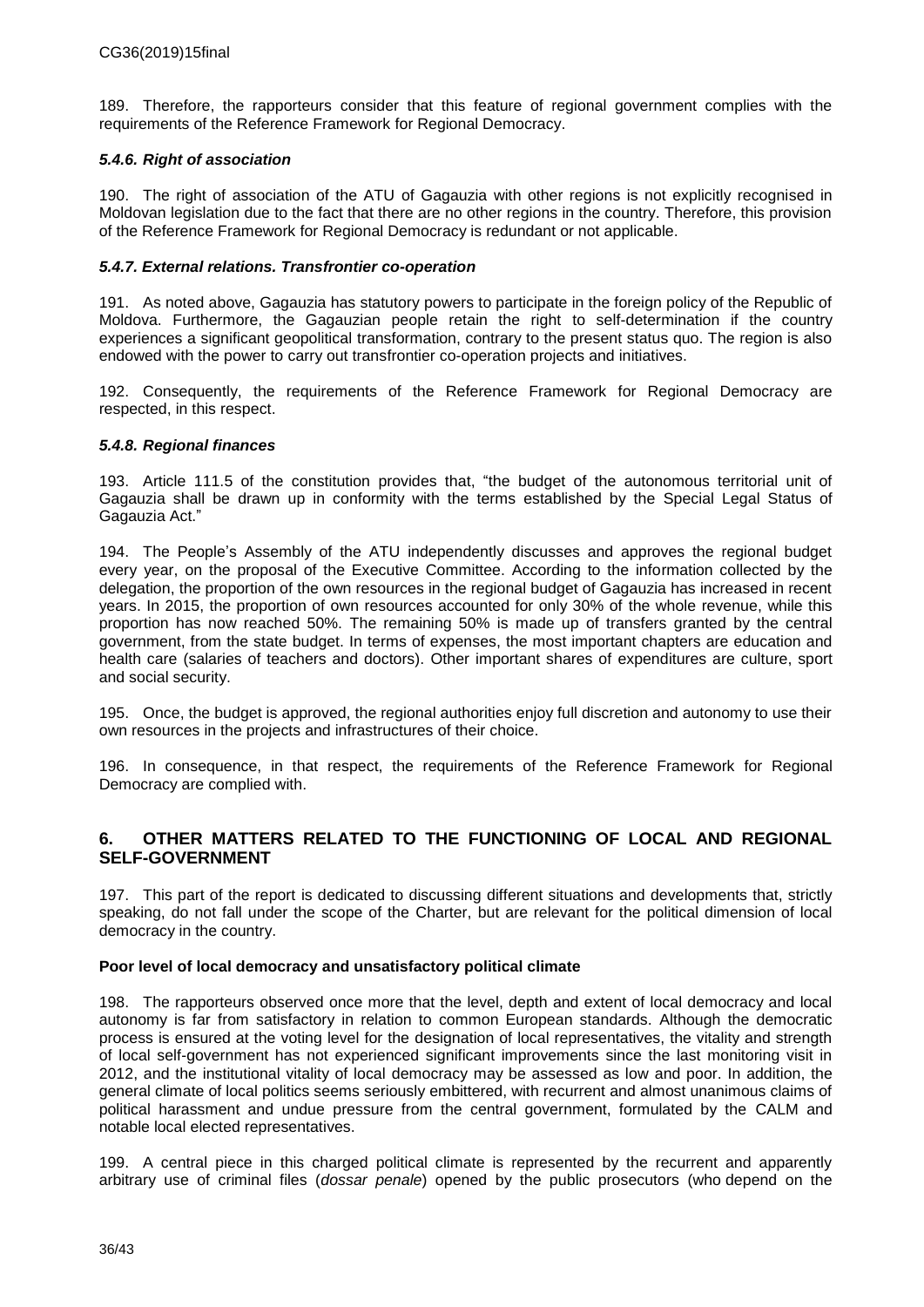189. Therefore, the rapporteurs consider that this feature of regional government complies with the requirements of the Reference Framework for Regional Democracy.

#### *5.4.6. Right of association*

190. The right of association of the ATU of Gagauzia with other regions is not explicitly recognised in Moldovan legislation due to the fact that there are no other regions in the country. Therefore, this provision of the Reference Framework for Regional Democracy is redundant or not applicable.

#### *5.4.7. External relations. Transfrontier co-operation*

191. As noted above, Gagauzia has statutory powers to participate in the foreign policy of the Republic of Moldova. Furthermore, the Gagauzian people retain the right to self-determination if the country experiences a significant geopolitical transformation, contrary to the present status quo. The region is also endowed with the power to carry out transfrontier co-operation projects and initiatives.

192. Consequently, the requirements of the Reference Framework for Regional Democracy are respected, in this respect.

#### *5.4.8. Regional finances*

193. Article 111.5 of the constitution provides that, "the budget of the autonomous territorial unit of Gagauzia shall be drawn up in conformity with the terms established by the Special Legal Status of Gagauzia Act."

194. The People's Assembly of the ATU independently discusses and approves the regional budget every year, on the proposal of the Executive Committee. According to the information collected by the delegation, the proportion of the own resources in the regional budget of Gagauzia has increased in recent years. In 2015, the proportion of own resources accounted for only 30% of the whole revenue, while this proportion has now reached 50%. The remaining 50% is made up of transfers granted by the central government, from the state budget. In terms of expenses, the most important chapters are education and health care (salaries of teachers and doctors). Other important shares of expenditures are culture, sport and social security.

195. Once, the budget is approved, the regional authorities enjoy full discretion and autonomy to use their own resources in the projects and infrastructures of their choice.

196. In consequence, in that respect, the requirements of the Reference Framework for Regional Democracy are complied with.

## 6. OTHER MATTERS RELATED TO THE FUNCTIONING OF LOCAL AND REGIONAL SELF-GOVERNMENT

197. This part of the report is dedicated to discussing different situations and developments that, strictly speaking, do not fall under the scope of the Charter, but are relevant for the political dimension of local democracy in the country.

#### Poor level of local democracy and unsatisfactory political climate

198. The rapporteurs observed once more that the level, depth and extent of local democracy and local autonomy is far from satisfactory in relation to common European standards. Although the democratic process is ensured at the voting level for the designation of local representatives, the vitality and strength of local self-government has not experienced significant improvements since the last monitoring visit in 2012, and the institutional vitality of local democracy may be assessed as low and poor. In addition, the general climate of local politics seems seriously embittered, with recurrent and almost unanimous claims of political harassment and undue pressure from the central government, formulated by the CALM and notable local elected representatives.

199. A central piece in this charged political climate is represented by the recurrent and apparently arbitrary use of criminal files (*dossar penale*) opened by the public prosecutors (who depend on the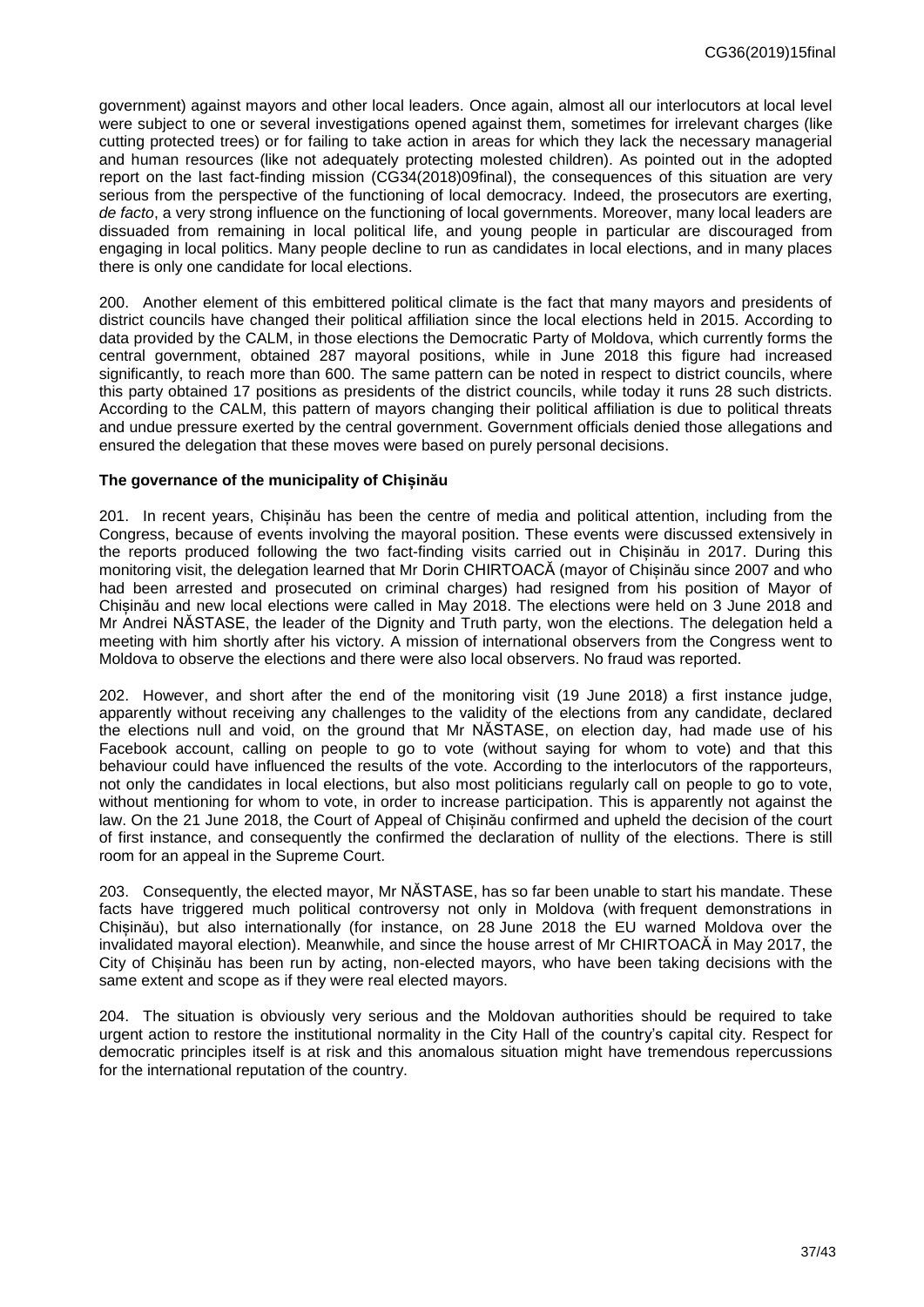government) against mayors and other local leaders. Once again, almost all our interlocutors at local level were subject to one or several investigations opened against them, sometimes for irrelevant charges (like cutting protected trees) or for failing to take action in areas for which they lack the necessary managerial and human resources (like not adequately protecting molested children). As pointed out in the adopted report on the last fact-finding mission (CG34(2018)09final), the consequences of this situation are very serious from the perspective of the functioning of local democracy. Indeed, the prosecutors are exerting, *de facto*, a very strong influence on the functioning of local governments. Moreover, many local leaders are dissuaded from remaining in local political life, and young people in particular are discouraged from engaging in local politics. Many people decline to run as candidates in local elections, and in many places there is only one candidate for local elections.

200. Another element of this embittered political climate is the fact that many mayors and presidents of district councils have changed their political affiliation since the local elections held in 2015. According to data provided by the CALM, in those elections the Democratic Party of Moldova, which currently forms the central government, obtained 287 mayoral positions, while in June 2018 this figure had increased significantly, to reach more than 600. The same pattern can be noted in respect to district councils, where this party obtained 17 positions as presidents of the district councils, while today it runs 28 such districts. According to the CALM, this pattern of mayors changing their political affiliation is due to political threats and undue pressure exerted by the central government. Government officials denied those allegations and ensured the delegation that these moves were based on purely personal decisions.

**The governance of the municipality of Chișinău**

201. In recent years, Chișinău has been the centre of media and political attention, including from the Congress, because of events involving the mayoral position. These events were discussed extensively in the reports produced following the two fact-finding visits carried out in Chișinău in 2017. During this monitoring visit, the delegation learned that Mr Dorin CHIRTOACĂ (mayor of Chișinău since 2007 and who had been arrested and prosecuted on criminal charges) had resigned from his position of Mayor of Chișinău and new local elections were called in May 2018. The elections were held on 3 June 2018 and Mr Andrei NĂSTASE, the leader of the Dignity and Truth party, won the elections. The delegation held a meeting with him shortly after his victory. A mission of international observers from the Congress went to Moldova to observe the elections and there were also local observers. No fraud was reported.

202. However, and short after the end of the monitoring visit (19 June 2018) a first instance judge, apparently without receiving any challenges to the validity of the elections from any candidate, declared the elections null and void, on the ground that Mr NĂSTASE, on election day, had made use of his Facebook account, calling on people to go to vote (without saying for whom to vote) and that this behaviour could have influenced the results of the vote. According to the interlocutors of the rapporteurs, not only the candidates in local elections, but also most politicians regularly call on people to go to vote, without mentioning for whom to vote, in order to increase participation. This is apparently not against the law. On the 21 June 2018, the Court of Appeal of Chișinău confirmed and upheld the decision of the court of first instance, and consequently the confirmed the declaration of nullity of the elections. There is still room for an appeal in the Supreme Court.

203. Consequently, the elected mayor, Mr NĂSTASE, has so far been unable to start his mandate. These facts have triggered much political controversy not only in Moldova (with frequent demonstrations in Chișinău), but also internationally (for instance, on 28 June 2018 the EU warned Moldova over the invalidated mayoral election). Meanwhile, and since the house arrest of Mr CHIRTOACĂ in May 2017, the City of Chișinău has been run by acting, non-elected mayors, who have been taking decisions with the same extent and scope as if they were real elected mayors.

204. The situation is obviously very serious and the Moldovan authorities should be required to take urgent action to restore the institutional normality in the City Hall of the country's capital city. Respect for democratic principles itself is at risk and this anomalous situation might have tremendous repercussions for the international reputation of the country.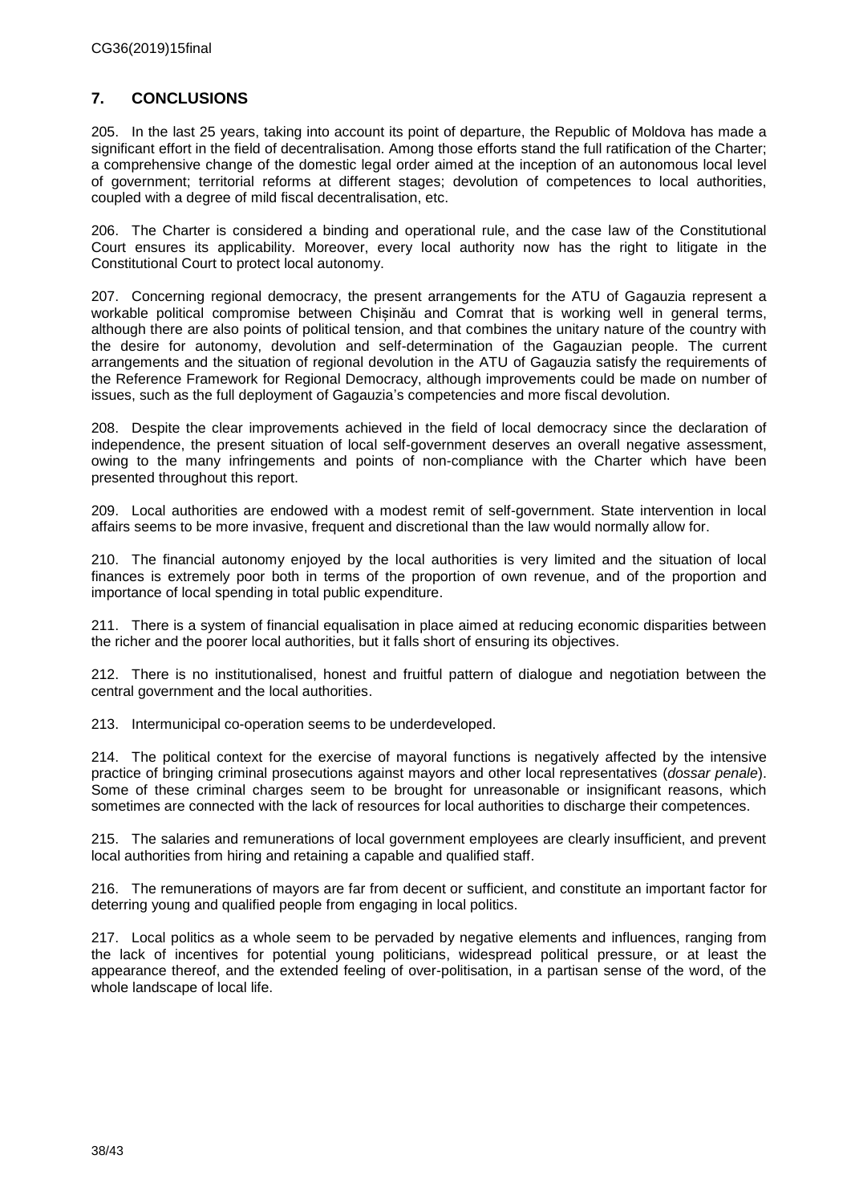## 7. CONCLUSIONS

205. In the last 25 years, taking into account its point of departure, the Republic of Moldova has made a significant effort in the field of decentralisation. Among those efforts stand the full ratification of the Charter; a comprehensive change of the domestic legal order aimed at the inception of an autonomous local level of government; territorial reforms at different stages; devolution of competences to local authorities, coupled with a degree of mild fiscal decentralisation, etc.

206. The Charter is considered a binding and operational rule, and the case law of the Constitutional Court ensures its applicability. Moreover, every local authority now has the right to litigate in the Constitutional Court to protect local autonomy.

207. Concerning regional democracy, the present arrangements for the ATU of Gagauzia represent a workable political compromise between Chișinău and Comrat that is working well in general terms, although there are also points of political tension, and that combines the unitary nature of the country with the desire for autonomy, devolution and self-determination of the Gagauzian people. The current arrangements and the situation of regional devolution in the ATU of Gagauzia satisfy the requirements of the Reference Framework for Regional Democracy, although improvements could be made on number of issues, such as the full deployment of Gagauzia's competencies and more fiscal devolution.

208. Despite the clear improvements achieved in the field of local democracy since the declaration of independence, the present situation of local self-government deserves an overall negative assessment, owing to the many infringements and points of non-compliance with the Charter which have been presented throughout this report.

209. Local authorities are endowed with a modest remit of self-government. State intervention in local affairs seems to be more invasive, frequent and discretional than the law would normally allow for.

210. The financial autonomy enjoyed by the local authorities is very limited and the situation of local finances is extremely poor both in terms of the proportion of own revenue, and of the proportion and importance of local spending in total public expenditure.

211. There is a system of financial equalisation in place aimed at reducing economic disparities between the richer and the poorer local authorities, but it falls short of ensuring its objectives.

212. There is no institutionalised, honest and fruitful pattern of dialogue and negotiation between the central government and the local authorities.

213. Intermunicipal co-operation seems to be underdeveloped.

214. The political context for the exercise of mayoral functions is negatively affected by the intensive practice of bringing criminal prosecutions against mayors and other local representatives (*dossar penale*). Some of these criminal charges seem to be brought for unreasonable or insignificant reasons, which sometimes are connected with the lack of resources for local authorities to discharge their competences.

215. The salaries and remunerations of local government employees are clearly insufficient, and prevent local authorities from hiring and retaining a capable and qualified staff.

216. The remunerations of mayors are far from decent or sufficient, and constitute an important factor for deterring young and qualified people from engaging in local politics.

217. Local politics as a whole seem to be pervaded by negative elements and influences, ranging from the lack of incentives for potential young politicians, widespread political pressure, or at least the appearance thereof, and the extended feeling of over-politisation, in a partisan sense of the word, of the whole landscape of local life.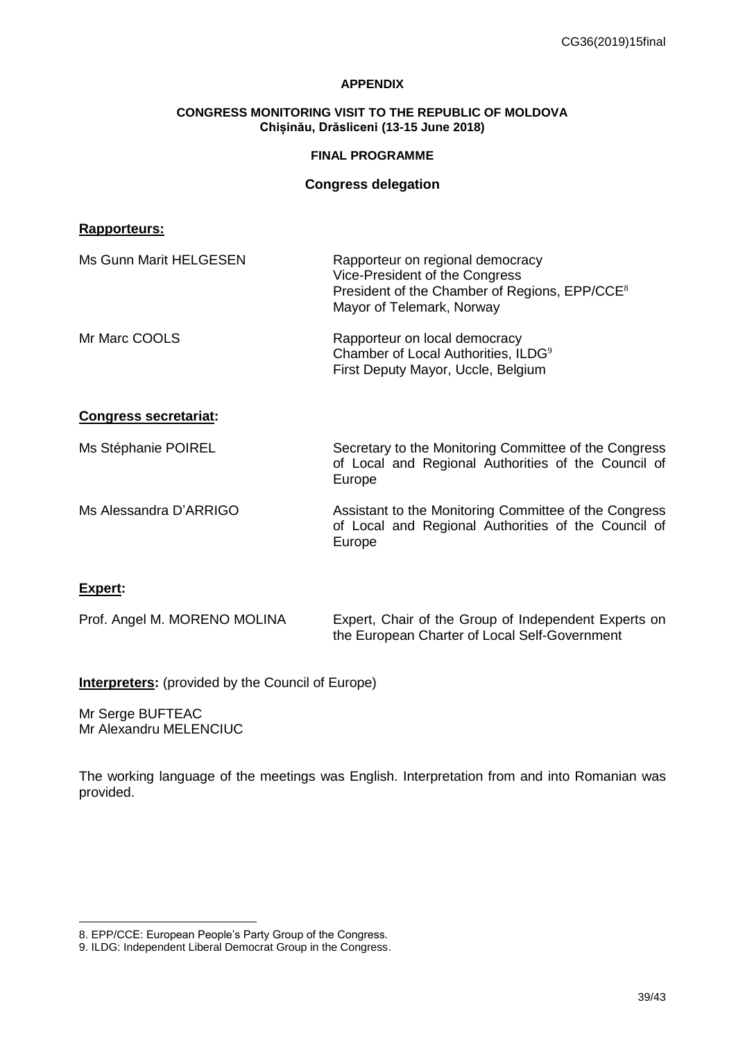**APPENDIX**

**CONGRESS MONITORING VISIT TO THE REPUBLIC OF MOLDOVA**
**Chișinău, Drăsliceni (13-15 June 2018)**

**FINAL PROGRAMME**

**Congress delegation**

**Rapporteurs:**

| | |
|---|---|
| Ms Gunn Marit HELGESEN | Rapporteur on regional democracy<br>Vice-President of the Congress<br>President of the Chamber of Regions, EPP/CCE[8]<br>Mayor of Telemark, Norway |
| Mr Marc COOLS | Rapporteur on local democracy<br>Chamber of Local Authorities, ILDG[9]<br>First Deputy Mayor, Uccle, Belgium |

**Congress secretariat:**

| | |
|---|---|
| Ms Stéphanie POIREL | Secretary to the Monitoring Committee of the Congress of Local and Regional Authorities of the Council of Europe |
| Ms Alessandra D'ARRIGO | Assistant to the Monitoring Committee of the Congress of Local and Regional Authorities of the Council of Europe |

**Expert:**

| | |
|---|---|
| Prof. Angel M. MORENO MOLINA | Expert, Chair of the Group of Independent Experts on the European Charter of Local Self-Government |

**Interpreters:** (provided by the Council of Europe)

Mr Serge BUFTEAC
Mr Alexandru MELENCIUC

The working language of the meetings was English. Interpretation from and into Romanian was provided.

8. EPP/CCE: European People's Party Group of the Congress.
9. ILDG: Independent Liberal Democrat Group in the Congress.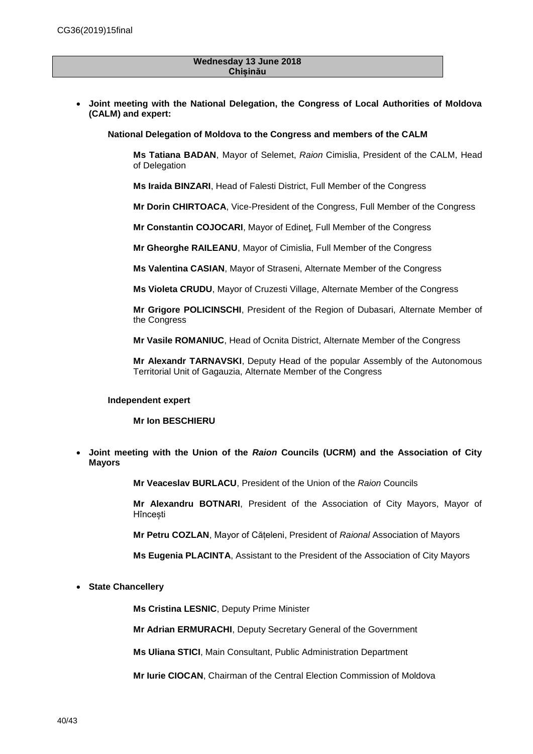**Wednesday 13 June 2018**
**Chișinău**

- **Joint meeting with the National Delegation, the Congress of Local Authorities of Moldova (CALM) and expert:**

  **National Delegation of Moldova to the Congress and members of the CALM**

  **Ms Tatiana BADAN**, Mayor of Selemet, *Raion* Cimislia, President of the CALM, Head of Delegation

  **Ms Iraida BINZARI**, Head of Falesti District, Full Member of the Congress

  **Mr Dorin CHIRTOACA**, Vice-President of the Congress, Full Member of the Congress

  **Mr Constantin COJOCARI**, Mayor of Edineţ, Full Member of the Congress

  **Mr Gheorghe RAILEANU**, Mayor of Cimislia, Full Member of the Congress

  **Ms Valentina CASIAN**, Mayor of Straseni, Alternate Member of the Congress

  **Ms Violeta CRUDU**, Mayor of Cruzesti Village, Alternate Member of the Congress

  **Mr Grigore POLICINSCHI**, President of the Region of Dubasari, Alternate Member of the Congress

  **Mr Vasile ROMANIUC**, Head of Ocnita District, Alternate Member of the Congress

  **Mr Alexandr TARNAVSKI**, Deputy Head of the popular Assembly of the Autonomous Territorial Unit of Gagauzia, Alternate Member of the Congress

  **Independent expert**

  **Mr Ion BESCHIERU**

- **Joint meeting with the Union of the *Raion* Councils (UCRM) and the Association of City Mayors**

  **Mr Veaceslav BURLACU**, President of the Union of the *Raion* Councils

  **Mr Alexandru BOTNARI**, President of the Association of City Mayors, Mayor of Hîncești

  **Mr Petru COZLAN**, Mayor of Cățeleni, President of *Raional* Association of Mayors

  **Ms Eugenia PLACINTA**, Assistant to the President of the Association of City Mayors

- **State Chancellery**

  **Ms Cristina LESNIC**, Deputy Prime Minister

  **Mr Adrian ERMURACHI**, Deputy Secretary General of the Government

  **Ms Uliana STICI**, Main Consultant, Public Administration Department

  **Mr Iurie CIOCAN**, Chairman of the Central Election Commission of Moldova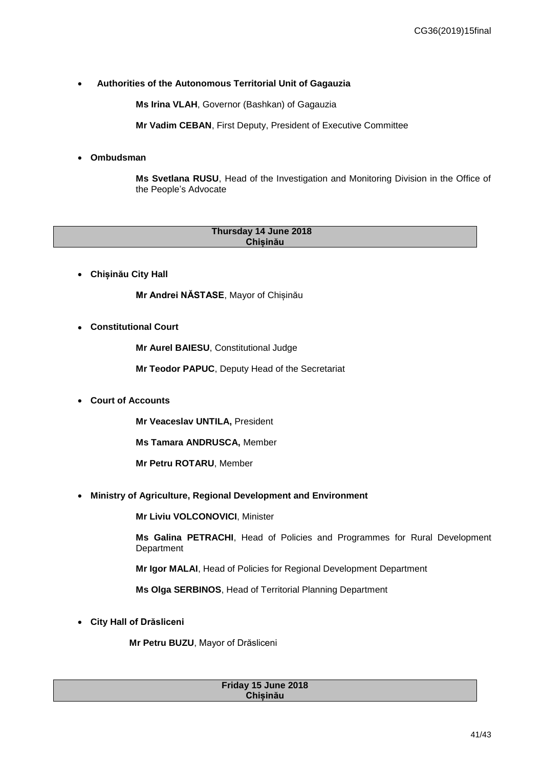- **Authorities of the Autonomous Territorial Unit of Gagauzia**

  **Ms Irina VLAH**, Governor (Bashkan) of Gagauzia

  **Mr Vadim CEBAN**, First Deputy, President of Executive Committee

- **Ombudsman**

  **Ms Svetlana RUSU**, Head of the Investigation and Monitoring Division in the Office of the People's Advocate

| **Thursday 14 June 2018**<br>**Chișinău** |
|---|

- **Chișinău City Hall**

  **Mr Andrei NĂSTASE**, Mayor of Chișinău

- **Constitutional Court**

  **Mr Aurel BAIESU**, Constitutional Judge

  **Mr Teodor PAPUC**, Deputy Head of the Secretariat

- **Court of Accounts**

  **Mr Veaceslav UNTILA,** President

  **Ms Tamara ANDRUSCA,** Member

  **Mr Petru ROTARU**, Member

- **Ministry of Agriculture, Regional Development and Environment**

  **Mr Liviu VOLCONOVICI**, Minister

  **Ms Galina PETRACHI**, Head of Policies and Programmes for Rural Development Department

  **Mr Igor MALAI**, Head of Policies for Regional Development Department

  **Ms Olga SERBINOS**, Head of Territorial Planning Department

- **City Hall of Drăsliceni**

  **Mr Petru BUZU**, Mayor of Drăsliceni

| **Friday 15 June 2018**<br>**Chișinău** |
|---|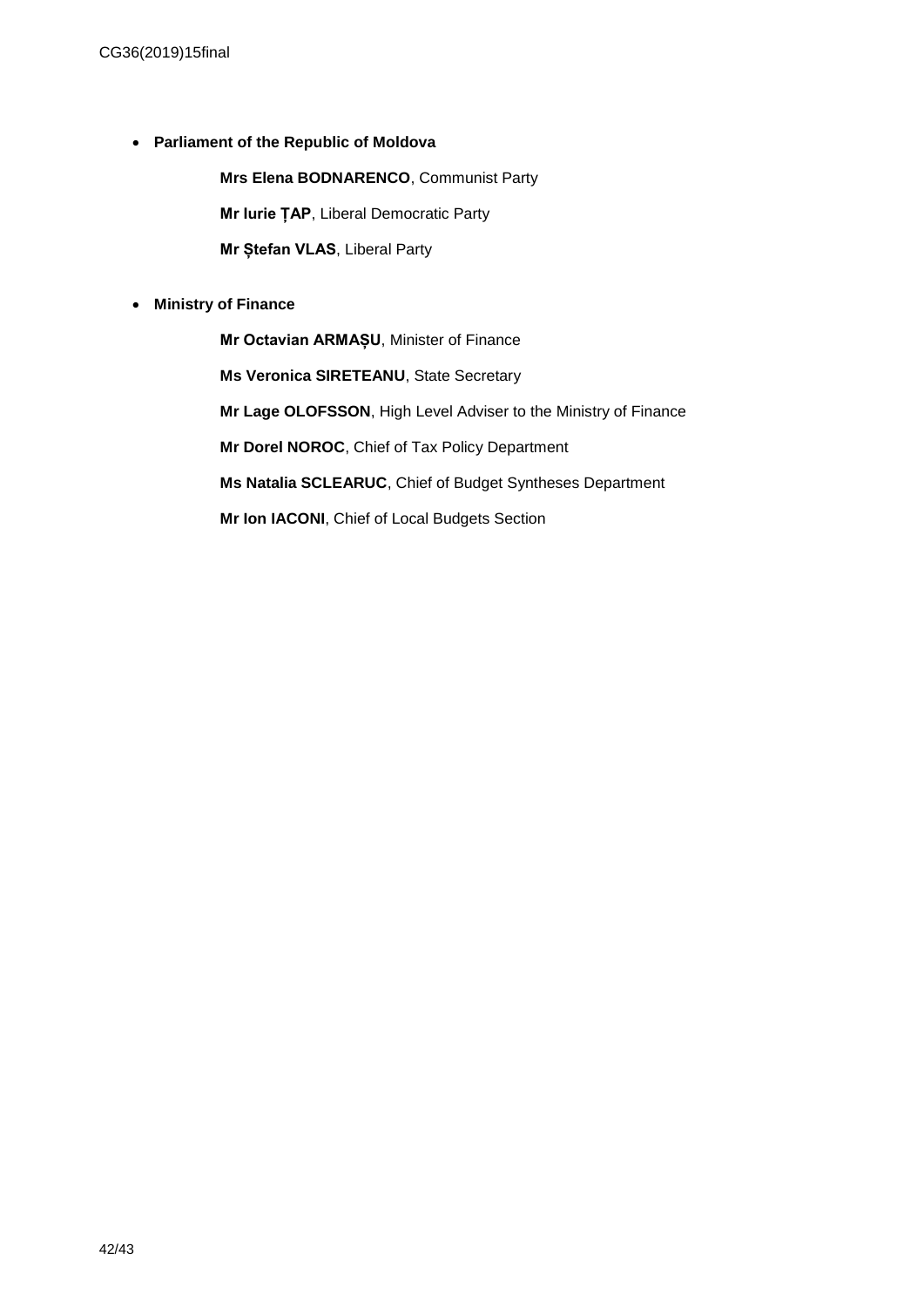- **Parliament of the Republic of Moldova**

  **Mrs Elena BODNARENCO**, Communist Party

  **Mr Iurie ȚAP**, Liberal Democratic Party

  **Mr Ștefan VLAS**, Liberal Party

- **Ministry of Finance**

  **Mr Octavian ARMAȘU**, Minister of Finance

  **Ms Veronica SIRETEANU**, State Secretary

  **Mr Lage OLOFSSON**, High Level Adviser to the Ministry of Finance

  **Mr Dorel NOROC**, Chief of Tax Policy Department

  **Ms Natalia SCLEARUC**, Chief of Budget Syntheses Department

  **Mr Ion IACONI**, Chief of Local Budgets Section